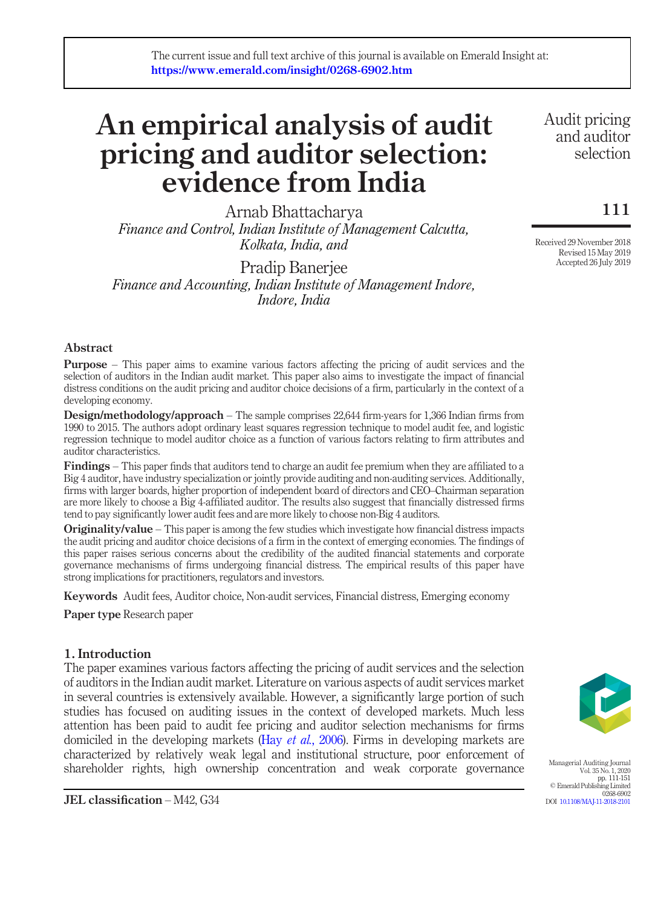The current issue and full text archive of this journal is available on Emerald Insight at: https://www.emerald.com/insight/0268-6902.htm

# An empirical analysis of audit pricing and auditor selection: evidence from India

Arnab Bhattacharya
*Finance and Control, Indian Institute of Management Calcutta, Kolkata, India, and*

Pradip Banerjee
*Finance and Accounting, Indian Institute of Management Indore, Indore, India*

Received 29 November 2018
Revised 15 May 2019
Accepted 26 July 2019

## Abstract

**Purpose** – This paper aims to examine various factors affecting the pricing of audit services and the selection of auditors in the Indian audit market. This paper also aims to investigate the impact of financial distress conditions on the audit pricing and auditor choice decisions of a firm, particularly in the context of a developing economy.

**Design/methodology/approach** – The sample comprises 22,644 firm-years for 1,366 Indian firms from 1990 to 2015. The authors adopt ordinary least squares regression technique to model audit fee, and logistic regression technique to model auditor choice as a function of various factors relating to firm attributes and auditor characteristics.

**Findings** – This paper finds that auditors tend to charge an audit fee premium when they are affiliated to a Big 4 auditor, have industry specialization or jointly provide auditing and non-auditing services. Additionally, firms with larger boards, higher proportion of independent board of directors and CEO–Chairman separation are more likely to choose a Big 4-affiliated auditor. The results also suggest that financially distressed firms tend to pay significantly lower audit fees and are more likely to choose non-Big 4 auditors.

**Originality/value** – This paper is among the few studies which investigate how financial distress impacts the audit pricing and auditor choice decisions of a firm in the context of emerging economies. The findings of this paper raises serious concerns about the credibility of the audited financial statements and corporate governance mechanisms of firms undergoing financial distress. The empirical results of this paper have strong implications for practitioners, regulators and investors.

**Keywords** Audit fees, Auditor choice, Non-audit services, Financial distress, Emerging economy

**Paper type** Research paper

## 1. Introduction

The paper examines various factors affecting the pricing of audit services and the selection of auditors in the Indian audit market. Literature on various aspects of audit services market in several countries is extensively available. However, a significantly large portion of such studies has focused on auditing issues in the context of developed markets. Much less attention has been paid to audit fee pricing and auditor selection mechanisms for firms domiciled in the developing markets (Hay *et al.*, 2006). Firms in developing markets are characterized by relatively weak legal and institutional structure, poor enforcement of shareholder rights, high ownership concentration and weak corporate governance

**JEL classification** – M42, G34

Managerial Auditing Journal
Vol. 35 No. 1, 2020
pp. 111-151
© Emerald Publishing Limited
0268-6902
DOI 10.1108/MAJ-11-2018-2101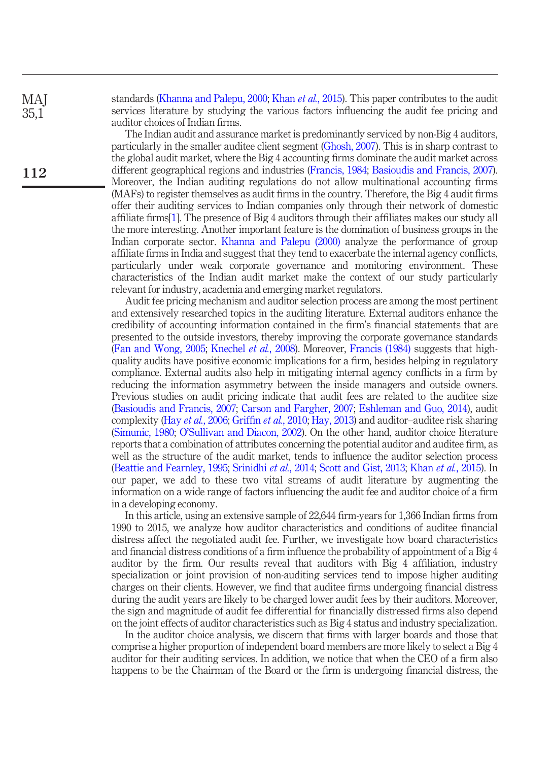standards (Khanna and Palepu, 2000; Khan *et al.*, 2015). This paper contributes to the audit services literature by studying the various factors influencing the audit fee pricing and auditor choices of Indian firms.

The Indian audit and assurance market is predominantly serviced by non-Big 4 auditors, particularly in the smaller auditee client segment (Ghosh, 2007). This is in sharp contrast to the global audit market, where the Big 4 accounting firms dominate the audit market across different geographical regions and industries (Francis, 1984; Basioudis and Francis, 2007). Moreover, the Indian auditing regulations do not allow multinational accounting firms (MAFs) to register themselves as audit firms in the country. Therefore, the Big 4 audit firms offer their auditing services to Indian companies only through their network of domestic affiliate firms[1]. The presence of Big 4 auditors through their affiliates makes our study all the more interesting. Another important feature is the domination of business groups in the Indian corporate sector. Khanna and Palepu (2000) analyze the performance of group affiliate firms in India and suggest that they tend to exacerbate the internal agency conflicts, particularly under weak corporate governance and monitoring environment. These characteristics of the Indian audit market make the context of our study particularly relevant for industry, academia and emerging market regulators.

Audit fee pricing mechanism and auditor selection process are among the most pertinent and extensively researched topics in the auditing literature. External auditors enhance the credibility of accounting information contained in the firm's financial statements that are presented to the outside investors, thereby improving the corporate governance standards (Fan and Wong, 2005; Knechel *et al.*, 2008). Moreover, Francis (1984) suggests that high-quality audits have positive economic implications for a firm, besides helping in regulatory compliance. External audits also help in mitigating internal agency conflicts in a firm by reducing the information asymmetry between the inside managers and outside owners. Previous studies on audit pricing indicate that audit fees are related to the auditee size (Basioudis and Francis, 2007; Carson and Fargher, 2007; Eshleman and Guo, 2014), audit complexity (Hay *et al.*, 2006; Griffin *et al.*, 2010; Hay, 2013) and auditor–auditee risk sharing (Simunic, 1980; O'Sullivan and Diacon, 2002). On the other hand, auditor choice literature reports that a combination of attributes concerning the potential auditor and auditee firm, as well as the structure of the audit market, tends to influence the auditor selection process (Beattie and Fearnley, 1995; Srinidhi *et al.*, 2014; Scott and Gist, 2013; Khan *et al.*, 2015). In our paper, we add to these two vital streams of audit literature by augmenting the information on a wide range of factors influencing the audit fee and auditor choice of a firm in a developing economy.

In this article, using an extensive sample of 22,644 firm-years for 1,366 Indian firms from 1990 to 2015, we analyze how auditor characteristics and conditions of auditee financial distress affect the negotiated audit fee. Further, we investigate how board characteristics and financial distress conditions of a firm influence the probability of appointment of a Big 4 auditor by the firm. Our results reveal that auditors with Big 4 affiliation, industry specialization or joint provision of non-auditing services tend to impose higher auditing charges on their clients. However, we find that auditee firms undergoing financial distress during the audit years are likely to be charged lower audit fees by their auditors. Moreover, the sign and magnitude of audit fee differential for financially distressed firms also depend on the joint effects of auditor characteristics such as Big 4 status and industry specialization.

In the auditor choice analysis, we discern that firms with larger boards and those that comprise a higher proportion of independent board members are more likely to select a Big 4 auditor for their auditing services. In addition, we notice that when the CEO of a firm also happens to be the Chairman of the Board or the firm is undergoing financial distress, the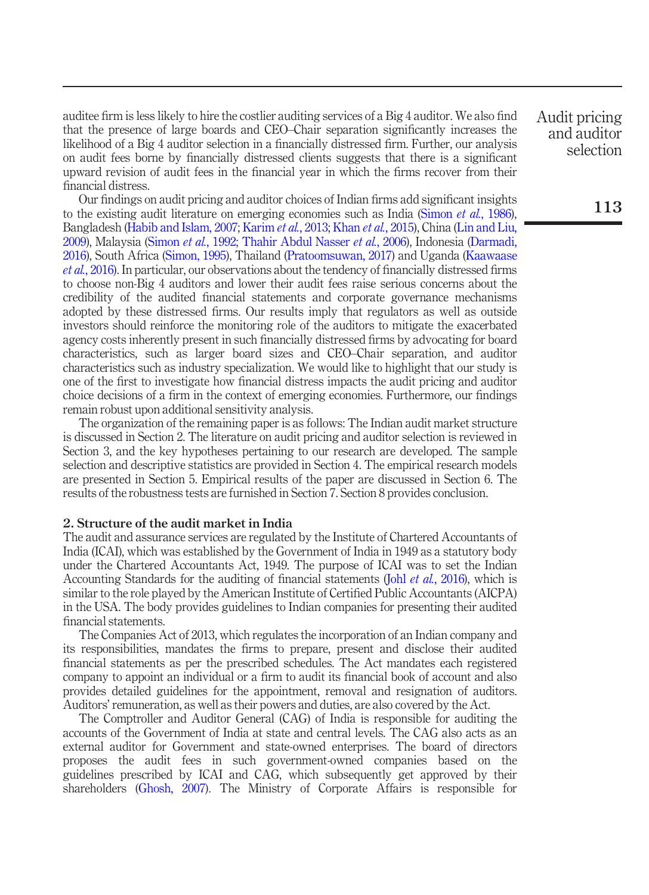auditee firm is less likely to hire the costlier auditing services of a Big 4 auditor. We also find that the presence of large boards and CEO–Chair separation significantly increases the likelihood of a Big 4 auditor selection in a financially distressed firm. Further, our analysis on audit fees borne by financially distressed clients suggests that there is a significant upward revision of audit fees in the financial year in which the firms recover from their financial distress.

Our findings on audit pricing and auditor choices of Indian firms add significant insights to the existing audit literature on emerging economies such as India (Simon *et al.*, 1986), Bangladesh (Habib and Islam, 2007; Karim *et al.*, 2013; Khan *et al.*, 2015), China (Lin and Liu, 2009), Malaysia (Simon *et al.*, 1992; Thahir Abdul Nasser *et al.*, 2006), Indonesia (Darmadi, 2016), South Africa (Simon, 1995), Thailand (Pratoomsuwan, 2017) and Uganda (Kaawaase *et al.*, 2016). In particular, our observations about the tendency of financially distressed firms to choose non-Big 4 auditors and lower their audit fees raise serious concerns about the credibility of the audited financial statements and corporate governance mechanisms adopted by these distressed firms. Our results imply that regulators as well as outside investors should reinforce the monitoring role of the auditors to mitigate the exacerbated agency costs inherently present in such financially distressed firms by advocating for board characteristics, such as larger board sizes and CEO–Chair separation, and auditor characteristics such as industry specialization. We would like to highlight that our study is one of the first to investigate how financial distress impacts the audit pricing and auditor choice decisions of a firm in the context of emerging economies. Furthermore, our findings remain robust upon additional sensitivity analysis.

The organization of the remaining paper is as follows: The Indian audit market structure is discussed in Section 2. The literature on audit pricing and auditor selection is reviewed in Section 3, and the key hypotheses pertaining to our research are developed. The sample selection and descriptive statistics are provided in Section 4. The empirical research models are presented in Section 5. Empirical results of the paper are discussed in Section 6. The results of the robustness tests are furnished in Section 7. Section 8 provides conclusion.

## 2. Structure of the audit market in India

The audit and assurance services are regulated by the Institute of Chartered Accountants of India (ICAI), which was established by the Government of India in 1949 as a statutory body under the Chartered Accountants Act, 1949. The purpose of ICAI was to set the Indian Accounting Standards for the auditing of financial statements (Johl *et al.*, 2016), which is similar to the role played by the American Institute of Certified Public Accountants (AICPA) in the USA. The body provides guidelines to Indian companies for presenting their audited financial statements.

The Companies Act of 2013, which regulates the incorporation of an Indian company and its responsibilities, mandates the firms to prepare, present and disclose their audited financial statements as per the prescribed schedules. The Act mandates each registered company to appoint an individual or a firm to audit its financial book of account and also provides detailed guidelines for the appointment, removal and resignation of auditors. Auditors' remuneration, as well as their powers and duties, are also covered by the Act.

The Comptroller and Auditor General (CAG) of India is responsible for auditing the accounts of the Government of India at state and central levels. The CAG also acts as an external auditor for Government and state-owned enterprises. The board of directors proposes the audit fees in such government-owned companies based on the guidelines prescribed by ICAI and CAG, which subsequently get approved by their shareholders (Ghosh, 2007). The Ministry of Corporate Affairs is responsible for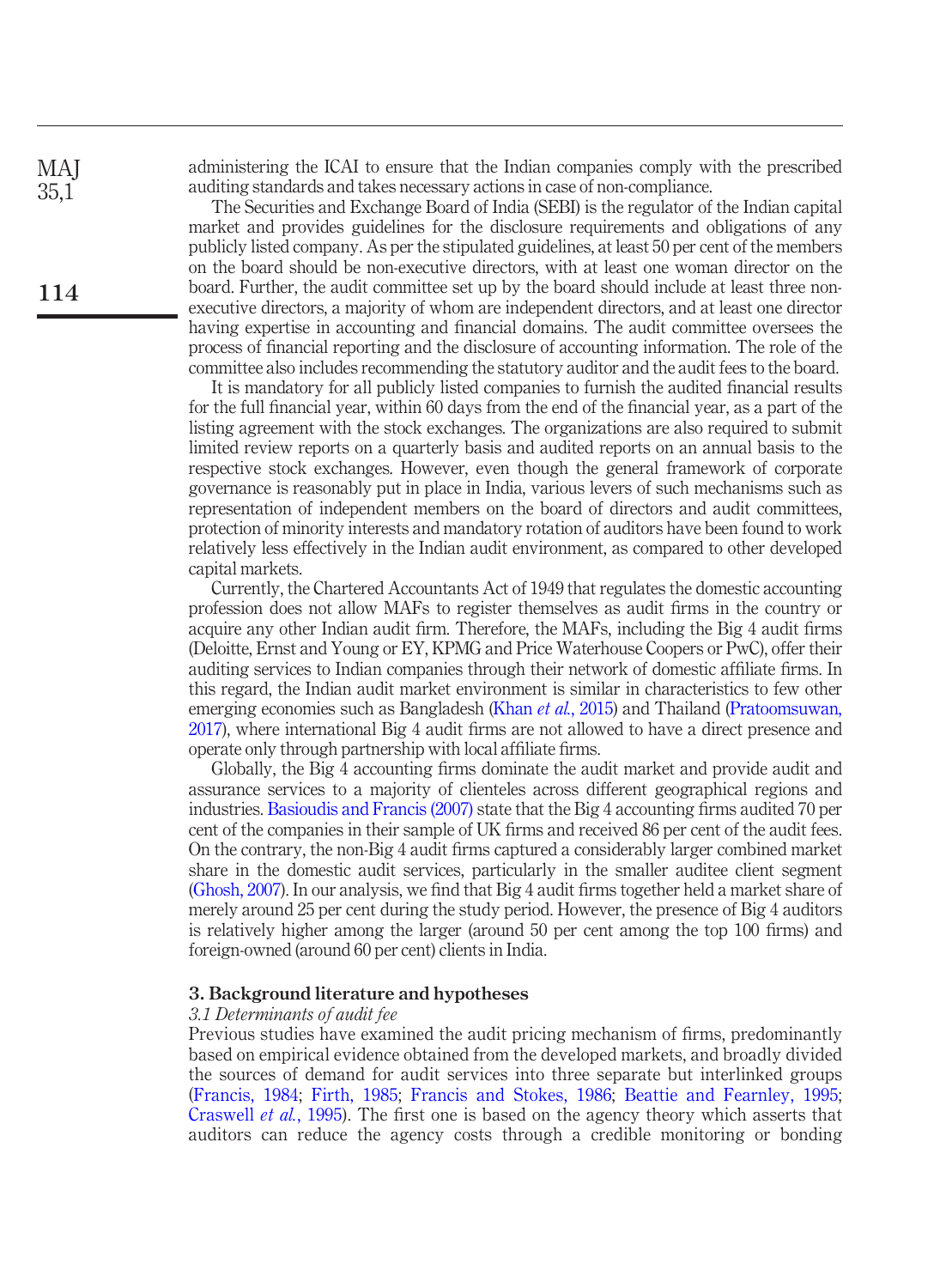administering the ICAI to ensure that the Indian companies comply with the prescribed auditing standards and takes necessary actions in case of non-compliance.

The Securities and Exchange Board of India (SEBI) is the regulator of the Indian capital market and provides guidelines for the disclosure requirements and obligations of any publicly listed company. As per the stipulated guidelines, at least 50 per cent of the members on the board should be non-executive directors, with at least one woman director on the board. Further, the audit committee set up by the board should include at least three non-executive directors, a majority of whom are independent directors, and at least one director having expertise in accounting and financial domains. The audit committee oversees the process of financial reporting and the disclosure of accounting information. The role of the committee also includes recommending the statutory auditor and the audit fees to the board.

It is mandatory for all publicly listed companies to furnish the audited financial results for the full financial year, within 60 days from the end of the financial year, as a part of the listing agreement with the stock exchanges. The organizations are also required to submit limited review reports on a quarterly basis and audited reports on an annual basis to the respective stock exchanges. However, even though the general framework of corporate governance is reasonably put in place in India, various levers of such mechanisms such as representation of independent members on the board of directors and audit committees, protection of minority interests and mandatory rotation of auditors have been found to work relatively less effectively in the Indian audit environment, as compared to other developed capital markets.

Currently, the Chartered Accountants Act of 1949 that regulates the domestic accounting profession does not allow MAFs to register themselves as audit firms in the country or acquire any other Indian audit firm. Therefore, the MAFs, including the Big 4 audit firms (Deloitte, Ernst and Young or EY, KPMG and Price Waterhouse Coopers or PwC), offer their auditing services to Indian companies through their network of domestic affiliate firms. In this regard, the Indian audit market environment is similar in characteristics to few other emerging economies such as Bangladesh (Khan *et al.*, 2015) and Thailand (Pratoomsuwan, 2017), where international Big 4 audit firms are not allowed to have a direct presence and operate only through partnership with local affiliate firms.

Globally, the Big 4 accounting firms dominate the audit market and provide audit and assurance services to a majority of clienteles across different geographical regions and industries. Basioudis and Francis (2007) state that the Big 4 accounting firms audited 70 per cent of the companies in their sample of UK firms and received 86 per cent of the audit fees. On the contrary, the non-Big 4 audit firms captured a considerably larger combined market share in the domestic audit services, particularly in the smaller auditee client segment (Ghosh, 2007). In our analysis, we find that Big 4 audit firms together held a market share of merely around 25 per cent during the study period. However, the presence of Big 4 auditors is relatively higher among the larger (around 50 per cent among the top 100 firms) and foreign-owned (around 60 per cent) clients in India.

## 3. Background literature and hypotheses

### *3.1 Determinants of audit fee*

Previous studies have examined the audit pricing mechanism of firms, predominantly based on empirical evidence obtained from the developed markets, and broadly divided the sources of demand for audit services into three separate but interlinked groups (Francis, 1984; Firth, 1985; Francis and Stokes, 1986; Beattie and Fearnley, 1995; Craswell *et al.*, 1995). The first one is based on the agency theory which asserts that auditors can reduce the agency costs through a credible monitoring or bonding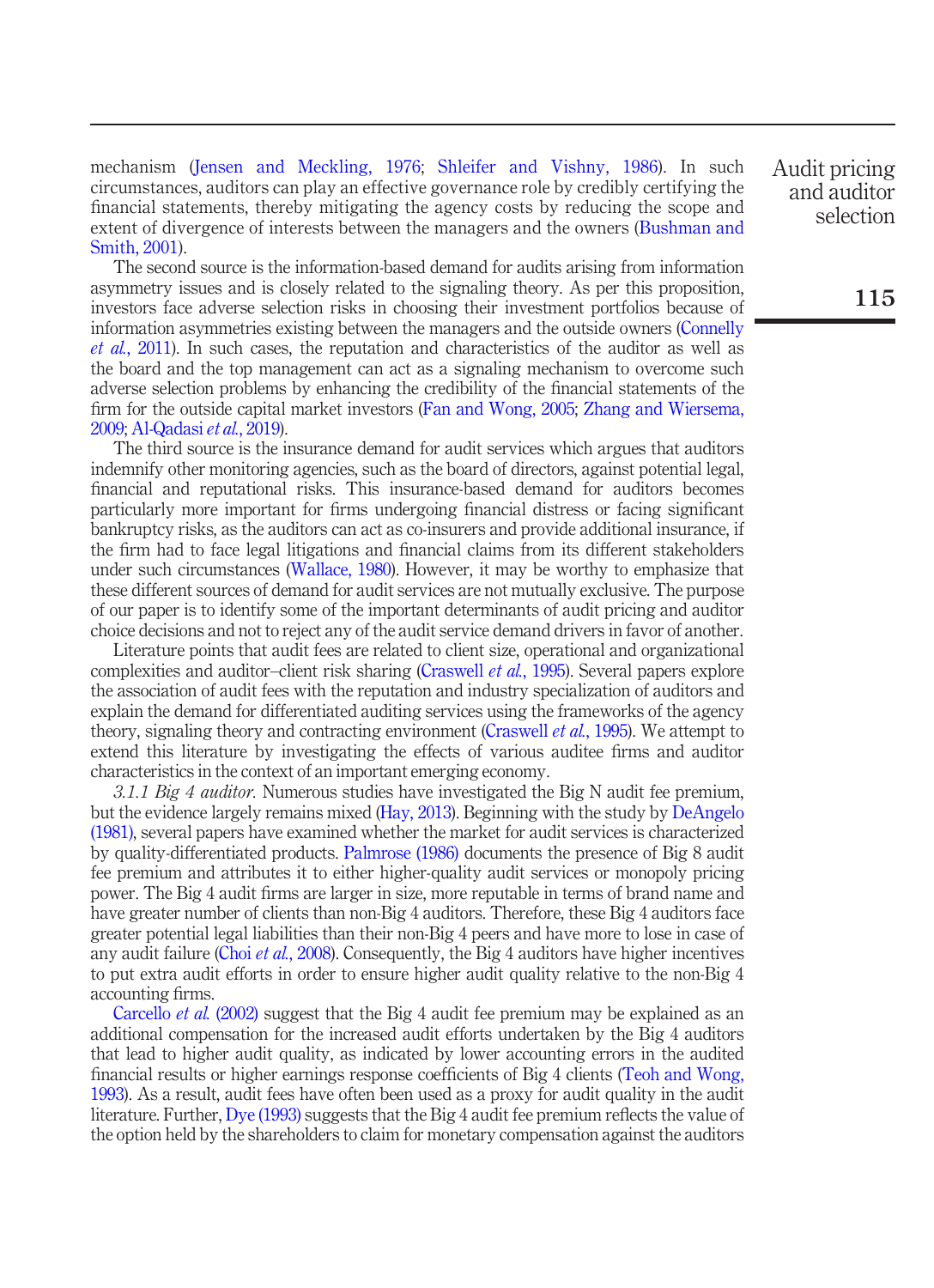mechanism (Jensen and Meckling, 1976; Shleifer and Vishny, 1986). In such circumstances, auditors can play an effective governance role by credibly certifying the financial statements, thereby mitigating the agency costs by reducing the scope and extent of divergence of interests between the managers and the owners (Bushman and Smith, 2001).

The second source is the information-based demand for audits arising from information asymmetry issues and is closely related to the signaling theory. As per this proposition, investors face adverse selection risks in choosing their investment portfolios because of information asymmetries existing between the managers and the outside owners (Connelly *et al.*, 2011). In such cases, the reputation and characteristics of the auditor as well as the board and the top management can act as a signaling mechanism to overcome such adverse selection problems by enhancing the credibility of the financial statements of the firm for the outside capital market investors (Fan and Wong, 2005; Zhang and Wiersema, 2009; Al-Qadasi *et al.*, 2019).

The third source is the insurance demand for audit services which argues that auditors indemnify other monitoring agencies, such as the board of directors, against potential legal, financial and reputational risks. This insurance-based demand for auditors becomes particularly more important for firms undergoing financial distress or facing significant bankruptcy risks, as the auditors can act as co-insurers and provide additional insurance, if the firm had to face legal litigations and financial claims from its different stakeholders under such circumstances (Wallace, 1980). However, it may be worthy to emphasize that these different sources of demand for audit services are not mutually exclusive. The purpose of our paper is to identify some of the important determinants of audit pricing and auditor choice decisions and not to reject any of the audit service demand drivers in favor of another.

Literature points that audit fees are related to client size, operational and organizational complexities and auditor–client risk sharing (Craswell *et al.*, 1995). Several papers explore the association of audit fees with the reputation and industry specialization of auditors and explain the demand for differentiated auditing services using the frameworks of the agency theory, signaling theory and contracting environment (Craswell *et al.*, 1995). We attempt to extend this literature by investigating the effects of various auditee firms and auditor characteristics in the context of an important emerging economy.

*3.1.1 Big 4 auditor.* Numerous studies have investigated the Big N audit fee premium, but the evidence largely remains mixed (Hay, 2013). Beginning with the study by DeAngelo (1981), several papers have examined whether the market for audit services is characterized by quality-differentiated products. Palmrose (1986) documents the presence of Big 8 audit fee premium and attributes it to either higher-quality audit services or monopoly pricing power. The Big 4 audit firms are larger in size, more reputable in terms of brand name and have greater number of clients than non-Big 4 auditors. Therefore, these Big 4 auditors face greater potential legal liabilities than their non-Big 4 peers and have more to lose in case of any audit failure (Choi *et al.*, 2008). Consequently, the Big 4 auditors have higher incentives to put extra audit efforts in order to ensure higher audit quality relative to the non-Big 4 accounting firms.

Carcello *et al.* (2002) suggest that the Big 4 audit fee premium may be explained as an additional compensation for the increased audit efforts undertaken by the Big 4 auditors that lead to higher audit quality, as indicated by lower accounting errors in the audited financial results or higher earnings response coefficients of Big 4 clients (Teoh and Wong, 1993). As a result, audit fees have often been used as a proxy for audit quality in the audit literature. Further, Dye (1993) suggests that the Big 4 audit fee premium reflects the value of the option held by the shareholders to claim for monetary compensation against the auditors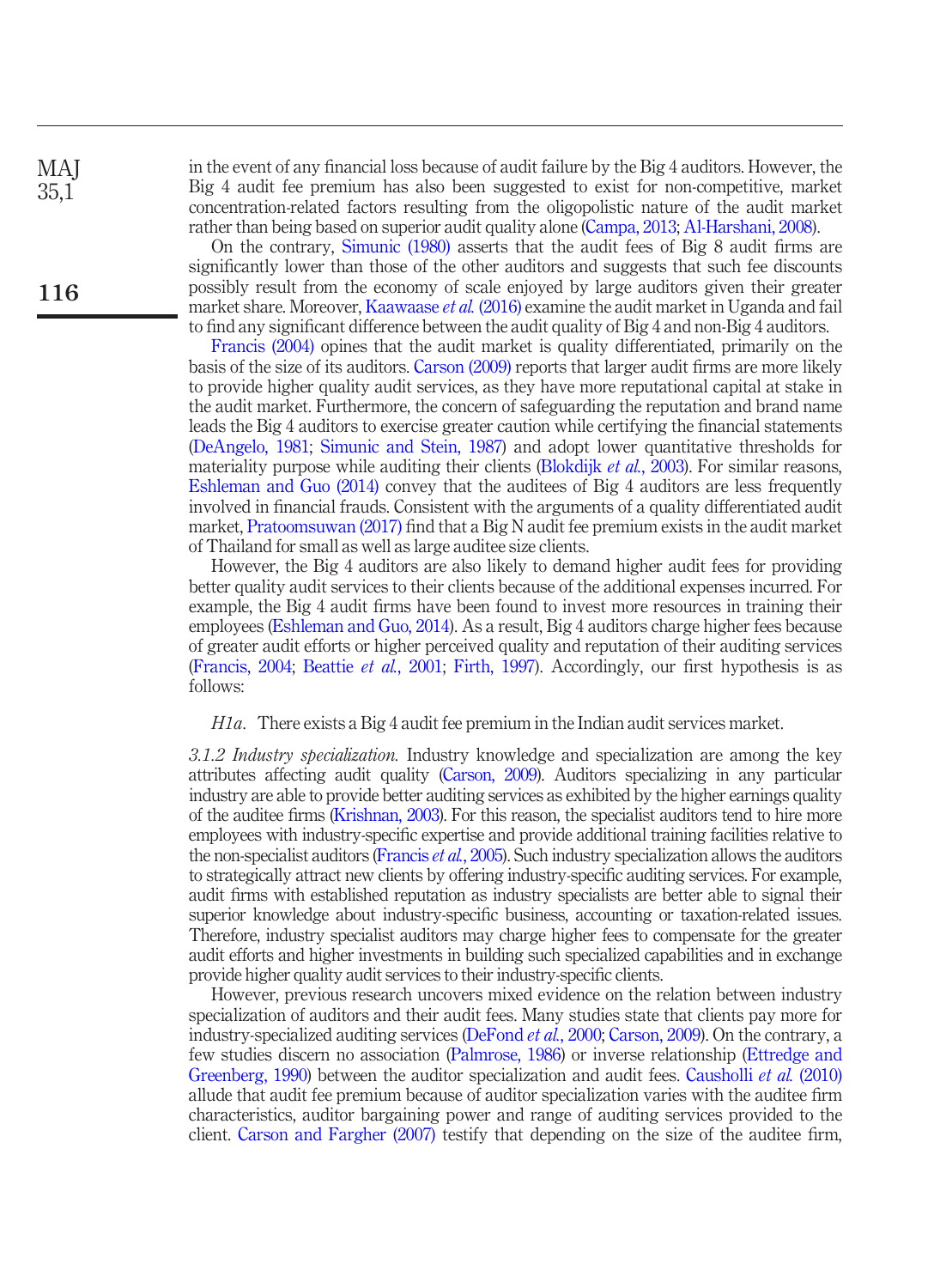in the event of any financial loss because of audit failure by the Big 4 auditors. However, the Big 4 audit fee premium has also been suggested to exist for non-competitive, market concentration-related factors resulting from the oligopolistic nature of the audit market rather than being based on superior audit quality alone (Campa, 2013; Al-Harshani, 2008).

On the contrary, Simunic (1980) asserts that the audit fees of Big 8 audit firms are significantly lower than those of the other auditors and suggests that such fee discounts possibly result from the economy of scale enjoyed by large auditors given their greater market share. Moreover, Kaawaase *et al.* (2016) examine the audit market in Uganda and fail to find any significant difference between the audit quality of Big 4 and non-Big 4 auditors.

Francis (2004) opines that the audit market is quality differentiated, primarily on the basis of the size of its auditors. Carson (2009) reports that larger audit firms are more likely to provide higher quality audit services, as they have more reputational capital at stake in the audit market. Furthermore, the concern of safeguarding the reputation and brand name leads the Big 4 auditors to exercise greater caution while certifying the financial statements (DeAngelo, 1981; Simunic and Stein, 1987) and adopt lower quantitative thresholds for materiality purpose while auditing their clients (Blokdijk *et al.*, 2003). For similar reasons, Eshleman and Guo (2014) convey that the auditees of Big 4 auditors are less frequently involved in financial frauds. Consistent with the arguments of a quality differentiated audit market, Pratoomsuwan (2017) find that a Big N audit fee premium exists in the audit market of Thailand for small as well as large auditee size clients.

However, the Big 4 auditors are also likely to demand higher audit fees for providing better quality audit services to their clients because of the additional expenses incurred. For example, the Big 4 audit firms have been found to invest more resources in training their employees (Eshleman and Guo, 2014). As a result, Big 4 auditors charge higher fees because of greater audit efforts or higher perceived quality and reputation of their auditing services (Francis, 2004; Beattie *et al.*, 2001; Firth, 1997). Accordingly, our first hypothesis is as follows:

*H1a*. There exists a Big 4 audit fee premium in the Indian audit services market.

*3.1.2 Industry specialization.* Industry knowledge and specialization are among the key attributes affecting audit quality (Carson, 2009). Auditors specializing in any particular industry are able to provide better auditing services as exhibited by the higher earnings quality of the auditee firms (Krishnan, 2003). For this reason, the specialist auditors tend to hire more employees with industry-specific expertise and provide additional training facilities relative to the non-specialist auditors (Francis *et al.*, 2005). Such industry specialization allows the auditors to strategically attract new clients by offering industry-specific auditing services. For example, audit firms with established reputation as industry specialists are better able to signal their superior knowledge about industry-specific business, accounting or taxation-related issues. Therefore, industry specialist auditors may charge higher fees to compensate for the greater audit efforts and higher investments in building such specialized capabilities and in exchange provide higher quality audit services to their industry-specific clients.

However, previous research uncovers mixed evidence on the relation between industry specialization of auditors and their audit fees. Many studies state that clients pay more for industry-specialized auditing services (DeFond *et al.*, 2000; Carson, 2009). On the contrary, a few studies discern no association (Palmrose, 1986) or inverse relationship (Ettredge and Greenberg, 1990) between the auditor specialization and audit fees. Causholli *et al.* (2010) allude that audit fee premium because of auditor specialization varies with the auditee firm characteristics, auditor bargaining power and range of auditing services provided to the client. Carson and Fargher (2007) testify that depending on the size of the auditee firm,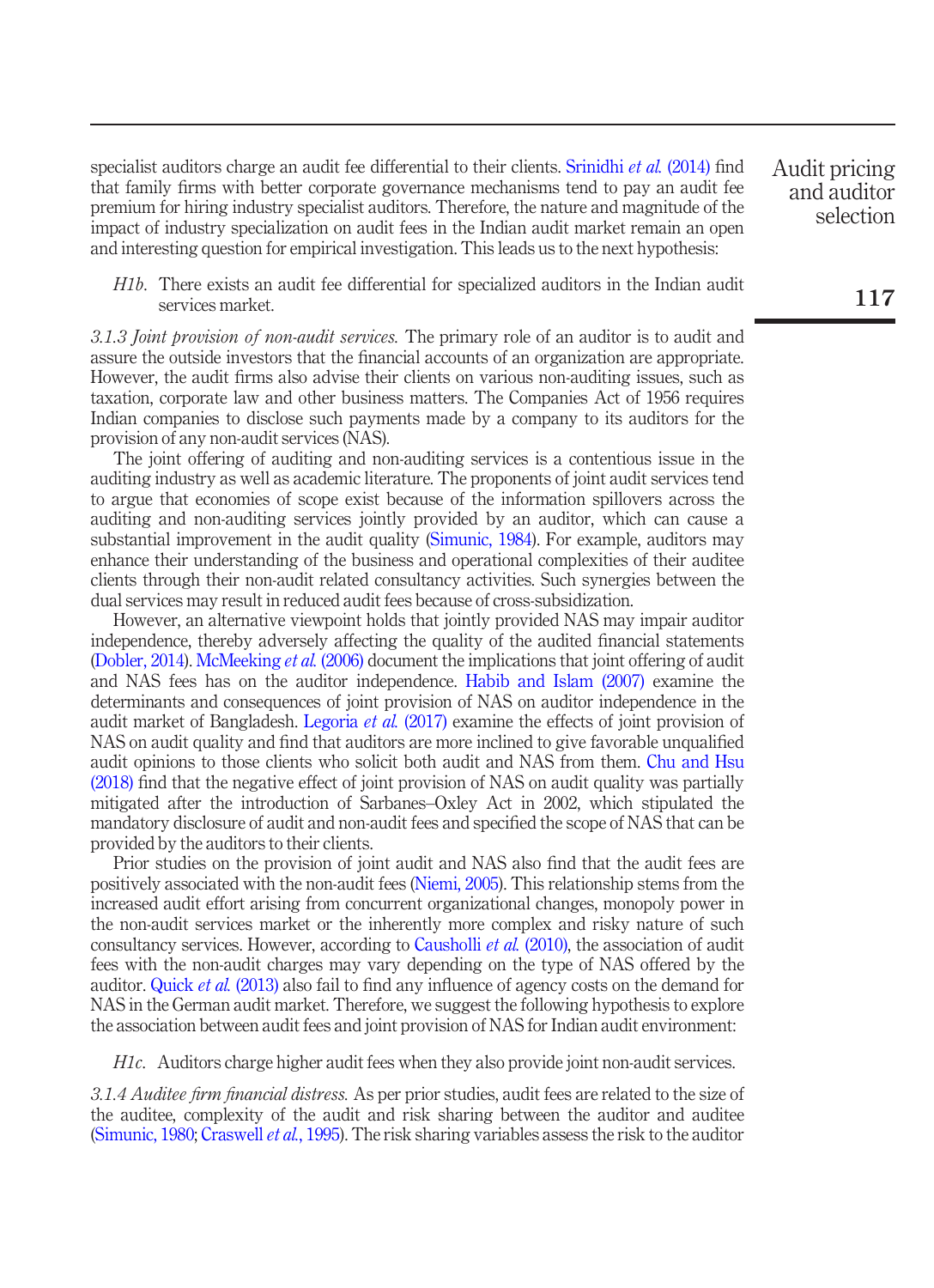specialist auditors charge an audit fee differential to their clients. Srinidhi *et al.* (2014) find that family firms with better corporate governance mechanisms tend to pay an audit fee premium for hiring industry specialist auditors. Therefore, the nature and magnitude of the impact of industry specialization on audit fees in the Indian audit market remain an open and interesting question for empirical investigation. This leads us to the next hypothesis:

*H1b*. There exists an audit fee differential for specialized auditors in the Indian audit services market.

*3.1.3 Joint provision of non-audit services.* The primary role of an auditor is to audit and assure the outside investors that the financial accounts of an organization are appropriate. However, the audit firms also advise their clients on various non-auditing issues, such as taxation, corporate law and other business matters. The Companies Act of 1956 requires Indian companies to disclose such payments made by a company to its auditors for the provision of any non-audit services (NAS).

The joint offering of auditing and non-auditing services is a contentious issue in the auditing industry as well as academic literature. The proponents of joint audit services tend to argue that economies of scope exist because of the information spillovers across the auditing and non-auditing services jointly provided by an auditor, which can cause a substantial improvement in the audit quality (Simunic, 1984). For example, auditors may enhance their understanding of the business and operational complexities of their auditee clients through their non-audit related consultancy activities. Such synergies between the dual services may result in reduced audit fees because of cross-subsidization.

However, an alternative viewpoint holds that jointly provided NAS may impair auditor independence, thereby adversely affecting the quality of the audited financial statements (Dobler, 2014). McMeeking *et al.* (2006) document the implications that joint offering of audit and NAS fees has on the auditor independence. Habib and Islam (2007) examine the determinants and consequences of joint provision of NAS on auditor independence in the audit market of Bangladesh. Legoria *et al.* (2017) examine the effects of joint provision of NAS on audit quality and find that auditors are more inclined to give favorable unqualified audit opinions to those clients who solicit both audit and NAS from them. Chu and Hsu (2018) find that the negative effect of joint provision of NAS on audit quality was partially mitigated after the introduction of Sarbanes–Oxley Act in 2002, which stipulated the mandatory disclosure of audit and non-audit fees and specified the scope of NAS that can be provided by the auditors to their clients.

Prior studies on the provision of joint audit and NAS also find that the audit fees are positively associated with the non-audit fees (Niemi, 2005). This relationship stems from the increased audit effort arising from concurrent organizational changes, monopoly power in the non-audit services market or the inherently more complex and risky nature of such consultancy services. However, according to Causholli *et al.* (2010), the association of audit fees with the non-audit charges may vary depending on the type of NAS offered by the auditor. Quick *et al.* (2013) also fail to find any influence of agency costs on the demand for NAS in the German audit market. Therefore, we suggest the following hypothesis to explore the association between audit fees and joint provision of NAS for Indian audit environment:

*H1c*. Auditors charge higher audit fees when they also provide joint non-audit services.

*3.1.4 Auditee firm financial distress.* As per prior studies, audit fees are related to the size of the auditee, complexity of the audit and risk sharing between the auditor and auditee (Simunic, 1980; Craswell *et al.*, 1995). The risk sharing variables assess the risk to the auditor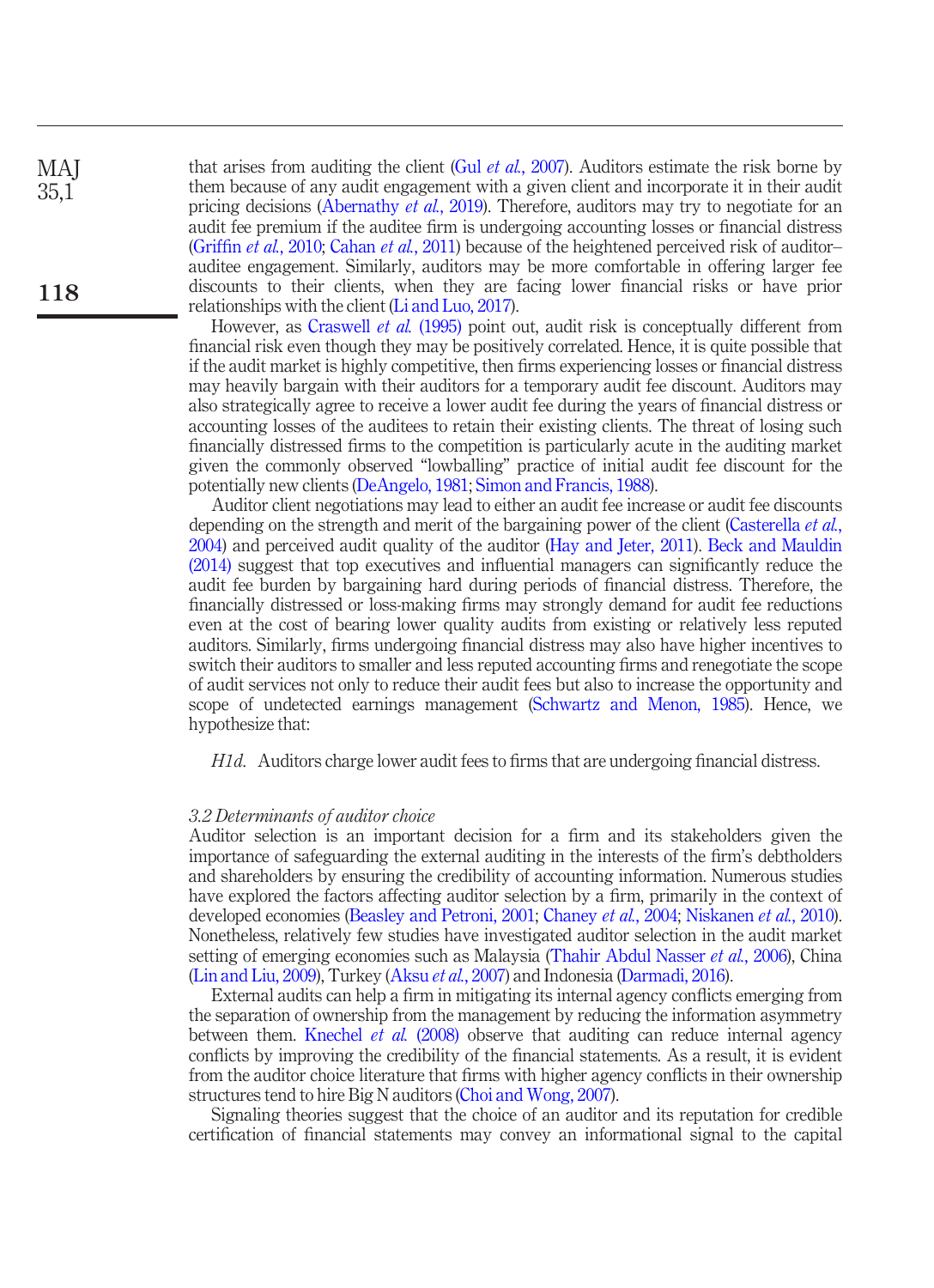that arises from auditing the client (Gul *et al.*, 2007). Auditors estimate the risk borne by them because of any audit engagement with a given client and incorporate it in their audit pricing decisions (Abernathy *et al.*, 2019). Therefore, auditors may try to negotiate for an audit fee premium if the auditee firm is undergoing accounting losses or financial distress (Griffin *et al.*, 2010; Cahan *et al.*, 2011) because of the heightened perceived risk of auditor–auditee engagement. Similarly, auditors may be more comfortable in offering larger fee discounts to their clients, when they are facing lower financial risks or have prior relationships with the client (Li and Luo, 2017).

However, as Craswell *et al.* (1995) point out, audit risk is conceptually different from financial risk even though they may be positively correlated. Hence, it is quite possible that if the audit market is highly competitive, then firms experiencing losses or financial distress may heavily bargain with their auditors for a temporary audit fee discount. Auditors may also strategically agree to receive a lower audit fee during the years of financial distress or accounting losses of the auditees to retain their existing clients. The threat of losing such financially distressed firms to the competition is particularly acute in the auditing market given the commonly observed "lowballing" practice of initial audit fee discount for the potentially new clients (DeAngelo, 1981; Simon and Francis, 1988).

Auditor client negotiations may lead to either an audit fee increase or audit fee discounts depending on the strength and merit of the bargaining power of the client (Casterella *et al.*, 2004) and perceived audit quality of the auditor (Hay and Jeter, 2011). Beck and Mauldin (2014) suggest that top executives and influential managers can significantly reduce the audit fee burden by bargaining hard during periods of financial distress. Therefore, the financially distressed or loss-making firms may strongly demand for audit fee reductions even at the cost of bearing lower quality audits from existing or relatively less reputed auditors. Similarly, firms undergoing financial distress may also have higher incentives to switch their auditors to smaller and less reputed accounting firms and renegotiate the scope of audit services not only to reduce their audit fees but also to increase the opportunity and scope of undetected earnings management (Schwartz and Menon, 1985). Hence, we hypothesize that:

*H1d*. Auditors charge lower audit fees to firms that are undergoing financial distress.

### *3.2 Determinants of auditor choice*

Auditor selection is an important decision for a firm and its stakeholders given the importance of safeguarding the external auditing in the interests of the firm's debtholders and shareholders by ensuring the credibility of accounting information. Numerous studies have explored the factors affecting auditor selection by a firm, primarily in the context of developed economies (Beasley and Petroni, 2001; Chaney *et al.*, 2004; Niskanen *et al.*, 2010). Nonetheless, relatively few studies have investigated auditor selection in the audit market setting of emerging economies such as Malaysia (Thahir Abdul Nasser *et al.*, 2006), China (Lin and Liu, 2009), Turkey (Aksu *et al.*, 2007) and Indonesia (Darmadi, 2016).

External audits can help a firm in mitigating its internal agency conflicts emerging from the separation of ownership from the management by reducing the information asymmetry between them. Knechel *et al.* (2008) observe that auditing can reduce internal agency conflicts by improving the credibility of the financial statements. As a result, it is evident from the auditor choice literature that firms with higher agency conflicts in their ownership structures tend to hire Big N auditors (Choi and Wong, 2007).

Signaling theories suggest that the choice of an auditor and its reputation for credible certification of financial statements may convey an informational signal to the capital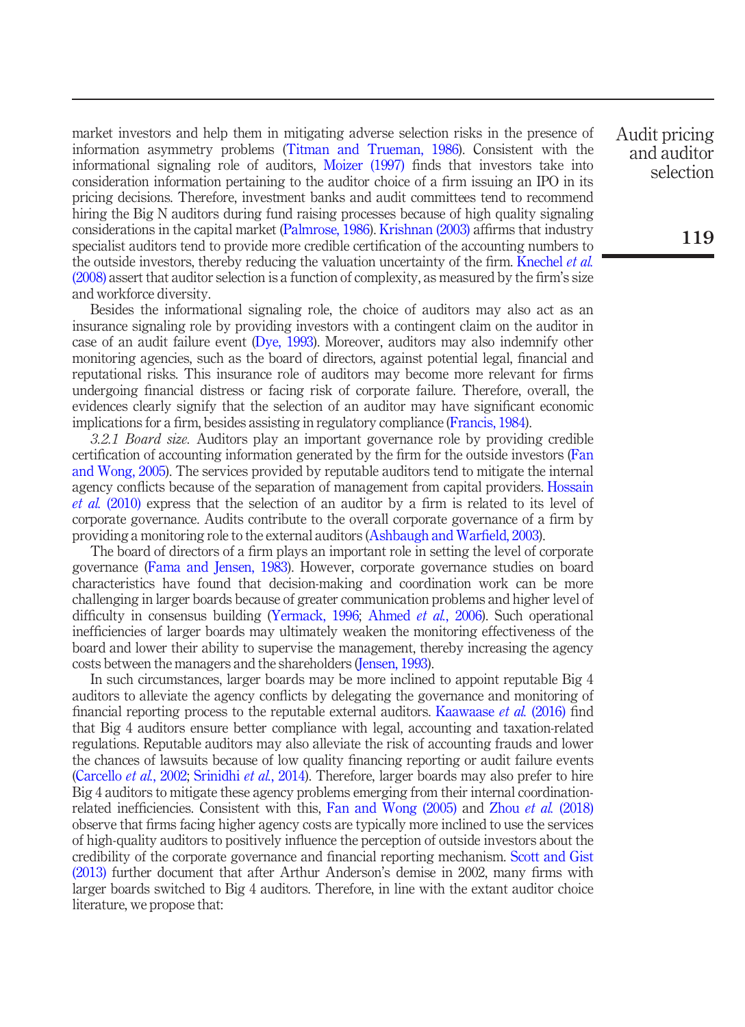market investors and help them in mitigating adverse selection risks in the presence of information asymmetry problems (Titman and Trueman, 1986). Consistent with the informational signaling role of auditors, Moizer (1997) finds that investors take into consideration information pertaining to the auditor choice of a firm issuing an IPO in its pricing decisions. Therefore, investment banks and audit committees tend to recommend hiring the Big N auditors during fund raising processes because of high quality signaling considerations in the capital market (Palmrose, 1986). Krishnan (2003) affirms that industry specialist auditors tend to provide more credible certification of the accounting numbers to the outside investors, thereby reducing the valuation uncertainty of the firm. Knechel *et al.* (2008) assert that auditor selection is a function of complexity, as measured by the firm's size and workforce diversity.

Besides the informational signaling role, the choice of auditors may also act as an insurance signaling role by providing investors with a contingent claim on the auditor in case of an audit failure event (Dye, 1993). Moreover, auditors may also indemnify other monitoring agencies, such as the board of directors, against potential legal, financial and reputational risks. This insurance role of auditors may become more relevant for firms undergoing financial distress or facing risk of corporate failure. Therefore, overall, the evidences clearly signify that the selection of an auditor may have significant economic implications for a firm, besides assisting in regulatory compliance (Francis, 1984).

*3.2.1 Board size.* Auditors play an important governance role by providing credible certification of accounting information generated by the firm for the outside investors (Fan and Wong, 2005). The services provided by reputable auditors tend to mitigate the internal agency conflicts because of the separation of management from capital providers. Hossain *et al.* (2010) express that the selection of an auditor by a firm is related to its level of corporate governance. Audits contribute to the overall corporate governance of a firm by providing a monitoring role to the external auditors (Ashbaugh and Warfield, 2003).

The board of directors of a firm plays an important role in setting the level of corporate governance (Fama and Jensen, 1983). However, corporate governance studies on board characteristics have found that decision-making and coordination work can be more challenging in larger boards because of greater communication problems and higher level of difficulty in consensus building (Yermack, 1996; Ahmed *et al.*, 2006). Such operational inefficiencies of larger boards may ultimately weaken the monitoring effectiveness of the board and lower their ability to supervise the management, thereby increasing the agency costs between the managers and the shareholders (Jensen, 1993).

In such circumstances, larger boards may be more inclined to appoint reputable Big 4 auditors to alleviate the agency conflicts by delegating the governance and monitoring of financial reporting process to the reputable external auditors. Kaawaase *et al.* (2016) find that Big 4 auditors ensure better compliance with legal, accounting and taxation-related regulations. Reputable auditors may also alleviate the risk of accounting frauds and lower the chances of lawsuits because of low quality financing reporting or audit failure events (Carcello *et al.*, 2002; Srinidhi *et al.*, 2014). Therefore, larger boards may also prefer to hire Big 4 auditors to mitigate these agency problems emerging from their internal coordination-related inefficiencies. Consistent with this, Fan and Wong (2005) and Zhou *et al.* (2018) observe that firms facing higher agency costs are typically more inclined to use the services of high-quality auditors to positively influence the perception of outside investors about the credibility of the corporate governance and financial reporting mechanism. Scott and Gist (2013) further document that after Arthur Anderson's demise in 2002, many firms with larger boards switched to Big 4 auditors. Therefore, in line with the extant auditor choice literature, we propose that: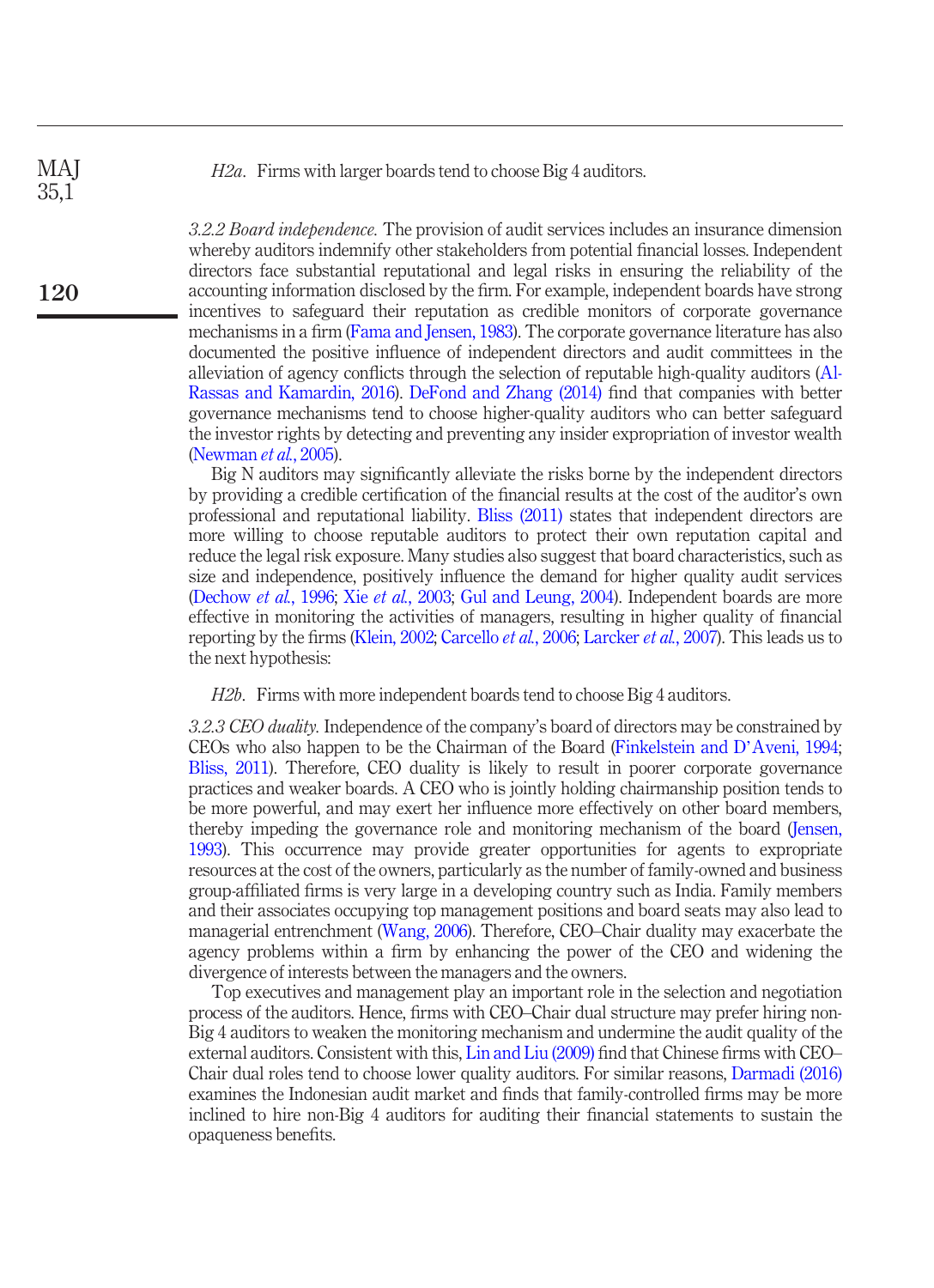*H2a*. Firms with larger boards tend to choose Big 4 auditors.

*3.2.2 Board independence.* The provision of audit services includes an insurance dimension whereby auditors indemnify other stakeholders from potential financial losses. Independent directors face substantial reputational and legal risks in ensuring the reliability of the accounting information disclosed by the firm. For example, independent boards have strong incentives to safeguard their reputation as credible monitors of corporate governance mechanisms in a firm (Fama and Jensen, 1983). The corporate governance literature has also documented the positive influence of independent directors and audit committees in the alleviation of agency conflicts through the selection of reputable high-quality auditors (Al-Rassas and Kamardin, 2016). DeFond and Zhang (2014) find that companies with better governance mechanisms tend to choose higher-quality auditors who can better safeguard the investor rights by detecting and preventing any insider expropriation of investor wealth (Newman *et al.*, 2005).

Big N auditors may significantly alleviate the risks borne by the independent directors by providing a credible certification of the financial results at the cost of the auditor's own professional and reputational liability. Bliss (2011) states that independent directors are more willing to choose reputable auditors to protect their own reputation capital and reduce the legal risk exposure. Many studies also suggest that board characteristics, such as size and independence, positively influence the demand for higher quality audit services (Dechow *et al.*, 1996; Xie *et al.*, 2003; Gul and Leung, 2004). Independent boards are more effective in monitoring the activities of managers, resulting in higher quality of financial reporting by the firms (Klein, 2002; Carcello *et al.*, 2006; Larcker *et al.*, 2007). This leads us to the next hypothesis:

*H2b*. Firms with more independent boards tend to choose Big 4 auditors.

*3.2.3 CEO duality.* Independence of the company's board of directors may be constrained by CEOs who also happen to be the Chairman of the Board (Finkelstein and D'Aveni, 1994; Bliss, 2011). Therefore, CEO duality is likely to result in poorer corporate governance practices and weaker boards. A CEO who is jointly holding chairmanship position tends to be more powerful, and may exert her influence more effectively on other board members, thereby impeding the governance role and monitoring mechanism of the board (Jensen, 1993). This occurrence may provide greater opportunities for agents to expropriate resources at the cost of the owners, particularly as the number of family-owned and business group-affiliated firms is very large in a developing country such as India. Family members and their associates occupying top management positions and board seats may also lead to managerial entrenchment (Wang, 2006). Therefore, CEO–Chair duality may exacerbate the agency problems within a firm by enhancing the power of the CEO and widening the divergence of interests between the managers and the owners.

Top executives and management play an important role in the selection and negotiation process of the auditors. Hence, firms with CEO–Chair dual structure may prefer hiring non-Big 4 auditors to weaken the monitoring mechanism and undermine the audit quality of the external auditors. Consistent with this, Lin and Liu (2009) find that Chinese firms with CEO–Chair dual roles tend to choose lower quality auditors. For similar reasons, Darmadi (2016) examines the Indonesian audit market and finds that family-controlled firms may be more inclined to hire non-Big 4 auditors for auditing their financial statements to sustain the opaqueness benefits.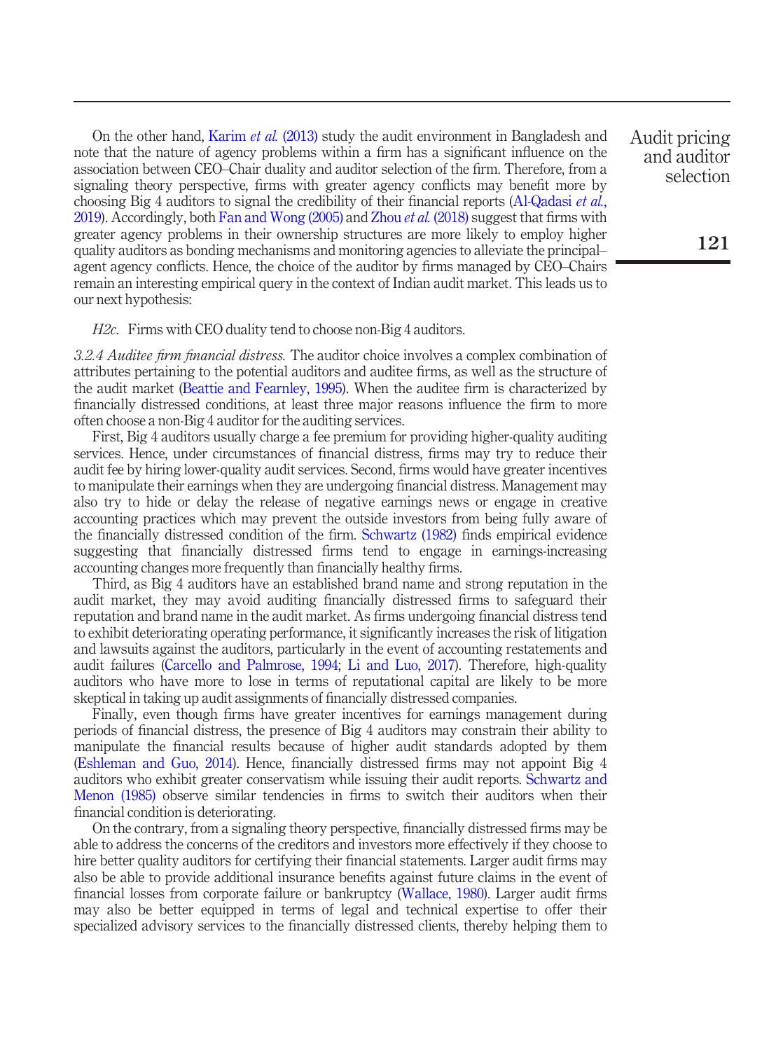On the other hand, Karim *et al.* (2013) study the audit environment in Bangladesh and note that the nature of agency problems within a firm has a significant influence on the association between CEO–Chair duality and auditor selection of the firm. Therefore, from a signaling theory perspective, firms with greater agency conflicts may benefit more by choosing Big 4 auditors to signal the credibility of their financial reports (Al-Qadasi *et al.*, 2019). Accordingly, both Fan and Wong (2005) and Zhou *et al.* (2018) suggest that firms with greater agency problems in their ownership structures are more likely to employ higher quality auditors as bonding mechanisms and monitoring agencies to alleviate the principal–agent agency conflicts. Hence, the choice of the auditor by firms managed by CEO–Chairs remain an interesting empirical query in the context of Indian audit market. This leads us to our next hypothesis:

*H2c*. Firms with CEO duality tend to choose non-Big 4 auditors.

*3.2.4 Auditee firm financial distress.* The auditor choice involves a complex combination of attributes pertaining to the potential auditors and auditee firms, as well as the structure of the audit market (Beattie and Fearnley, 1995). When the auditee firm is characterized by financially distressed conditions, at least three major reasons influence the firm to more often choose a non-Big 4 auditor for the auditing services.

First, Big 4 auditors usually charge a fee premium for providing higher-quality auditing services. Hence, under circumstances of financial distress, firms may try to reduce their audit fee by hiring lower-quality audit services. Second, firms would have greater incentives to manipulate their earnings when they are undergoing financial distress. Management may also try to hide or delay the release of negative earnings news or engage in creative accounting practices which may prevent the outside investors from being fully aware of the financially distressed condition of the firm. Schwartz (1982) finds empirical evidence suggesting that financially distressed firms tend to engage in earnings-increasing accounting changes more frequently than financially healthy firms.

Third, as Big 4 auditors have an established brand name and strong reputation in the audit market, they may avoid auditing financially distressed firms to safeguard their reputation and brand name in the audit market. As firms undergoing financial distress tend to exhibit deteriorating operating performance, it significantly increases the risk of litigation and lawsuits against the auditors, particularly in the event of accounting restatements and audit failures (Carcello and Palmrose, 1994; Li and Luo, 2017). Therefore, high-quality auditors who have more to lose in terms of reputational capital are likely to be more skeptical in taking up audit assignments of financially distressed companies.

Finally, even though firms have greater incentives for earnings management during periods of financial distress, the presence of Big 4 auditors may constrain their ability to manipulate the financial results because of higher audit standards adopted by them (Eshleman and Guo, 2014). Hence, financially distressed firms may not appoint Big 4 auditors who exhibit greater conservatism while issuing their audit reports. Schwartz and Menon (1985) observe similar tendencies in firms to switch their auditors when their financial condition is deteriorating.

On the contrary, from a signaling theory perspective, financially distressed firms may be able to address the concerns of the creditors and investors more effectively if they choose to hire better quality auditors for certifying their financial statements. Larger audit firms may also be able to provide additional insurance benefits against future claims in the event of financial losses from corporate failure or bankruptcy (Wallace, 1980). Larger audit firms may also be better equipped in terms of legal and technical expertise to offer their specialized advisory services to the financially distressed clients, thereby helping them to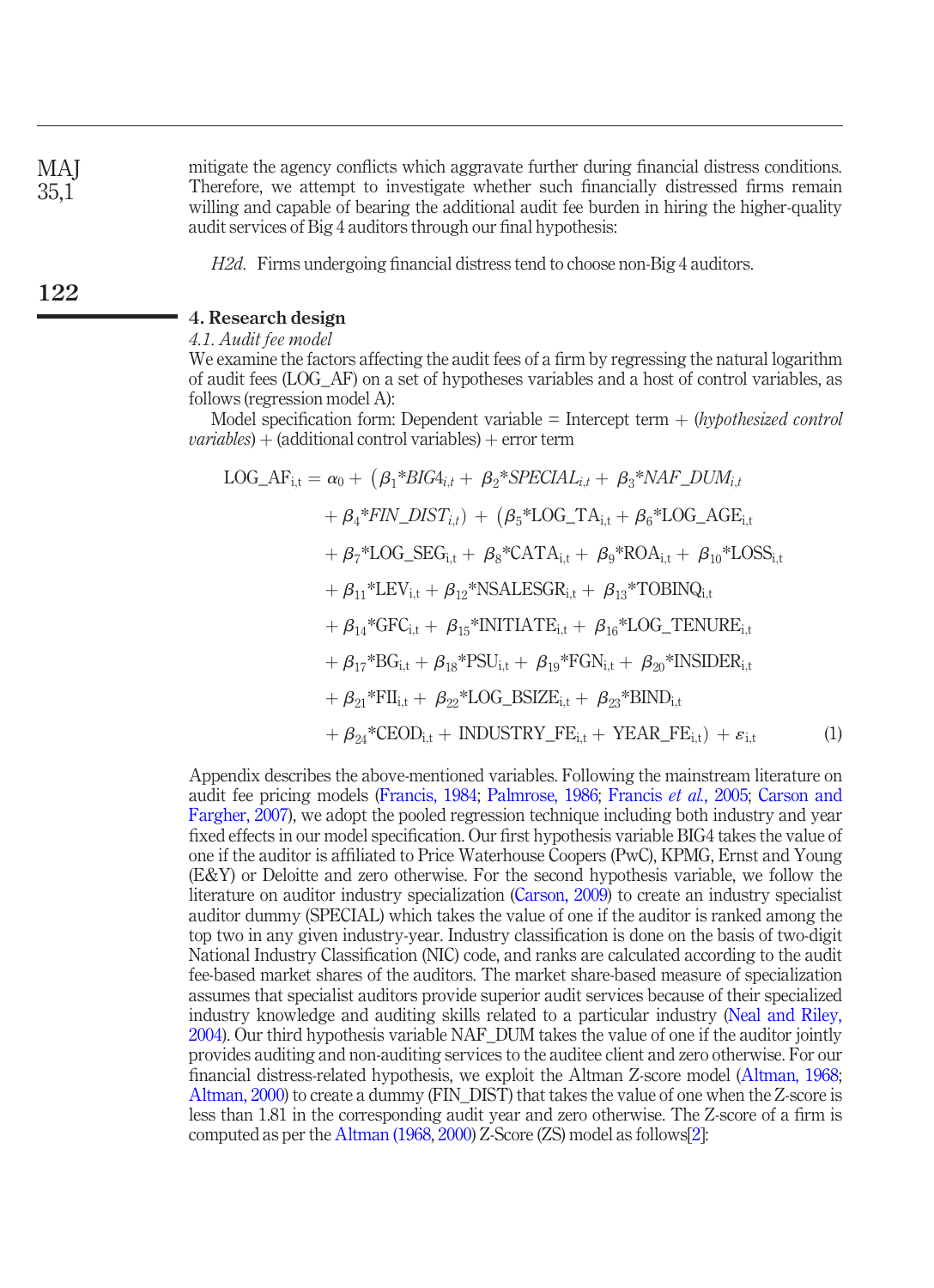mitigate the agency conflicts which aggravate further during financial distress conditions. Therefore, we attempt to investigate whether such financially distressed firms remain willing and capable of bearing the additional audit fee burden in hiring the higher-quality audit services of Big 4 auditors through our final hypothesis:

*H2d*. Firms undergoing financial distress tend to choose non-Big 4 auditors.

## 4. Research design

### 4.1. Audit fee model

We examine the factors affecting the audit fees of a firm by regressing the natural logarithm of audit fees (LOG_AF) on a set of hypotheses variables and a host of control variables, as follows (regression model A):

Model specification form: Dependent variable = Intercept term + (*hypothesized control variables*) + (additional control variables) + error term

$$
\begin{aligned}
\text{LOG\_AF}_{i,t} = \alpha_0 &+ \left(\beta_1{*}BIG4_{i,t} + \beta_2{*}SPECIAL_{i,t} + \beta_3{*}NAF\_DUM_{i,t}\right. \\
&\left. + \beta_4{*}FIN\_DIST_{i,t}\right) + \left(\beta_5{*}\text{LOG\_TA}_{i,t} + \beta_6{*}\text{LOG\_AGE}_{i,t}\right. \\
&+ \beta_7{*}\text{LOG\_SEG}_{i,t} + \beta_8{*}\text{CATA}_{i,t} + \beta_9{*}\text{ROA}_{i,t} + \beta_{10}{*}\text{LOSS}_{i,t} \\
&+ \beta_{11}{*}\text{LEV}_{i,t} + \beta_{12}{*}\text{NSALESGR}_{i,t} + \beta_{13}{*}\text{TOBINQ}_{i,t} \\
&+ \beta_{14}{*}\text{GFC}_{i,t} + \beta_{15}{*}\text{INITIATE}_{i,t} + \beta_{16}{*}\text{LOG\_TENURE}_{i,t} \\
&+ \beta_{17}{*}\text{BG}_{i,t} + \beta_{18}{*}\text{PSU}_{i,t} + \beta_{19}{*}\text{FGN}_{i,t} + \beta_{20}{*}\text{INSIDER}_{i,t} \\
&+ \beta_{21}{*}\text{FII}_{i,t} + \beta_{22}{*}\text{LOG\_BSIZE}_{i,t} + \beta_{23}{*}\text{BIND}_{i,t} \\
&\left. + \beta_{24}{*}\text{CEOD}_{i,t} + \text{INDUSTRY\_FE}_{i,t} + \text{YEAR\_FE}_{i,t}\right) + \varepsilon_{i,t} \qquad (1)
\end{aligned}
$$

Appendix describes the above-mentioned variables. Following the mainstream literature on audit fee pricing models (Francis, 1984; Palmrose, 1986; Francis *et al.*, 2005; Carson and Fargher, 2007), we adopt the pooled regression technique including both industry and year fixed effects in our model specification. Our first hypothesis variable BIG4 takes the value of one if the auditor is affiliated to Price Waterhouse Coopers (PwC), KPMG, Ernst and Young (E&Y) or Deloitte and zero otherwise. For the second hypothesis variable, we follow the literature on auditor industry specialization (Carson, 2009) to create an industry specialist auditor dummy (SPECIAL) which takes the value of one if the auditor is ranked among the top two in any given industry-year. Industry classification is done on the basis of two-digit National Industry Classification (NIC) code, and ranks are calculated according to the audit fee-based market shares of the auditors. The market share-based measure of specialization assumes that specialist auditors provide superior audit services because of their specialized industry knowledge and auditing skills related to a particular industry (Neal and Riley, 2004). Our third hypothesis variable NAF_DUM takes the value of one if the auditor jointly provides auditing and non-auditing services to the auditee client and zero otherwise. For our financial distress-related hypothesis, we exploit the Altman Z-score model (Altman, 1968; Altman, 2000) to create a dummy (FIN_DIST) that takes the value of one when the Z-score is less than 1.81 in the corresponding audit year and zero otherwise. The Z-score of a firm is computed as per the Altman (1968, 2000) Z-Score (ZS) model as follows[2]: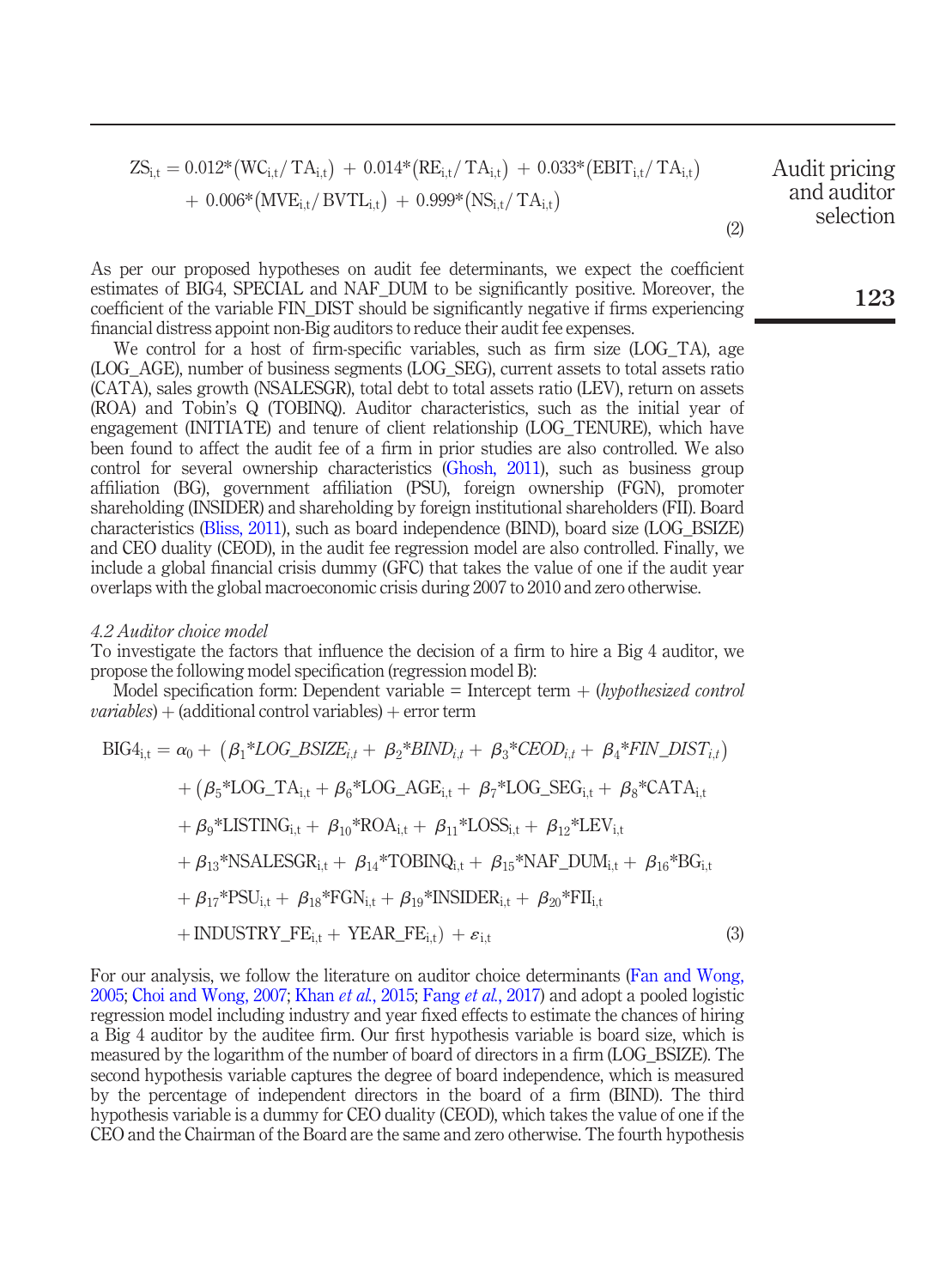$$ZS_{i,t} = 0.012^*(WC_{i,t}/TA_{i,t}) + 0.014^*(RE_{i,t}/TA_{i,t}) + 0.033^*(EBIT_{i,t}/TA_{i,t}) + 0.006^*(MVE_{i,t}/BVTL_{i,t}) + 0.999^*(NS_{i,t}/TA_{i,t}) \quad (2)$$

As per our proposed hypotheses on audit fee determinants, we expect the coefficient estimates of BIG4, SPECIAL and NAF_DUM to be significantly positive. Moreover, the coefficient of the variable FIN_DIST should be significantly negative if firms experiencing financial distress appoint non-Big auditors to reduce their audit fee expenses.

We control for a host of firm-specific variables, such as firm size (LOG_TA), age (LOG_AGE), number of business segments (LOG_SEG), current assets to total assets ratio (CATA), sales growth (NSALESGR), total debt to total assets ratio (LEV), return on assets (ROA) and Tobin's Q (TOBINQ). Auditor characteristics, such as the initial year of engagement (INITIATE) and tenure of client relationship (LOG_TENURE), which have been found to affect the audit fee of a firm in prior studies are also controlled. We also control for several ownership characteristics (Ghosh, 2011), such as business group affiliation (BG), government affiliation (PSU), foreign ownership (FGN), promoter shareholding (INSIDER) and shareholding by foreign institutional shareholders (FII). Board characteristics (Bliss, 2011), such as board independence (BIND), board size (LOG_BSIZE) and CEO duality (CEOD), in the audit fee regression model are also controlled. Finally, we include a global financial crisis dummy (GFC) that takes the value of one if the audit year overlaps with the global macroeconomic crisis during 2007 to 2010 and zero otherwise.

*4.2 Auditor choice model*

To investigate the factors that influence the decision of a firm to hire a Big 4 auditor, we propose the following model specification (regression model B):

Model specification form: Dependent variable = Intercept term + (*hypothesized control variables*) + (additional control variables) + error term

$$\begin{aligned}
BIG4_{i,t} = \alpha_0 &+ (\beta_1{}^*LOG\_BSIZE_{i,t} + \beta_2{}^*BIND_{i,t} + \beta_3{}^*CEOD_{i,t} + \beta_4{}^*FIN\_DIST_{i,t}) \\
&+ (\beta_5{}^*LOG\_TA_{i,t} + \beta_6{}^*LOG\_AGE_{i,t} + \beta_7{}^*LOG\_SEG_{i,t} + \beta_8{}^*CATA_{i,t} \\
&+ \beta_9{}^*LISTING_{i,t} + \beta_{10}{}^*ROA_{i,t} + \beta_{11}{}^*LOSS_{i,t} + \beta_{12}{}^*LEV_{i,t} \\
&+ \beta_{13}{}^*NSALESGR_{i,t} + \beta_{14}{}^*TOBINQ_{i,t} + \beta_{15}{}^*NAF\_DUM_{i,t} + \beta_{16}{}^*BG_{i,t} \\
&+ \beta_{17}{}^*PSU_{i,t} + \beta_{18}{}^*FGN_{i,t} + \beta_{19}{}^*INSIDER_{i,t} + \beta_{20}{}^*FII_{i,t} \\
&+ INDUSTRY\_FE_{i,t} + YEAR\_FE_{i,t}) + \varepsilon_{i,t} \quad (3)
\end{aligned}$$

For our analysis, we follow the literature on auditor choice determinants (Fan and Wong, 2005; Choi and Wong, 2007; Khan *et al.*, 2015; Fang *et al.*, 2017) and adopt a pooled logistic regression model including industry and year fixed effects to estimate the chances of hiring a Big 4 auditor by the auditee firm. Our first hypothesis variable is board size, which is measured by the logarithm of the number of board of directors in a firm (LOG_BSIZE). The second hypothesis variable captures the degree of board independence, which is measured by the percentage of independent directors in the board of a firm (BIND). The third hypothesis variable is a dummy for CEO duality (CEOD), which takes the value of one if the CEO and the Chairman of the Board are the same and zero otherwise. The fourth hypothesis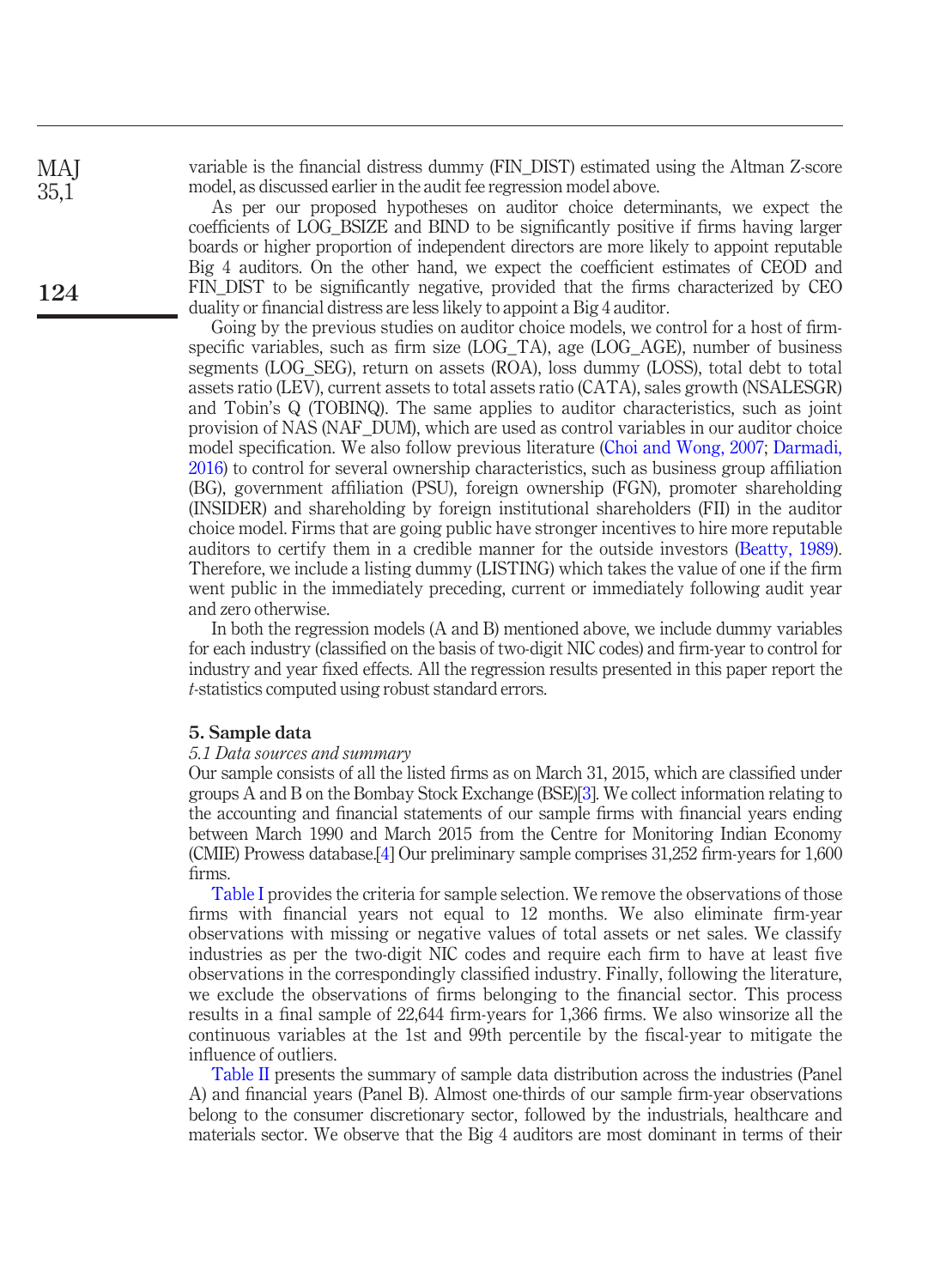variable is the financial distress dummy (FIN_DIST) estimated using the Altman Z-score model, as discussed earlier in the audit fee regression model above.

As per our proposed hypotheses on auditor choice determinants, we expect the coefficients of LOG_BSIZE and BIND to be significantly positive if firms having larger boards or higher proportion of independent directors are more likely to appoint reputable Big 4 auditors. On the other hand, we expect the coefficient estimates of CEOD and FIN_DIST to be significantly negative, provided that the firms characterized by CEO duality or financial distress are less likely to appoint a Big 4 auditor.

Going by the previous studies on auditor choice models, we control for a host of firm-specific variables, such as firm size (LOG_TA), age (LOG_AGE), number of business segments (LOG_SEG), return on assets (ROA), loss dummy (LOSS), total debt to total assets ratio (LEV), current assets to total assets ratio (CATA), sales growth (NSALESGR) and Tobin's Q (TOBINQ). The same applies to auditor characteristics, such as joint provision of NAS (NAF_DUM), which are used as control variables in our auditor choice model specification. We also follow previous literature (Choi and Wong, 2007; Darmadi, 2016) to control for several ownership characteristics, such as business group affiliation (BG), government affiliation (PSU), foreign ownership (FGN), promoter shareholding (INSIDER) and shareholding by foreign institutional shareholders (FII) in the auditor choice model. Firms that are going public have stronger incentives to hire more reputable auditors to certify them in a credible manner for the outside investors (Beatty, 1989). Therefore, we include a listing dummy (LISTING) which takes the value of one if the firm went public in the immediately preceding, current or immediately following audit year and zero otherwise.

In both the regression models (A and B) mentioned above, we include dummy variables for each industry (classified on the basis of two-digit NIC codes) and firm-year to control for industry and year fixed effects. All the regression results presented in this paper report the *t*-statistics computed using robust standard errors.

## 5. Sample data

### *5.1 Data sources and summary*

Our sample consists of all the listed firms as on March 31, 2015, which are classified under groups A and B on the Bombay Stock Exchange (BSE)[3]. We collect information relating to the accounting and financial statements of our sample firms with financial years ending between March 1990 and March 2015 from the Centre for Monitoring Indian Economy (CMIE) Prowess database.[4] Our preliminary sample comprises 31,252 firm-years for 1,600 firms.

Table I provides the criteria for sample selection. We remove the observations of those firms with financial years not equal to 12 months. We also eliminate firm-year observations with missing or negative values of total assets or net sales. We classify industries as per the two-digit NIC codes and require each firm to have at least five observations in the correspondingly classified industry. Finally, following the literature, we exclude the observations of firms belonging to the financial sector. This process results in a final sample of 22,644 firm-years for 1,366 firms. We also winsorize all the continuous variables at the 1st and 99th percentile by the fiscal-year to mitigate the influence of outliers.

Table II presents the summary of sample data distribution across the industries (Panel A) and financial years (Panel B). Almost one-thirds of our sample firm-year observations belong to the consumer discretionary sector, followed by the industrials, healthcare and materials sector. We observe that the Big 4 auditors are most dominant in terms of their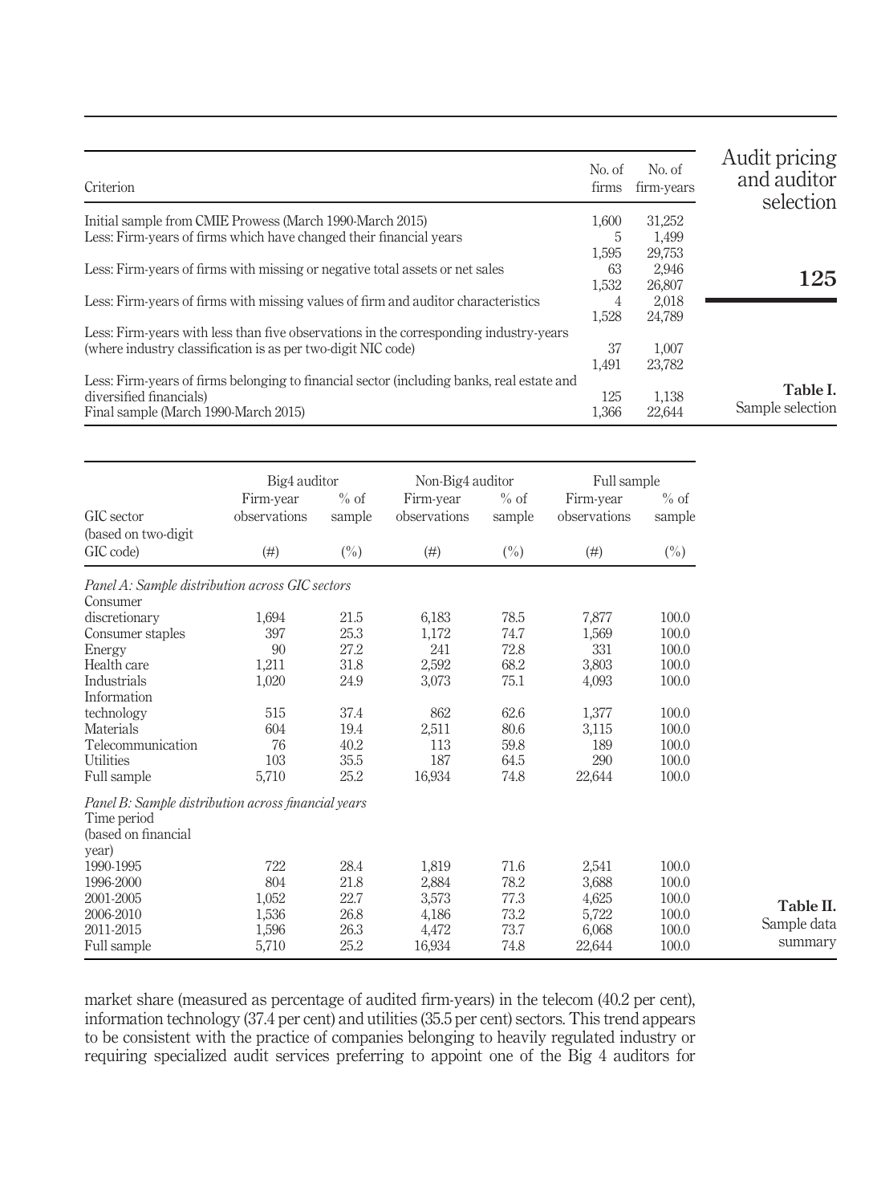**Table I.** Sample selection

| Criterion | No. of firms | No. of firm-years |
|---|---|---|
| Initial sample from CMIE Prowess (March 1990-March 2015) | 1,600 | 31,252 |
| Less: Firm-years of firms which have changed their financial years | 5 | 1,499 |
| | 1,595 | 29,753 |
| Less: Firm-years of firms with missing or negative total assets or net sales | 63 | 2,946 |
| | 1,532 | 26,807 |
| Less: Firm-years of firms with missing values of firm and auditor characteristics | 4 | 2,018 |
| | 1,528 | 24,789 |
| Less: Firm-years with less than five observations in the corresponding industry-years (where industry classification is as per two-digit NIC code) | 37 | 1,007 |
| | 1,491 | 23,782 |
| Less: Firm-years of firms belonging to financial sector (including banks, real estate and diversified financials) | 125 | 1,138 |
| Final sample (March 1990-March 2015) | 1,366 | 22,644 |

**Table II.** Sample data summary

| GIC sector (based on two-digit GIC code) | Big4 auditor Firm-year observations (#) | Big4 auditor % of sample (%) | Non-Big4 auditor Firm-year observations (#) | Non-Big4 auditor % of sample (%) | Full sample Firm-year observations (#) | Full sample % of sample (%) |
|---|---|---|---|---|---|---|
| *Panel A: Sample distribution across GIC sectors* | | | | | | |
| Consumer discretionary | 1,694 | 21.5 | 6,183 | 78.5 | 7,877 | 100.0 |
| Consumer staples | 397 | 25.3 | 1,172 | 74.7 | 1,569 | 100.0 |
| Energy | 90 | 27.2 | 241 | 72.8 | 331 | 100.0 |
| Health care | 1,211 | 31.8 | 2,592 | 68.2 | 3,803 | 100.0 |
| Industrials | 1,020 | 24.9 | 3,073 | 75.1 | 4,093 | 100.0 |
| Information technology | 515 | 37.4 | 862 | 62.6 | 1,377 | 100.0 |
| Materials | 604 | 19.4 | 2,511 | 80.6 | 3,115 | 100.0 |
| Telecommunication | 76 | 40.2 | 113 | 59.8 | 189 | 100.0 |
| Utilities | 103 | 35.5 | 187 | 64.5 | 290 | 100.0 |
| Full sample | 5,710 | 25.2 | 16,934 | 74.8 | 22,644 | 100.0 |
| *Panel B: Sample distribution across financial years* | | | | | | |
| Time period (based on financial year) | | | | | | |
| 1990-1995 | 722 | 28.4 | 1,819 | 71.6 | 2,541 | 100.0 |
| 1996-2000 | 804 | 21.8 | 2,884 | 78.2 | 3,688 | 100.0 |
| 2001-2005 | 1,052 | 22.7 | 3,573 | 77.3 | 4,625 | 100.0 |
| 2006-2010 | 1,536 | 26.8 | 4,186 | 73.2 | 5,722 | 100.0 |
| 2011-2015 | 1,596 | 26.3 | 4,472 | 73.7 | 6,068 | 100.0 |
| Full sample | 5,710 | 25.2 | 16,934 | 74.8 | 22,644 | 100.0 |

market share (measured as percentage of audited firm-years) in the telecom (40.2 per cent), information technology (37.4 per cent) and utilities (35.5 per cent) sectors. This trend appears to be consistent with the practice of companies belonging to heavily regulated industry or requiring specialized audit services preferring to appoint one of the Big 4 auditors for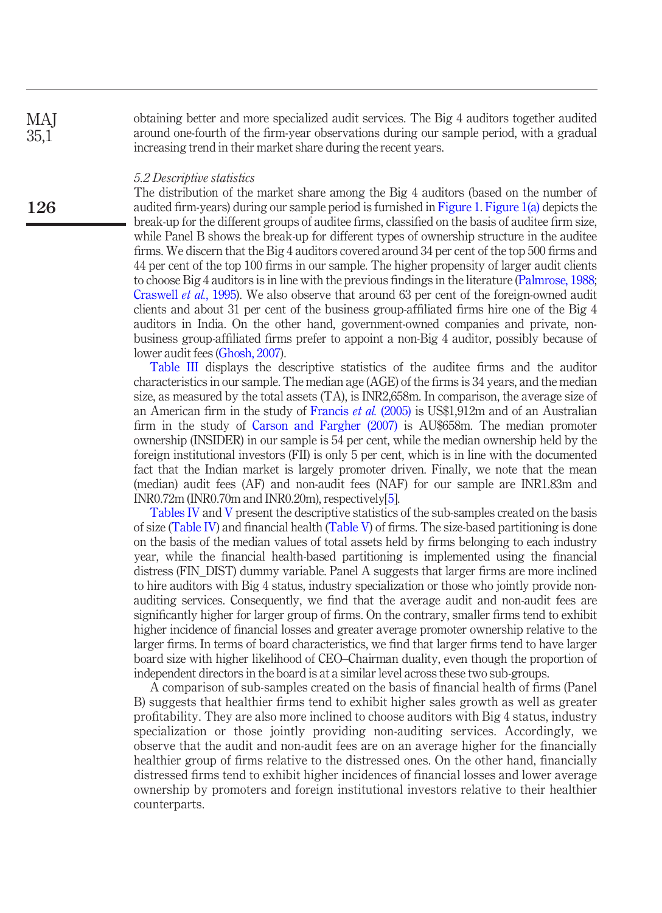obtaining better and more specialized audit services. The Big 4 auditors together audited around one-fourth of the firm-year observations during our sample period, with a gradual increasing trend in their market share during the recent years.

### 5.2 Descriptive statistics

The distribution of the market share among the Big 4 auditors (based on the number of audited firm-years) during our sample period is furnished in Figure 1. Figure 1(a) depicts the break-up for the different groups of auditee firms, classified on the basis of auditee firm size, while Panel B shows the break-up for different types of ownership structure in the auditee firms. We discern that the Big 4 auditors covered around 34 per cent of the top 500 firms and 44 per cent of the top 100 firms in our sample. The higher propensity of larger audit clients to choose Big 4 auditors is in line with the previous findings in the literature (Palmrose, 1988; Craswell *et al.*, 1995). We also observe that around 63 per cent of the foreign-owned audit clients and about 31 per cent of the business group-affiliated firms hire one of the Big 4 auditors in India. On the other hand, government-owned companies and private, non-business group-affiliated firms prefer to appoint a non-Big 4 auditor, possibly because of lower audit fees (Ghosh, 2007).

Table III displays the descriptive statistics of the auditee firms and the auditor characteristics in our sample. The median age (AGE) of the firms is 34 years, and the median size, as measured by the total assets (TA), is INR2,658m. In comparison, the average size of an American firm in the study of Francis *et al.* (2005) is US$1,912m and of an Australian firm in the study of Carson and Fargher (2007) is AU$658m. The median promoter ownership (INSIDER) in our sample is 54 per cent, while the median ownership held by the foreign institutional investors (FII) is only 5 per cent, which is in line with the documented fact that the Indian market is largely promoter driven. Finally, we note that the mean (median) audit fees (AF) and non-audit fees (NAF) for our sample are INR1.83m and INR0.72m (INR0.70m and INR0.20m), respectively[5].

Tables IV and V present the descriptive statistics of the sub-samples created on the basis of size (Table IV) and financial health (Table V) of firms. The size-based partitioning is done on the basis of the median values of total assets held by firms belonging to each industry year, while the financial health-based partitioning is implemented using the financial distress (FIN_DIST) dummy variable. Panel A suggests that larger firms are more inclined to hire auditors with Big 4 status, industry specialization or those who jointly provide non-auditing services. Consequently, we find that the average audit and non-audit fees are significantly higher for larger group of firms. On the contrary, smaller firms tend to exhibit higher incidence of financial losses and greater average promoter ownership relative to the larger firms. In terms of board characteristics, we find that larger firms tend to have larger board size with higher likelihood of CEO–Chairman duality, even though the proportion of independent directors in the board is at a similar level across these two sub-groups.

A comparison of sub-samples created on the basis of financial health of firms (Panel B) suggests that healthier firms tend to exhibit higher sales growth as well as greater profitability. They are also more inclined to choose auditors with Big 4 status, industry specialization or those jointly providing non-auditing services. Accordingly, we observe that the audit and non-audit fees are on an average higher for the financially healthier group of firms relative to the distressed ones. On the other hand, financially distressed firms tend to exhibit higher incidences of financial losses and lower average ownership by promoters and foreign institutional investors relative to their healthier counterparts.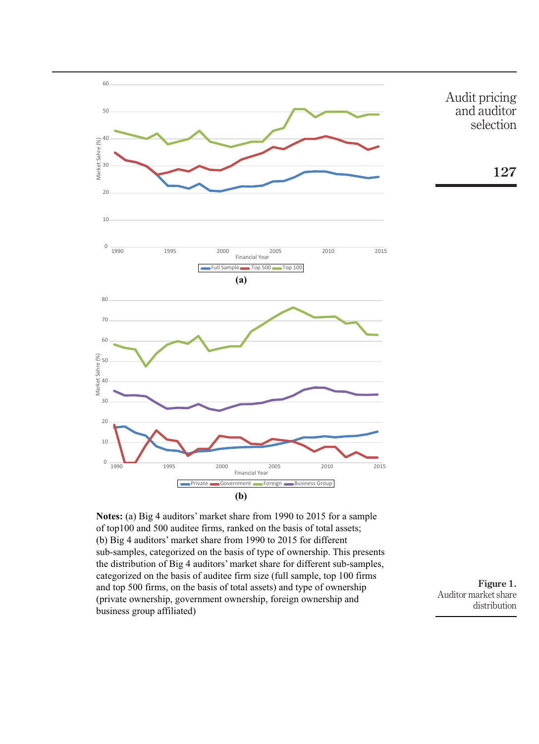**(a)**

**(b)**

**Notes:** (a) Big 4 auditors' market share from 1990 to 2015 for a sample of top100 and 500 auditee firms, ranked on the basis of total assets; (b) Big 4 auditors' market share from 1990 to 2015 for different sub-samples, categorized on the basis of type of ownership. This presents the distribution of Big 4 auditors' market share for different sub-samples, categorized on the basis of auditee firm size (full sample, top 100 firms and top 500 firms, on the basis of total assets) and type of ownership (private ownership, government ownership, foreign ownership and business group affiliated)

**Figure 1.** Auditor market share distribution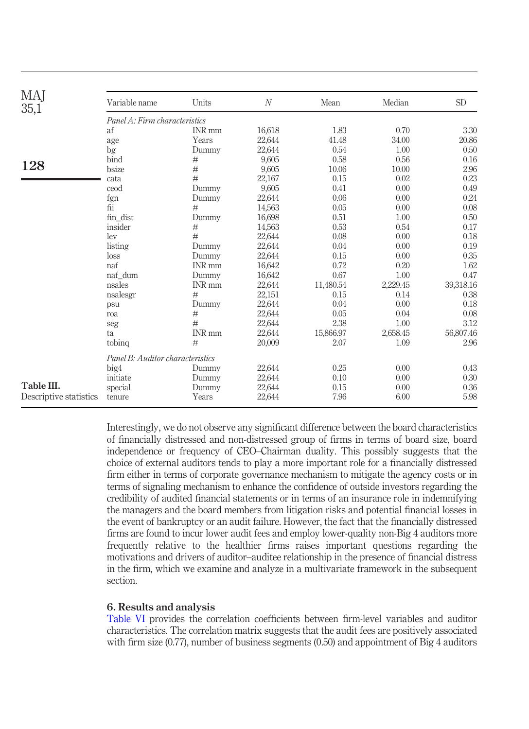**Table III.** Descriptive statistics

| Variable name | Units | N | Mean | Median | SD |
|---|---|---|---|---|---|
| *Panel A: Firm characteristics* | | | | | |
| af | INR mm | 16,618 | 1.83 | 0.70 | 3.30 |
| age | Years | 22,644 | 41.48 | 34.00 | 20.86 |
| bg | Dummy | 22,644 | 0.54 | 1.00 | 0.50 |
| bind | # | 9,605 | 0.58 | 0.56 | 0.16 |
| bsize | # | 9,605 | 10.06 | 10.00 | 2.96 |
| cata | # | 22,167 | 0.15 | 0.02 | 0.23 |
| ceod | Dummy | 9,605 | 0.41 | 0.00 | 0.49 |
| fgn | Dummy | 22,644 | 0.06 | 0.00 | 0.24 |
| fii | # | 14,563 | 0.05 | 0.00 | 0.08 |
| fin_dist | Dummy | 16,698 | 0.51 | 1.00 | 0.50 |
| insider | # | 14,563 | 0.53 | 0.54 | 0.17 |
| lev | # | 22,644 | 0.08 | 0.00 | 0.18 |
| listing | Dummy | 22,644 | 0.04 | 0.00 | 0.19 |
| loss | Dummy | 22,644 | 0.15 | 0.00 | 0.35 |
| naf | INR mm | 16,642 | 0.72 | 0.20 | 1.62 |
| naf_dum | Dummy | 16,642 | 0.67 | 1.00 | 0.47 |
| nsales | INR mm | 22,644 | 11,480.54 | 2,229.45 | 39,318.16 |
| nsalesgr | # | 22,151 | 0.15 | 0.14 | 0.38 |
| psu | Dummy | 22,644 | 0.04 | 0.00 | 0.18 |
| roa | # | 22,644 | 0.05 | 0.04 | 0.08 |
| seg | # | 22,644 | 2.38 | 1.00 | 3.12 |
| ta | INR mm | 22,644 | 15,866.97 | 2,658.45 | 56,807.46 |
| tobinq | # | 20,009 | 2.07 | 1.09 | 2.96 |
| *Panel B: Auditor characteristics* | | | | | |
| big4 | Dummy | 22,644 | 0.25 | 0.00 | 0.43 |
| initiate | Dummy | 22,644 | 0.10 | 0.00 | 0.30 |
| special | Dummy | 22,644 | 0.15 | 0.00 | 0.36 |
| tenure | Years | 22,644 | 7.96 | 6.00 | 5.98 |

Interestingly, we do not observe any significant difference between the board characteristics of financially distressed and non-distressed group of firms in terms of board size, board independence or frequency of CEO–Chairman duality. This possibly suggests that the choice of external auditors tends to play a more important role for a financially distressed firm either in terms of corporate governance mechanism to mitigate the agency costs or in terms of signaling mechanism to enhance the confidence of outside investors regarding the credibility of audited financial statements or in terms of an insurance role in indemnifying the managers and the board members from litigation risks and potential financial losses in the event of bankruptcy or an audit failure. However, the fact that the financially distressed firms are found to incur lower audit fees and employ lower-quality non-Big 4 auditors more frequently relative to the healthier firms raises important questions regarding the motivations and drivers of auditor–auditee relationship in the presence of financial distress in the firm, which we examine and analyze in a multivariate framework in the subsequent section.

## 6. Results and analysis

Table VI provides the correlation coefficients between firm-level variables and auditor characteristics. The correlation matrix suggests that the audit fees are positively associated with firm size (0.77), number of business segments (0.50) and appointment of Big 4 auditors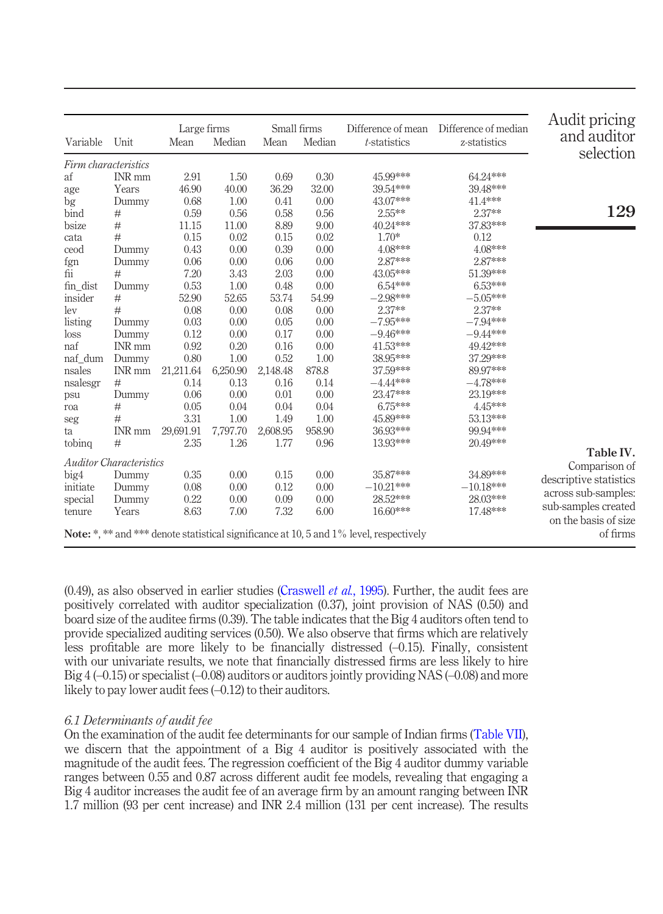**Table IV.** Comparison of descriptive statistics across sub-samples: sub-samples created on the basis of size of firms

| Variable | Unit | Large firms Mean | Large firms Median | Small firms Mean | Small firms Median | Difference of mean *t*-statistics | Difference of median z-statistics |
|---|---|---|---|---|---|---|---|
| *Firm characteristics* | | | | | | | |
| af | INR mm | 2.91 | 1.50 | 0.69 | 0.30 | 45.99*** | 64.24*** |
| age | Years | 46.90 | 40.00 | 36.29 | 32.00 | 39.54*** | 39.48*** |
| bg | Dummy | 0.68 | 1.00 | 0.41 | 0.00 | 43.07*** | 41.4*** |
| bind | # | 0.59 | 0.56 | 0.58 | 0.56 | 2.55** | 2.37** |
| bsize | # | 11.15 | 11.00 | 8.89 | 9.00 | 40.24*** | 37.83*** |
| cata | # | 0.15 | 0.02 | 0.15 | 0.02 | 1.70* | 0.12 |
| ceod | Dummy | 0.43 | 0.00 | 0.39 | 0.00 | 4.08*** | 4.08*** |
| fgn | Dummy | 0.06 | 0.00 | 0.06 | 0.00 | 2.87*** | 2.87*** |
| fii | # | 7.20 | 3.43 | 2.03 | 0.00 | 43.05*** | 51.39*** |
| fin_dist | Dummy | 0.53 | 1.00 | 0.48 | 0.00 | 6.54*** | 6.53*** |
| insider | # | 52.90 | 52.65 | 53.74 | 54.99 | −2.98*** | −5.05*** |
| lev | # | 0.08 | 0.00 | 0.08 | 0.00 | 2.37** | 2.37** |
| listing | Dummy | 0.03 | 0.00 | 0.05 | 0.00 | −7.95*** | −7.94*** |
| loss | Dummy | 0.12 | 0.00 | 0.17 | 0.00 | −9.46*** | −9.44*** |
| naf | INR mm | 0.92 | 0.20 | 0.16 | 0.00 | 41.53*** | 49.42*** |
| naf_dum | Dummy | 0.80 | 1.00 | 0.52 | 1.00 | 38.95*** | 37.29*** |
| nsales | INR mm | 21,211.64 | 6,250.90 | 2,148.48 | 878.8 | 37.59*** | 89.97*** |
| nsalesgr | # | 0.14 | 0.13 | 0.16 | 0.14 | −4.44*** | −4.78*** |
| psu | Dummy | 0.06 | 0.00 | 0.01 | 0.00 | 23.47*** | 23.19*** |
| roa | # | 0.05 | 0.04 | 0.04 | 0.04 | 6.75*** | 4.45*** |
| seg | # | 3.31 | 1.00 | 1.49 | 1.00 | 45.89*** | 53.13*** |
| ta | INR mm | 29,691.91 | 7,797.70 | 2,608.95 | 958.90 | 36.93*** | 99.94*** |
| tobinq | # | 2.35 | 1.26 | 1.77 | 0.96 | 13.93*** | 20.49*** |
| *Auditor Characteristics* | | | | | | | |
| big4 | Dummy | 0.35 | 0.00 | 0.15 | 0.00 | 35.87*** | 34.89*** |
| initiate | Dummy | 0.08 | 0.00 | 0.12 | 0.00 | −10.21*** | −10.18*** |
| special | Dummy | 0.22 | 0.00 | 0.09 | 0.00 | 28.52*** | 28.03*** |
| tenure | Years | 8.63 | 7.00 | 7.32 | 6.00 | 16.60*** | 17.48*** |

**Note:** *, ** and *** denote statistical significance at 10, 5 and 1% level, respectively

(0.49), as also observed in earlier studies (Craswell *et al.*, 1995). Further, the audit fees are positively correlated with auditor specialization (0.37), joint provision of NAS (0.50) and board size of the auditee firms (0.39). The table indicates that the Big 4 auditors often tend to provide specialized auditing services (0.50). We also observe that firms which are relatively less profitable are more likely to be financially distressed (–0.15). Finally, consistent with our univariate results, we note that financially distressed firms are less likely to hire Big 4 (–0.15) or specialist (–0.08) auditors or auditors jointly providing NAS (–0.08) and more likely to pay lower audit fees (–0.12) to their auditors.

### *6.1 Determinants of audit fee*

On the examination of the audit fee determinants for our sample of Indian firms (Table VII), we discern that the appointment of a Big 4 auditor is positively associated with the magnitude of the audit fees. The regression coefficient of the Big 4 auditor dummy variable ranges between 0.55 and 0.87 across different audit fee models, revealing that engaging a Big 4 auditor increases the audit fee of an average firm by an amount ranging between INR 1.7 million (93 per cent increase) and INR 2.4 million (131 per cent increase). The results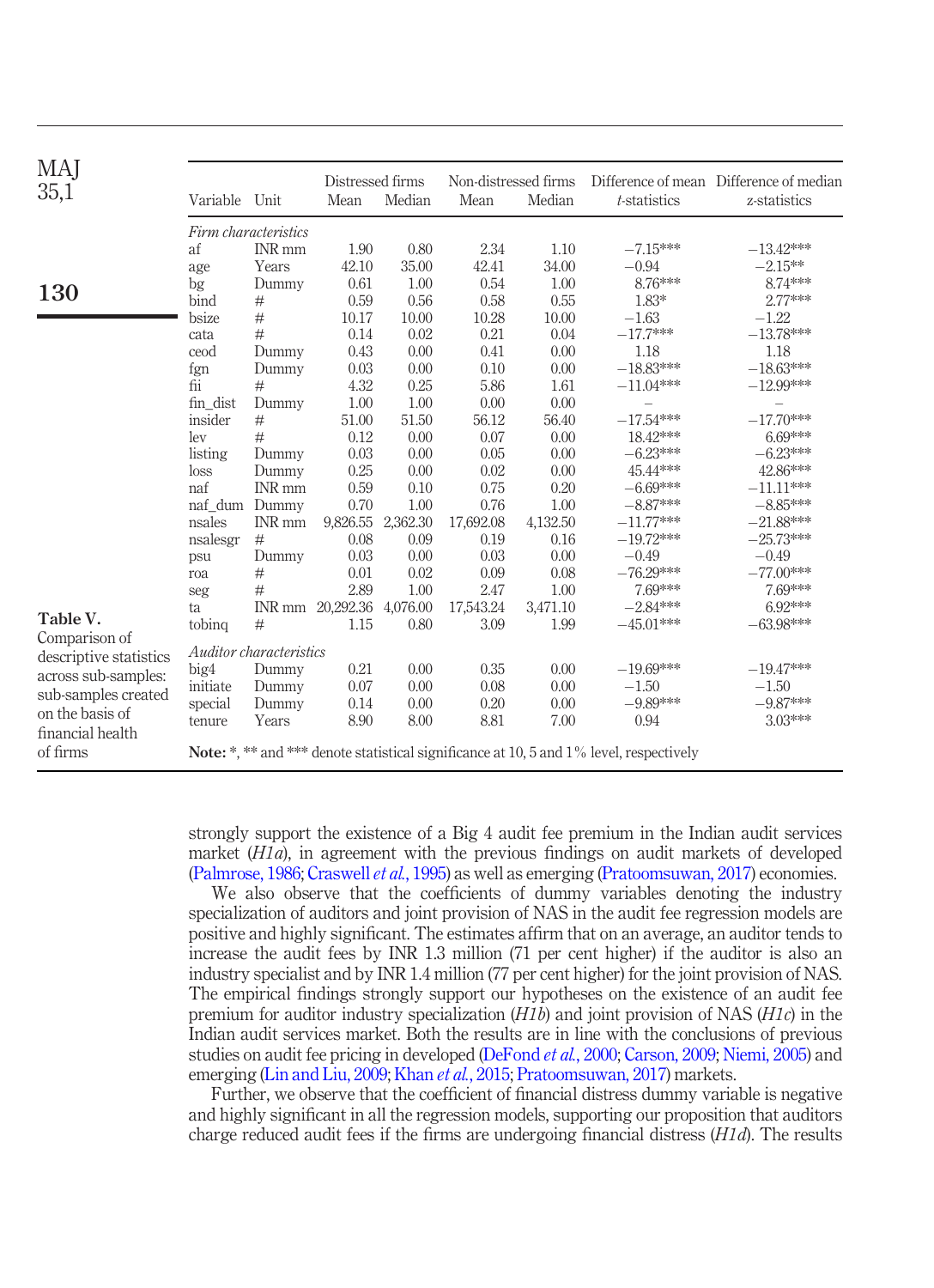**Table V.** Comparison of descriptive statistics across sub-samples: sub-samples created on the basis of financial health of firms

| Variable | Unit | Distressed firms | | Non-distressed firms | | Difference of mean | Difference of median |
|---|---|---|---|---|---|---|---|
| | | Mean | Median | Mean | Median | *t*-statistics | *z*-statistics |
| *Firm characteristics* | | | | | | | |
| af | INR mm | 1.90 | 0.80 | 2.34 | 1.10 | −7.15*** | −13.42*** |
| age | Years | 42.10 | 35.00 | 42.41 | 34.00 | −0.94 | −2.15** |
| bg | Dummy | 0.61 | 1.00 | 0.54 | 1.00 | 8.76*** | 8.74*** |
| bind | # | 0.59 | 0.56 | 0.58 | 0.55 | 1.83* | 2.77*** |
| bsize | # | 10.17 | 10.00 | 10.28 | 10.00 | −1.63 | −1.22 |
| cata | # | 0.14 | 0.02 | 0.21 | 0.04 | −17.7*** | −13.78*** |
| ceod | Dummy | 0.43 | 0.00 | 0.41 | 0.00 | 1.18 | 1.18 |
| fgn | Dummy | 0.03 | 0.00 | 0.10 | 0.00 | −18.83*** | −18.63*** |
| fii | # | 4.32 | 0.25 | 5.86 | 1.61 | −11.04*** | −12.99*** |
| fin_dist | Dummy | 1.00 | 1.00 | 0.00 | 0.00 | – | – |
| insider | # | 51.00 | 51.50 | 56.12 | 56.40 | −17.54*** | −17.70*** |
| lev | # | 0.12 | 0.00 | 0.07 | 0.00 | 18.42*** | 6.69*** |
| listing | Dummy | 0.03 | 0.00 | 0.05 | 0.00 | −6.23*** | −6.23*** |
| loss | Dummy | 0.25 | 0.00 | 0.02 | 0.00 | 45.44*** | 42.86*** |
| naf | INR mm | 0.59 | 0.10 | 0.75 | 0.20 | −6.69*** | −11.11*** |
| naf_dum | Dummy | 0.70 | 1.00 | 0.76 | 1.00 | −8.87*** | −8.85*** |
| nsales | INR mm | 9,826.55 | 2,362.30 | 17,692.08 | 4,132.50 | −11.77*** | −21.88*** |
| nsalesgr | # | 0.08 | 0.09 | 0.19 | 0.16 | −19.72*** | −25.73*** |
| psu | Dummy | 0.03 | 0.00 | 0.03 | 0.00 | −0.49 | −0.49 |
| roa | # | 0.01 | 0.02 | 0.09 | 0.08 | −76.29*** | −77.00*** |
| seg | # | 2.89 | 1.00 | 2.47 | 1.00 | 7.69*** | 7.69*** |
| ta | INR mm | 20,292.36 | 4,076.00 | 17,543.24 | 3,471.10 | −2.84*** | 6.92*** |
| tobinq | # | 1.15 | 0.80 | 3.09 | 1.99 | −45.01*** | −63.98*** |
| *Auditor characteristics* | | | | | | | |
| big4 | Dummy | 0.21 | 0.00 | 0.35 | 0.00 | −19.69*** | −19.47*** |
| initiate | Dummy | 0.07 | 0.00 | 0.08 | 0.00 | −1.50 | −1.50 |
| special | Dummy | 0.14 | 0.00 | 0.20 | 0.00 | −9.89*** | −9.87*** |
| tenure | Years | 8.90 | 8.00 | 8.81 | 7.00 | 0.94 | 3.03*** |

**Note:** *, ** and *** denote statistical significance at 10, 5 and 1% level, respectively

strongly support the existence of a Big 4 audit fee premium in the Indian audit services market (*H1a*), in agreement with the previous findings on audit markets of developed (Palmrose, 1986; Craswell *et al.*, 1995) as well as emerging (Pratoomsuwan, 2017) economies.

We also observe that the coefficients of dummy variables denoting the industry specialization of auditors and joint provision of NAS in the audit fee regression models are positive and highly significant. The estimates affirm that on an average, an auditor tends to increase the audit fees by INR 1.3 million (71 per cent higher) if the auditor is also an industry specialist and by INR 1.4 million (77 per cent higher) for the joint provision of NAS. The empirical findings strongly support our hypotheses on the existence of an audit fee premium for auditor industry specialization (*H1b*) and joint provision of NAS (*H1c*) in the Indian audit services market. Both the results are in line with the conclusions of previous studies on audit fee pricing in developed (DeFond *et al.*, 2000; Carson, 2009; Niemi, 2005) and emerging (Lin and Liu, 2009; Khan *et al.*, 2015; Pratoomsuwan, 2017) markets.

Further, we observe that the coefficient of financial distress dummy variable is negative and highly significant in all the regression models, supporting our proposition that auditors charge reduced audit fees if the firms are undergoing financial distress (*H1d*). The results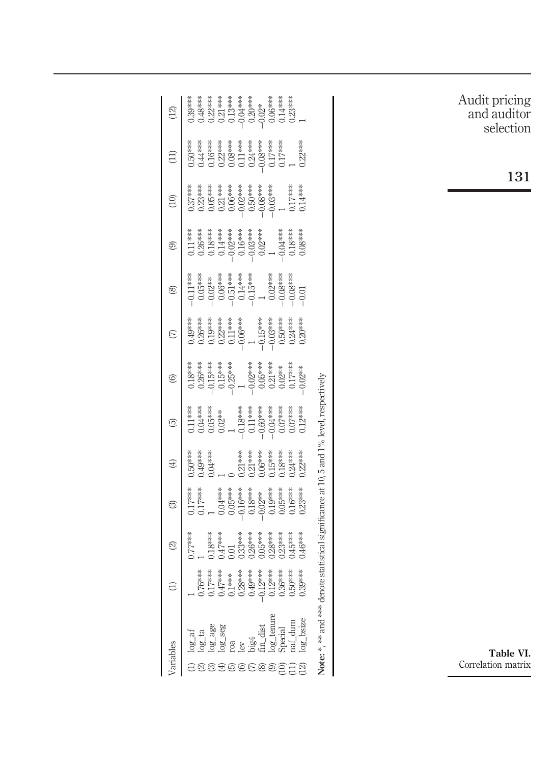Table VI. Correlation matrix

| Variables | (1) | (2) | (3) | (4) | (5) | (6) | (7) | (8) | (9) | (10) | (11) | (12) |
|---|---|---|---|---|---|---|---|---|---|---|---|---|
| (1) log_af | 1 | 0.77*** | 0.17*** | 0.50*** | 0.11*** | 0.18*** | 0.49*** | −0.11*** | 0.11*** | 0.37*** | 0.50*** | 0.39*** |
| (2) log_ta | 0.76*** | 1 | 0.17*** | 0.49*** | 0.04*** | 0.26*** | 0.26*** | 0.05*** | 0.26*** | 0.23*** | 0.44*** | 0.48*** |
| (3) log_age | 0.17*** | 0.18*** | 1 | 0.04*** | 0.05*** | −0.15*** | 0.19*** | −0.02** | 0.18*** | 0.05*** | 0.16*** | 0.22*** |
| (4) log_seg | 0.47*** | 0.47*** | 0.04*** | 1 | 0.02** | 0.15*** | 0.22*** | 0.06*** | 0.14*** | 0.21*** | 0.22*** | 0.21*** |
| (5) roa | 0.1*** | 0.01 | 0.05*** | 0 | 1 | −0.25*** | 0.11*** | −0.51*** | −0.02*** | 0.06*** | 0.08*** | 0.13*** |
| (6) lev | 0.28*** | 0.33*** | −0.16*** | 0.21*** | −0.18*** | 1 | −0.06*** | 0.14*** | 0.16*** | −0.02*** | 0.11*** | −0.04*** |
| (7) big4 | 0.49*** | 0.26*** | 0.18*** | 0.21*** | 0.11*** | −0.02*** | 1 | −0.15*** | −0.03*** | 0.50*** | 0.24*** | 0.20*** |
| (8) fin_dist | −0.12*** | 0.05*** | −0.02** | 0.06*** | −0.60*** | 0.05*** | −0.15*** | 1 | 0.02*** | −0.08*** | −0.08*** | −0.02* |
| (9) log_tenure | 0.12*** | 0.28*** | 0.19*** | 0.15*** | −0.04*** | 0.21*** | −0.03*** | 0.02*** | 1 | −0.03*** | 0.17*** | 0.06*** |
| (10) Special | 0.36*** | 0.23*** | 0.05*** | 0.18*** | 0.07*** | 0.02** | 0.50*** | −0.08*** | −0.04*** | 1 | 0.17*** | 0.14*** |
| (11) naf_dum | 0.50*** | 0.45*** | 0.16*** | 0.24*** | 0.07*** | 0.17*** | 0.24*** | −0.08*** | 0.18*** | 0.17*** | 1 | 0.23*** |
| (12) log_bsize | 0.39*** | 0.46*** | 0.23*** | 0.22*** | 0.12*** | −0.02** | 0.20*** | −0.01 | 0.08*** | 0.14*** | 0.22*** | 1 |

**Note:** *, ** and *** denote statistical significance at 10, 5 and 1% level, respectively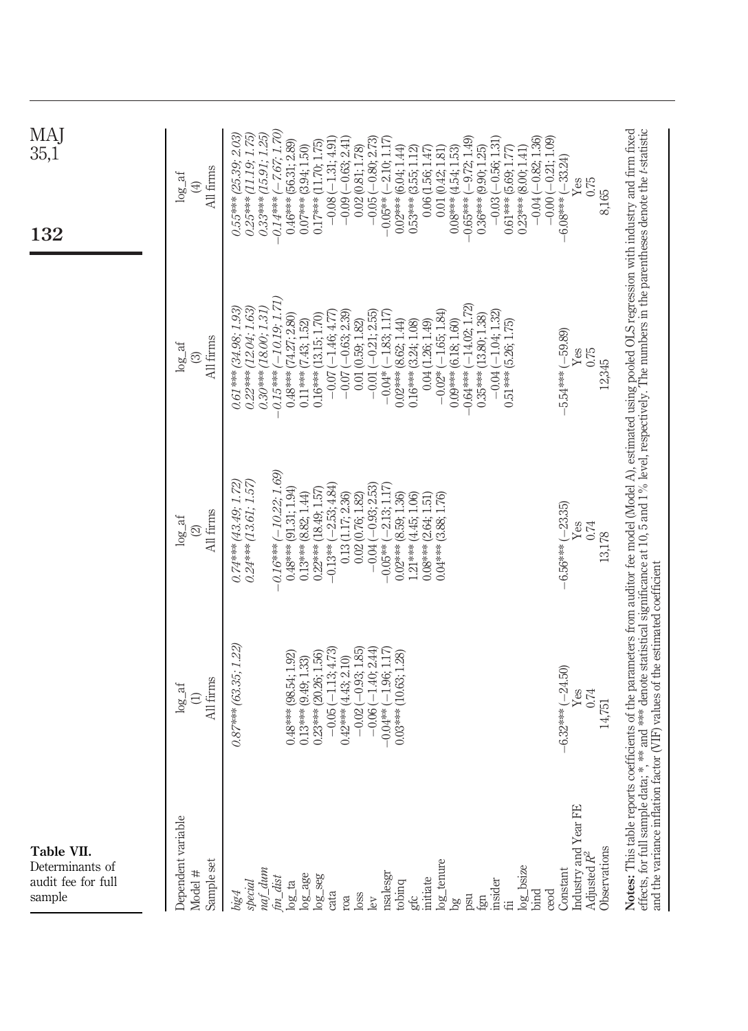**Table VII.** Determinants of audit fee for full sample

| Dependent variable | log_af | log_af | log_af | log_af |
|---|---|---|---|---|
| Model # | (1) | (2) | (3) | (4) |
| Sample set | All firms | All firms | All firms | All firms |
| *big4* | *0.87*** (63.35; 1.22)* | *0.74*** (43.49; 1.72)* | *0.61*** (34.98; 1.93)* | *0.55*** (25.39; 2.03)* |
| *special* | | *0.24*** (13.61; 1.57)* | *0.22*** (12.04; 1.63)* | *0.25*** (11.19; 1.75)* |
| *naf_dum* | | | *0.30*** (18.00; 1.31)* | *0.33*** (15.91; 1.25)* |
| *fin_dist* | | −0.16*** (−10.22; 1.69) | −0.15*** (−10.19; 1.71) | −0.14*** (−7.67; 1.70) |
| log_ta | 0.48*** (98.54; 1.92) | 0.48*** (91.31; 1.94) | 0.48*** (74.27; 2.80) | 0.46*** (56.31; 2.89) |
| log_age | 0.13*** (9.49; 1.33) | 0.13*** (8.82; 1.44) | 0.11*** (7.43; 1.52) | 0.07*** (3.94; 1.50) |
| log_seg | 0.23*** (20.26; 1.56) | 0.22*** (18.49; 1.57) | 0.16*** (13.15; 1.70) | 0.17*** (11.70; 1.75) |
| cata | −0.05 (−1.13; 4.73) | −0.13** (−2.53; 4.84) | −0.07 (−1.46; 4.77) | −0.08 (−1.31; 4.91) |
| roa | 0.42*** (4.43; 2.10) | 0.13 (1.17; 2.36) | −0.07 (−0.63; 2.39) | −0.09 (−0.63; 2.41) |
| loss | −0.02 (−0.93; 1.85) | 0.02 (0.76; 1.82) | 0.01 (0.59; 1.82) | 0.02 (0.81; 1.78) |
| lev | −0.06 (−1.40; 2.44) | −0.04 (−0.93; 2.53) | −0.01 (−0.21; 2.55) | −0.05 (−0.80; 2.73) |
| nsalesgr | −0.04** (−1.96; 1.17) | −0.05** (−2.13; 1.17) | −0.04* (−1.83; 1.17) | −0.05** (−2.10; 1.17) |
| tobinq | 0.03*** (10.63; 1.28) | 0.02*** (8.59; 1.36) | 0.02*** (8.62; 1.44) | 0.02*** (6.04; 1.44) |
| gfc | | 1.21*** (4.45; 1.06) | 0.16*** (3.24; 1.08) | 0.53*** (3.55; 1.12) |
| initiate | | 0.08*** (2.64; 1.51) | 0.04 (1.26; 1.49) | 0.06 (1.56; 1.47) |
| log_tenure | | 0.04*** (3.88; 1.76) | −0.02* (−1.65; 1.84) | 0.01 (0.42; 1.81) |
| bg | | | 0.09*** (6.18; 1.60) | 0.08*** (4.54; 1.53) |
| psu | | | −0.64*** (−14.02; 1.72) | −0.65*** (−9.72; 1.49) |
| fgn | | | 0.35*** (13.80; 1.38) | 0.36*** (9.90; 1.25) |
| insider | | | −0.04 (−1.04; 1.32) | −0.03 (−0.56; 1.31) |
| fii | | | 0.51*** (5.26; 1.75) | 0.61*** (5.69; 1.77) |
| log_bsize | | | | 0.23*** (8.00; 1.41) |
| bind | | | | −0.04 (−0.82; 1.36) |
| ceod | | | | −0.00 (−0.21; 1.09) |
| Constant | −6.32*** (−24.50) | −6.56*** (−23.35) | −5.54*** (−59.89) | −6.08*** (−33.24) |
| Industry and Year FE | Yes | Yes | Yes | Yes |
| Adjusted $R^2$ | 0.74 | 0.74 | 0.75 | 0.75 |
| Observations | 14,751 | 13,178 | 12,345 | 8,165 |

**Notes:** This table reports coefficients of the parameters from auditor fee model (Model A), estimated using pooled OLS regression with industry and firm fixed effects, for full sample data; *, ** and *** denote statistical significance at 10, 5 and 1% level, respectively. The numbers in the parentheses denote the *t*-statistic and the variance inflation factor (VIF) values of the estimated coefficient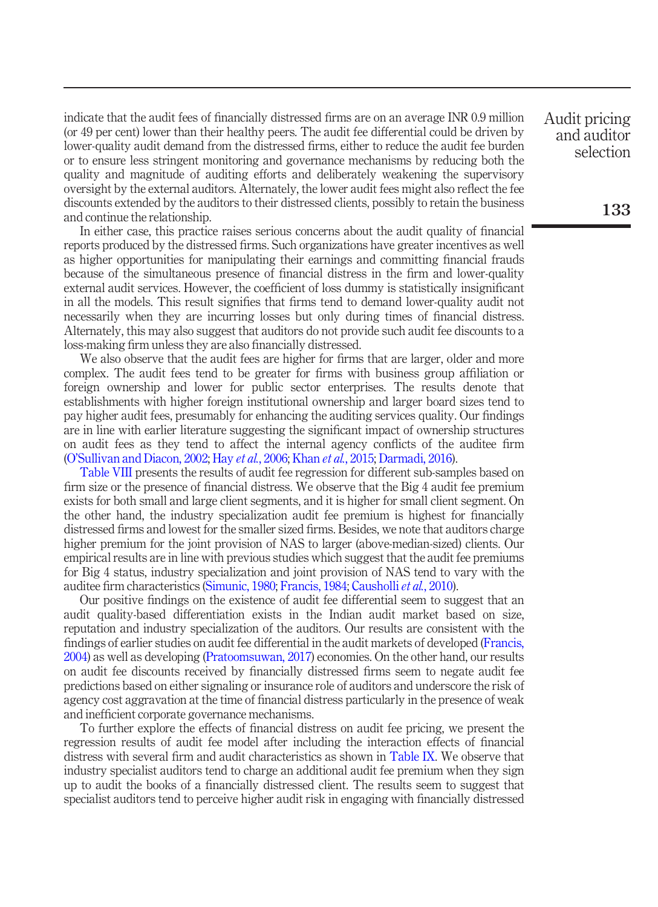indicate that the audit fees of financially distressed firms are on an average INR 0.9 million (or 49 per cent) lower than their healthy peers. The audit fee differential could be driven by lower-quality audit demand from the distressed firms, either to reduce the audit fee burden or to ensure less stringent monitoring and governance mechanisms by reducing both the quality and magnitude of auditing efforts and deliberately weakening the supervisory oversight by the external auditors. Alternately, the lower audit fees might also reflect the fee discounts extended by the auditors to their distressed clients, possibly to retain the business and continue the relationship.

In either case, this practice raises serious concerns about the audit quality of financial reports produced by the distressed firms. Such organizations have greater incentives as well as higher opportunities for manipulating their earnings and committing financial frauds because of the simultaneous presence of financial distress in the firm and lower-quality external audit services. However, the coefficient of loss dummy is statistically insignificant in all the models. This result signifies that firms tend to demand lower-quality audit not necessarily when they are incurring losses but only during times of financial distress. Alternately, this may also suggest that auditors do not provide such audit fee discounts to a loss-making firm unless they are also financially distressed.

We also observe that the audit fees are higher for firms that are larger, older and more complex. The audit fees tend to be greater for firms with business group affiliation or foreign ownership and lower for public sector enterprises. The results denote that establishments with higher foreign institutional ownership and larger board sizes tend to pay higher audit fees, presumably for enhancing the auditing services quality. Our findings are in line with earlier literature suggesting the significant impact of ownership structures on audit fees as they tend to affect the internal agency conflicts of the auditee firm (O'Sullivan and Diacon, 2002; Hay *et al.*, 2006; Khan *et al.*, 2015; Darmadi, 2016).

Table VIII presents the results of audit fee regression for different sub-samples based on firm size or the presence of financial distress. We observe that the Big 4 audit fee premium exists for both small and large client segments, and it is higher for small client segment. On the other hand, the industry specialization audit fee premium is highest for financially distressed firms and lowest for the smaller sized firms. Besides, we note that auditors charge higher premium for the joint provision of NAS to larger (above-median-sized) clients. Our empirical results are in line with previous studies which suggest that the audit fee premiums for Big 4 status, industry specialization and joint provision of NAS tend to vary with the auditee firm characteristics (Simunic, 1980; Francis, 1984; Causholli *et al.*, 2010).

Our positive findings on the existence of audit fee differential seem to suggest that an audit quality-based differentiation exists in the Indian audit market based on size, reputation and industry specialization of the auditors. Our results are consistent with the findings of earlier studies on audit fee differential in the audit markets of developed (Francis, 2004) as well as developing (Pratoomsuwan, 2017) economies. On the other hand, our results on audit fee discounts received by financially distressed firms seem to negate audit fee predictions based on either signaling or insurance role of auditors and underscore the risk of agency cost aggravation at the time of financial distress particularly in the presence of weak and inefficient corporate governance mechanisms.

To further explore the effects of financial distress on audit fee pricing, we present the regression results of audit fee model after including the interaction effects of financial distress with several firm and audit characteristics as shown in Table IX. We observe that industry specialist auditors tend to charge an additional audit fee premium when they sign up to audit the books of a financially distressed client. The results seem to suggest that specialist auditors tend to perceive higher audit risk in engaging with financially distressed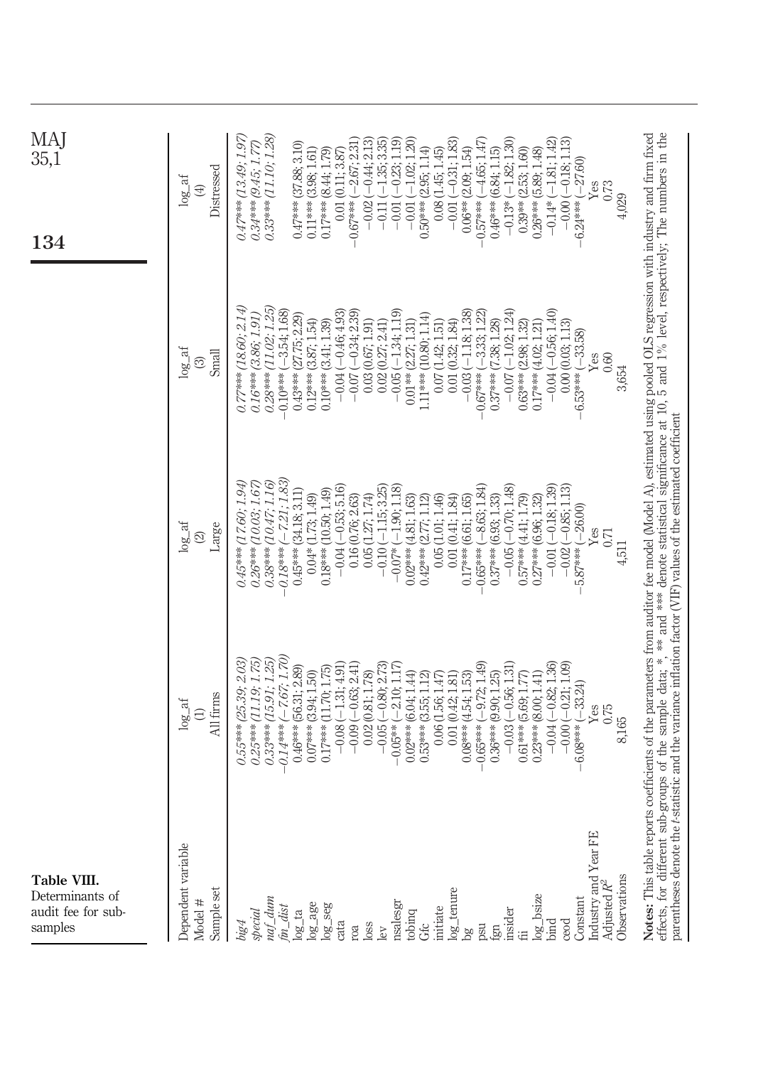**Table VIII.** Determinants of audit fee for sub-samples

| Dependent variable | log_af | log_af | log_af | log_af |
|---|---|---|---|---|
| Model # | (1) | (2) | (3) | (4) |
| Sample set | All firms | Large | Small | Distressed |
| *big4* | *0.55\*\*\* (25.39; 2.03)* | *0.45\*\*\* (17.60; 1.94)* | *0.77\*\*\* (18.60; 2.14)* | *0.47\*\*\* (13.49; 1.97)* |
| *special* | *0.25\*\*\* (11.19; 1.75)* | *0.26\*\*\* (10.03; 1.67)* | *0.16\*\*\* (3.86; 1.91)* | *0.34\*\*\* (9.45; 1.77)* |
| *naf_dum* | *0.33\*\*\* (15.91; 1.25)* | *0.38\*\*\* (10.47; 1.16)* | *0.28\*\*\* (11.02; 1.25)* | *0.33\*\*\* (11.10; 1.28)* |
| *fin_dist* | *−0.14\*\*\* (−7.67; 1.70)* | *−0.18\*\*\* (−7.21; 1.83)* | −0.10\*\*\* (−3.54; 1.68) | |
| log_ta | 0.46\*\*\* (56.31; 2.89) | 0.45\*\*\* (34.18; 3.11) | 0.43\*\*\* (27.75; 2.29) | 0.47\*\*\* (37.88; 3.10) |
| log_age | 0.07\*\*\* (3.94; 1.50) | 0.04\* (1.73; 1.49) | 0.12\*\*\* (3.87; 1.54) | 0.11\*\*\* (3.98; 1.61) |
| log_seg | 0.17\*\*\* (11.70; 1.75) | 0.18\*\*\* (10.50; 1.49) | 0.10\*\*\* (3.41; 1.39) | 0.17\*\*\* (8.44; 1.79) |
| cata | −0.08 (−1.31; 4.91) | −0.04 (−0.53; 5.16) | −0.04 (−0.46; 4.93) | 0.01 (0.11; 3.87) |
| roa | −0.09 (−0.63; 2.41) | 0.16 (0.76; 2.63) | −0.07 (−0.34; 2.39) | −0.67\*\*\* (−2.67; 2.31) |
| loss | 0.02 (0.81; 1.78) | 0.05 (1.27; 1.74) | 0.03 (0.67; 1.91) | −0.02 (−0.44; 2.13) |
| lev | −0.05 (−0.80; 2.73) | −0.10 (−1.15; 3.25) | 0.02 (0.27; 2.41) | −0.11 (−1.35; 3.35) |
| nsalesgr | −0.05\*\* (−2.10; 1.17) | −0.07\* (−1.90; 1.18) | −0.05 (−1.34; 1.19) | −0.01 (−0.23; 1.19) |
| tobinq | 0.02\*\*\* (6.04; 1.44) | 0.02\*\*\* (4.81; 1.63) | 0.01\*\* (2.27; 1.31) | −0.01 (−1.02; 1.20) |
| Gfc | 0.53\*\*\* (3.55; 1.12) | 0.42\*\*\* (2.77; 1.12) | 1.11\*\*\* (10.80; 1.14) | 0.50\*\*\* (2.95; 1.14) |
| initiate | 0.06 (1.56; 1.47) | 0.05 (1.01; 1.46) | 0.07 (1.42; 1.51) | 0.08 (1.45; 1.45) |
| log_tenure | 0.01 (0.41; 1.81) | 0.01 (0.41; 1.84) | 0.01 (0.32; 1.84) | −0.01 (−0.31; 1.83) |
| bg | 0.08\*\*\* (4.54; 1.53) | 0.17\*\*\* (6.61; 1.65) | −0.03 (−1.18; 1.38) | 0.06\*\* (2.09; 1.54) |
| psu | −0.65\*\*\* (−9.72; 1.49) | −0.65\*\*\* (−8.63; 1.84) | −0.67\*\*\* (−3.33; 1.22) | −0.57\*\*\* (−4.65; 1.47) |
| fgn | 0.36\*\*\* (9.90; 1.25) | 0.37\*\*\* (6.93; 1.33) | 0.37\*\*\* (7.38; 1.28) | 0.46\*\*\* (6.84; 1.15) |
| insider | −0.03 (−0.56; 1.31) | −0.05 (−0.70; 1.48) | −0.07 (−1.02; 1.24) | −0.13\* (−1.82; 1.30) |
| fii | 0.61\*\*\* (5.69; 1.77) | 0.57\*\*\* (4.41; 1.79) | 0.63\*\*\* (2.98; 1.32) | 0.39\*\* (2.53; 1.60) |
| log_bsize | 0.23\*\*\* (8.00; 1.41) | 0.27\*\*\* (6.96; 1.32) | 0.17\*\*\* (4.02; 1.21) | 0.26\*\*\* (5.89; 1.48) |
| bind | −0.04 (−0.82; 1.36) | −0.01 (−0.18; 1.39) | −0.04 (−0.56; 1.40) | −0.14\* (−1.81; 1.42) |
| ceod | −0.00 (−0.21; 1.09) | −0.02 (−0.85; 1.13) | 0.00 (0.03; 1.13) | −0.00 (−0.18; 1.13) |
| Constant | −6.08\*\*\* (−33.24) | −5.87\*\*\* (−26.00) | −6.53\*\*\* (−33.58) | −6.24\*\*\* (−27.60) |
| Industry and Year FE | Yes | Yes | Yes | Yes |
| Adjusted $R^2$ | 0.75 | 0.71 | 0.60 | 0.73 |
| Observations | 8,165 | 4,511 | 3,654 | 4,029 |

**Notes:** This table reports coefficients of the parameters from auditor fee model (Model A), estimated using pooled OLS regression with industry and firm fixed effects, for different sub-groups of the sample data; \*, \*\* and \*\*\* denote statistical significance at 10, 5 and 1% level, respectively; The numbers in the parentheses denote the *t*-statistic and the variance inflation factor (VIF) values of the estimated coefficient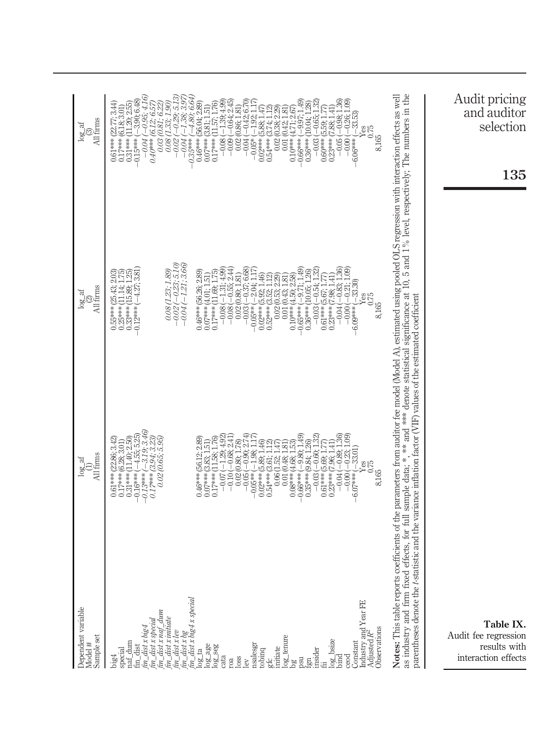**Table IX.** Audit fee regression results with interaction effects

| Dependent variable | log_af | log_af | log_af |
|---|---|---|---|
| Model # | (1) | (2) | (3) |
| Sample set | All firms | All firms | All firms |
| big4 | 0.61*** (22.86; 3.42) | 0.55*** (25.43; 2.03) | 0.61*** (22.77; 3.44) |
| special | 0.17*** (6.28; 3.01) | 0.25*** (11.14; 1.75) | 0.17*** (6.18; 3.01) |
| naf_dum | 0.31*** (11.40; 2.50) | 0.33*** (15.89; 1.25) | 0.31*** (11.20; 2.55) |
| fin_dist | −0.16*** (−4.55; 5.25) | −0.12*** (−4.27; 3.81) | −0.15*** (−3.90; 6.48) |
| *fin_dist x big4* | *−0.13*** (−3.19; 3.46)* | | *−0.04 (−0.95; 4.16)* |
| *fin_dist x special* | *0.17*** (3.94; 3.23)* | | *0.40*** (6.12; 6.57)* |
| *fin_dist x naf_dum* | *0.02 (0.65; 5.95)* | | *0.03 (0.81; 6.22)* |
| *fin_dist x initiate* | | *0.08 (1.23; 1.89)* | *0.08 (1.33; 1.90)* |
| *fin_dist x lev* | | *−0.02 (−0.23; 5.10)* | *−0.02 (−0.29; 5.13)* |
| *fin_dist x bg* | | *−0.04 (−1.21; 3.66)* | *−0.04 (−1.38; 3.97)* |
| *fin_dist x big4 x special* | | | *−0.35*** (−4.80; 6.64)* |
| log_ta | 0.46*** (56.12; 2.89) | 0.46*** (56.26; 2.89) | 0.46*** (56.04; 2.89) |
| log_age | 0.07*** (3.83; 1.51) | 0.07*** (4.01; 1.51) | 0.07*** (3.81; 1.51) |
| log_seg | 0.17*** (11.58; 1.76) | 0.17*** (11.69; 1.75) | 0.17*** (11.57; 1.76) |
| cata | −0.07 (−1.29; 4.92) | −0.08 (−1.31; 4.99) | −0.08 (−1.39; 4.99) |
| roa | −0.10 (−0.68; 2.41) | −0.08 (−0.55; 2.44) | −0.09 (−0.64; 2.45) |
| loss | 0.02 (0.80; 1.78) | 0.02 (0.80; 1.81) | 0.02 (0.86; 1.81) |
| lev | −0.05 (−0.90; 2.74) | −0.03 (−0.37; 6.68) | −0.04 (−0.42; 6.70) |
| nsalesgr | −0.05** (−1.98; 1.17) | −0.05** (−2.04; 1.17) | −0.05* (−1.92; 1.17) |
| tobinq | 0.02*** (5.89; 1.46) | 0.02*** (5.92; 1.46) | 0.02*** (5.88; 1.47) |
| gfc | 0.54*** (3.61; 1.12) | 0.52*** (3.52; 1.12) | 0.54*** (3.74; 1.12) |
| initiate | 0.06 (1.52; 1.47) | 0.02 (0.53; 2.29) | 0.02 (0.38; 2.29) |
| log_tenure | 0.01 (0.48; 1.81) | 0.01 (0.43; 1.81) | 0.01 (0.42; 1.81) |
| bg | 0.08*** (4.68; 1.53) | 0.10*** (4.50; 2.58) | 0.10*** (4.71; 2.67) |
| psu | −0.66*** (−9.80; 1.49) | −0.65*** (−9.71; 1.49) | −0.66*** (−9.97; 1.49) |
| fgn | 0.35*** (9.84; 1.26) | 0.36*** (10.05; 1.26) | 0.36*** (10.04; 1.28) |
| insider | −0.03 (−0.60; 1.32) | −0.03 (−0.54; 1.32) | −0.03 (−0.65; 1.32) |
| fii | 0.61*** (5.69; 1.77) | 0.61*** (5.67; 1.77) | 0.60*** (5.59; 1.77) |
| log_bsize | 0.23*** (7.96; 1.41) | 0.23*** (7.98; 1.41) | 0.23*** (7.88; 1.41) |
| bind | −0.04 (−0.89; 1.36) | −0.04 (−0.83; 1.36) | −0.05 (−0.98; 1.36) |
| ceod | −0.00 (−0.23; 1.09) | −0.00 (−0.21; 1.09) | −0.00 (−0.26; 1.09) |
| Constant | −6.07*** (−33.01) | −6.09*** (−33.30) | −6.06*** (−33.53) |
| Industry and Year FE | Yes | Yes | Yes |
| Adjusted $R^2$ | 0.75 | 0.75 | 0.75 |
| Observations | 8,165 | 8,165 | 8,165 |

**Notes:** This table reports coefficients of the parameters from auditor fee model (Model A), estimated using pooled OLS regression with interaction effects as well as industry and firm fixed effects, for full sample data; *, ** and *** denote statistical significance at 10, 5 and 1% level, respectively; The numbers in the parentheses denote the *t*-statistic and the variance inflation factor (VIF) values of the estimated coefficient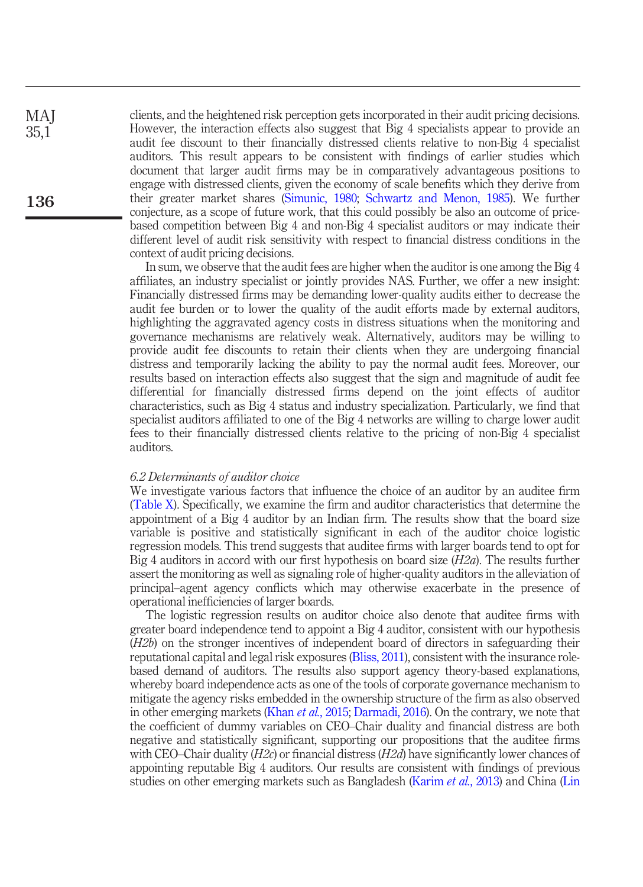clients, and the heightened risk perception gets incorporated in their audit pricing decisions. However, the interaction effects also suggest that Big 4 specialists appear to provide an audit fee discount to their financially distressed clients relative to non-Big 4 specialist auditors. This result appears to be consistent with findings of earlier studies which document that larger audit firms may be in comparatively advantageous positions to engage with distressed clients, given the economy of scale benefits which they derive from their greater market shares (Simunic, 1980; Schwartz and Menon, 1985). We further conjecture, as a scope of future work, that this could possibly be also an outcome of price-based competition between Big 4 and non-Big 4 specialist auditors or may indicate their different level of audit risk sensitivity with respect to financial distress conditions in the context of audit pricing decisions.

In sum, we observe that the audit fees are higher when the auditor is one among the Big 4 affiliates, an industry specialist or jointly provides NAS. Further, we offer a new insight: Financially distressed firms may be demanding lower-quality audits either to decrease the audit fee burden or to lower the quality of the audit efforts made by external auditors, highlighting the aggravated agency costs in distress situations when the monitoring and governance mechanisms are relatively weak. Alternatively, auditors may be willing to provide audit fee discounts to retain their clients when they are undergoing financial distress and temporarily lacking the ability to pay the normal audit fees. Moreover, our results based on interaction effects also suggest that the sign and magnitude of audit fee differential for financially distressed firms depend on the joint effects of auditor characteristics, such as Big 4 status and industry specialization. Particularly, we find that specialist auditors affiliated to one of the Big 4 networks are willing to charge lower audit fees to their financially distressed clients relative to the pricing of non-Big 4 specialist auditors.

### *6.2 Determinants of auditor choice*

We investigate various factors that influence the choice of an auditor by an auditee firm (Table X). Specifically, we examine the firm and auditor characteristics that determine the appointment of a Big 4 auditor by an Indian firm. The results show that the board size variable is positive and statistically significant in each of the auditor choice logistic regression models. This trend suggests that auditee firms with larger boards tend to opt for Big 4 auditors in accord with our first hypothesis on board size (*H2a*). The results further assert the monitoring as well as signaling role of higher-quality auditors in the alleviation of principal–agent agency conflicts which may otherwise exacerbate in the presence of operational inefficiencies of larger boards.

The logistic regression results on auditor choice also denote that auditee firms with greater board independence tend to appoint a Big 4 auditor, consistent with our hypothesis (*H2b*) on the stronger incentives of independent board of directors in safeguarding their reputational capital and legal risk exposures (Bliss, 2011), consistent with the insurance role-based demand of auditors. The results also support agency theory-based explanations, whereby board independence acts as one of the tools of corporate governance mechanism to mitigate the agency risks embedded in the ownership structure of the firm as also observed in other emerging markets (Khan *et al.*, 2015; Darmadi, 2016). On the contrary, we note that the coefficient of dummy variables on CEO–Chair duality and financial distress are both negative and statistically significant, supporting our propositions that the auditee firms with CEO–Chair duality (*H2c*) or financial distress (*H2d*) have significantly lower chances of appointing reputable Big 4 auditors. Our results are consistent with findings of previous studies on other emerging markets such as Bangladesh (Karim *et al.*, 2013) and China (Lin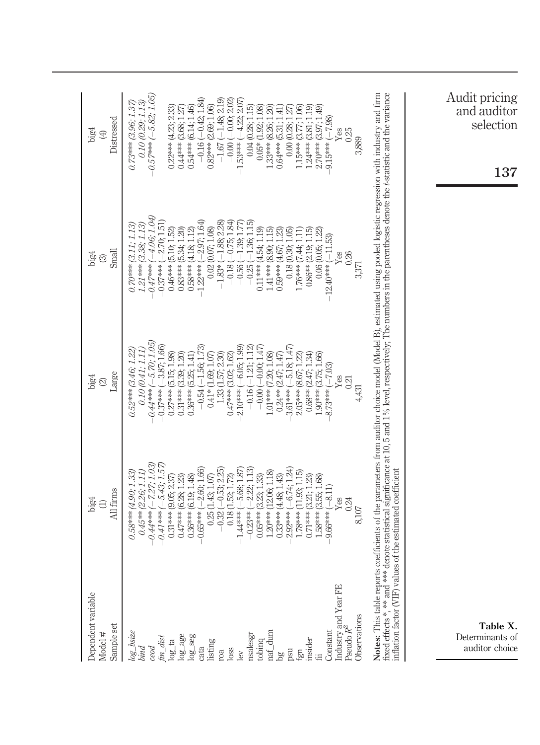**Table X.** Determinants of auditor choice

| Dependent variable | big4 | big4 | big4 | big4 |
|---|---|---|---|---|
| Model # | (1) | (2) | (3) | (4) |
| Sample set | All firms | Large | Small | Distressed |
| *log_bsize* | *0.58\*\*\* (4.90; 1.33)* | *0.52\*\*\* (3.46; 1.22)* | *0.70\*\*\* (3.11; 1.13)* | *0.73\*\*\* (3.96; 1.37)* |
| *bind* | *0.45\*\* (2.26; 1.11)* | *0.10 (0.41; 1.11)* | *1.21\*\*\* (3.38; 1.13)* | *0.10 (0.29; 1.13)* |
| *ceod* | *−0.44\*\*\* (−7.27; 1.03)* | *−0.44\*\*\* (−5.70; 1.05)* | *−0.47\*\*\* (−4.06; 1.04)* | *−0.57\*\*\* (−5.82; 1.05)* |
| *fin_dist* | *−0.41\*\*\* (−5.43; 1.57)* | −0.37\*\*\* (−3.87; 1.66) | −0.37\*\*\* (−2.70; 1.51) | |
| log_ta | 0.31\*\*\* (9.05; 2.37) | 0.27\*\*\* (5.15; 1.98) | 0.46\*\*\* (5.10; 1.52) | 0.22\*\*\* (4.23; 2.33) |
| log_age | 0.47\*\*\* (6.28; 1.23) | 0.31\*\*\* (3.39; 1.20) | 0.83\*\*\* (5.34; 1.20) | 0.44\*\*\* (3.68; 1.27) |
| log_seg | 0.36\*\*\* (6.19; 1.48) | 0.36\*\*\* (5.25; 1.41) | 0.58\*\*\* (4.18; 1.12) | 0.54\*\*\* (6.14; 1.46) |
| cata | −0.65\*\*\* (−2.60; 1.66) | −0.54 (−1.56; 1.73) | −1.22\*\*\* (−2.97; 1.64) | −0.16 (−0.42; 1.84) |
| listing | 0.25 (1.43; 1.07) | 0.41\* (1.69; 1.07) | 0.02 (0.07; 1.08) | 0.82\*\*\* (2.69; 1.06) |
| roa | −0.32 (−0.53; 2.25) | 1.33 (1.57; 2.30) | −1.83\* (−1.88; 2.28) | −1.67 (−1.48; 2.19) |
| loss | 0.18 (1.52; 1.72) | 0.47\*\*\* (3.02; 1.62) | −0.18 (−0.75; 1.84) | −0.00 (−0.00; 2.02) |
| lev | −1.44\*\*\* (−5.68; 1.87) | −2.10\*\*\* (−6.05; 1.99) | −0.56 (−1.39; 1.77) | −1.53\*\*\* (−4.22; 2.07) |
| nsalesgr | −0.23\*\* (−2.22; 1.13) | −0.16 (−1.21; 1.12) | −0.25 (−1.36; 1.15) | 0.04 (0.28; 1.15) |
| tobinq | 0.05\*\*\* (3.23; 1.33) | −0.00 (−0.00; 1.47) | 0.11\*\*\* (4.54; 1.19) | 0.05\* (1.92; 1.08) |
| naf_dum | 1.20\*\*\* (12.06; 1.18) | 1.01\*\*\* (7.20; 1.08) | 1.41\*\*\* (8.90; 1.15) | 1.33\*\*\* (8.26; 1.20) |
| bg | 0.33\*\*\* (4.48; 1.43) | 0.24\*\* (2.47; 1.47) | 0.59\*\*\* (4.67; 1.23) | 0.64\*\*\* (5.31; 1.41) |
| psu | −2.92\*\*\* (−6.74; 1.24) | −3.61\*\*\* (−5.18; 1.47) | 0.18 (0.30; 1.05) | 0.00 (0.28; 1.27) |
| fgn | 1.78\*\*\* (11.93; 1.15) | 2.05\*\*\* (8.67; 1.22) | 1.76\*\*\* (7.44; 1.11) | 1.15\*\*\* (3.77; 1.06) |
| insider | 0.71\*\*\* (3.21; 1.23) | 0.68\*\* (2.47; 1.34) | 0.86\*\* (2.19; 1.15) | 1.24\*\*\* (3.81; 1.19) |
| fii | 1.58\*\*\* (3.55; 1.68) | 1.90\*\*\* (3.75; 1.66) | 0.06 (0.05; 1.22) | 2.70\*\*\* (3.97; 1.49) |
| Constant | −9.66\*\*\* (−8.11) | −8.73\*\*\* (−7.03) | −12.40\*\*\* (−11.53) | −9.15\*\*\* (−7.98) |
| Industry and Year FE | Yes | Yes | Yes | Yes |
| Pseudo $R^2$ | 0.24 | 0.21 | 0.26 | 0.25 |
| Observations | 8,107 | 4,431 | 3,371 | 3,889 |

**Notes:** This table reports coefficients of the parameters from auditor choice model (Model B), estimated using pooled logistic regression with industry and firm fixed effects \*, \*\* and \*\*\* denote statistical significance at 10, 5 and 1% level, respectively; The numbers in the parentheses denote the *t*-statistic and the variance inflation factor (VIF) values of the estimated coefficient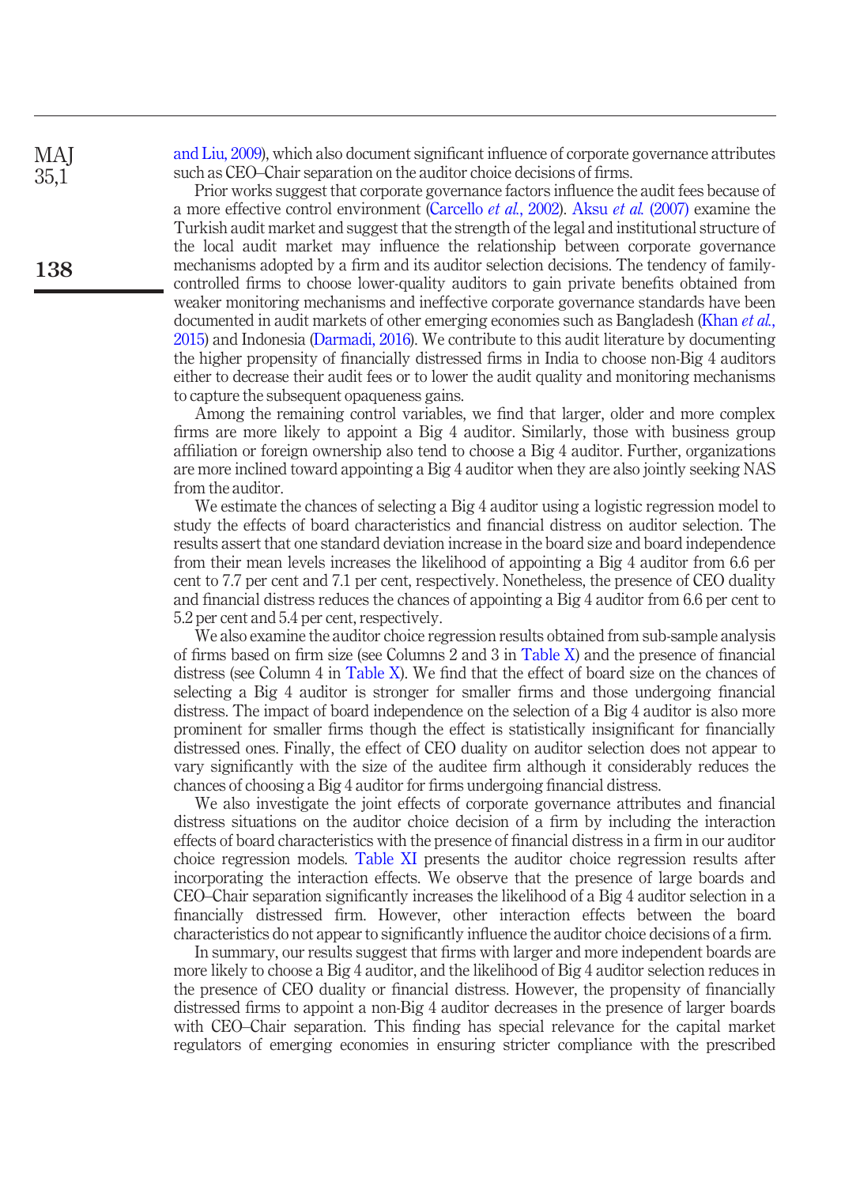and Liu, 2009), which also document significant influence of corporate governance attributes such as CEO–Chair separation on the auditor choice decisions of firms.

Prior works suggest that corporate governance factors influence the audit fees because of a more effective control environment (Carcello *et al.*, 2002). Aksu *et al.* (2007) examine the Turkish audit market and suggest that the strength of the legal and institutional structure of the local audit market may influence the relationship between corporate governance mechanisms adopted by a firm and its auditor selection decisions. The tendency of family-controlled firms to choose lower-quality auditors to gain private benefits obtained from weaker monitoring mechanisms and ineffective corporate governance standards have been documented in audit markets of other emerging economies such as Bangladesh (Khan *et al.*, 2015) and Indonesia (Darmadi, 2016). We contribute to this audit literature by documenting the higher propensity of financially distressed firms in India to choose non-Big 4 auditors either to decrease their audit fees or to lower the audit quality and monitoring mechanisms to capture the subsequent opaqueness gains.

Among the remaining control variables, we find that larger, older and more complex firms are more likely to appoint a Big 4 auditor. Similarly, those with business group affiliation or foreign ownership also tend to choose a Big 4 auditor. Further, organizations are more inclined toward appointing a Big 4 auditor when they are also jointly seeking NAS from the auditor.

We estimate the chances of selecting a Big 4 auditor using a logistic regression model to study the effects of board characteristics and financial distress on auditor selection. The results assert that one standard deviation increase in the board size and board independence from their mean levels increases the likelihood of appointing a Big 4 auditor from 6.6 per cent to 7.7 per cent and 7.1 per cent, respectively. Nonetheless, the presence of CEO duality and financial distress reduces the chances of appointing a Big 4 auditor from 6.6 per cent to 5.2 per cent and 5.4 per cent, respectively.

We also examine the auditor choice regression results obtained from sub-sample analysis of firms based on firm size (see Columns 2 and 3 in Table X) and the presence of financial distress (see Column 4 in Table X). We find that the effect of board size on the chances of selecting a Big 4 auditor is stronger for smaller firms and those undergoing financial distress. The impact of board independence on the selection of a Big 4 auditor is also more prominent for smaller firms though the effect is statistically insignificant for financially distressed ones. Finally, the effect of CEO duality on auditor selection does not appear to vary significantly with the size of the auditee firm although it considerably reduces the chances of choosing a Big 4 auditor for firms undergoing financial distress.

We also investigate the joint effects of corporate governance attributes and financial distress situations on the auditor choice decision of a firm by including the interaction effects of board characteristics with the presence of financial distress in a firm in our auditor choice regression models. Table XI presents the auditor choice regression results after incorporating the interaction effects. We observe that the presence of large boards and CEO–Chair separation significantly increases the likelihood of a Big 4 auditor selection in a financially distressed firm. However, other interaction effects between the board characteristics do not appear to significantly influence the auditor choice decisions of a firm.

In summary, our results suggest that firms with larger and more independent boards are more likely to choose a Big 4 auditor, and the likelihood of Big 4 auditor selection reduces in the presence of CEO duality or financial distress. However, the propensity of financially distressed firms to appoint a non-Big 4 auditor decreases in the presence of larger boards with CEO–Chair separation. This finding has special relevance for the capital market regulators of emerging economies in ensuring stricter compliance with the prescribed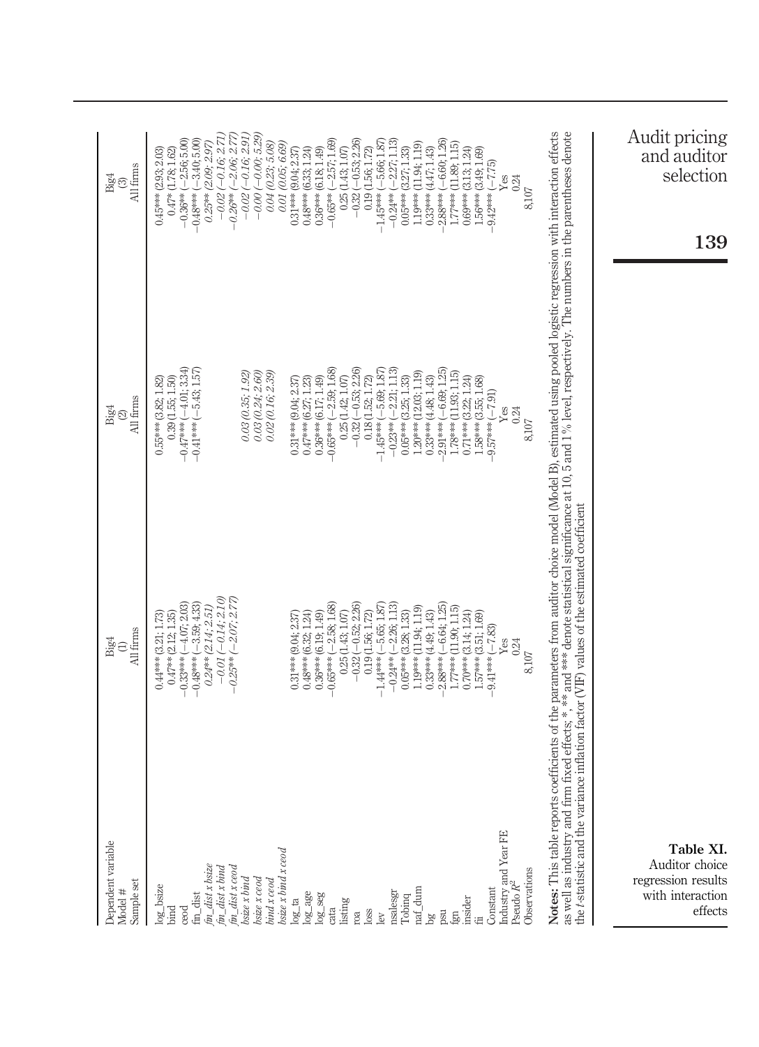**Table XI.** Auditor choice regression results with interaction effects

| Dependent variable | Big4 | Big4 | Big4 |
|---|---|---|---|
| Model # | (1) | (2) | (3) |
| Sample set | All firms | All firms | All firms |
| log_bsize | 0.44*** (3.21; 1.73) | 0.55*** (3.82; 1.82) | 0.45*** (2.93; 2.03) |
| bind | 0.47** (2.12; 1.35) | 0.39 (1.55; 1.50) | 0.47* (1.78; 1.62) |
| ceod | −0.33*** (−4.07; 2.03) | −0.47*** (−4.01; 3.34) | −0.36** (−2.56; 5.00) |
| fin_dist | −0.48*** (−3.59; 4.33) | −0.41*** (−5.43; 1.57) | −0.48*** (−3.40; 5.00) |
| *fin_dist x bsize* | *0.24** (2.14; 2.51)* | | *0.25** (2.09; 2.97)* |
| *fin_dist x bind* | *−0.01 (−0.14; 2.10)* | | *−0.02 (−0.16; 2.71)* |
| *fin_dist x ceod* | *−0.25** (−2.07; 2.77)* | | *−0.26** (−2.06; 2.77)* |
| *bsize x bind* | | *0.03 (0.35; 1.92)* | *−0.02 (−0.16; 2.91)* |
| *bsize x ceod* | | *0.03 (0.24; 2.60)* | *−0.00 (−0.00; 5.29)* |
| *bind x ceod* | | *0.02 (0.16; 2.39)* | *0.04 (0.23; 5.08)* |
| *bsize x bind x ceod* | | | *0.01 (0.05; 6.69)* |
| log_ta | 0.31*** (9.04; 2.37) | 0.31*** (9.04; 2.37) | 0.31*** (9.04; 2.37) |
| log_age | 0.48*** (6.32; 1.24) | 0.47*** (6.27; 1.23) | 0.48*** (6.33; 1.24) |
| log_seg | 0.36*** (6.19; 1.49) | 0.36*** (6.17; 1.49) | 0.36*** (6.18; 1.49) |
| cata | −0.65*** (−2.58; 1.68) | −0.65*** (−2.59; 1.68) | −0.65** (−2.57; 1.69) |
| listing | 0.25 (1.43; 1.07) | 0.25 (1.42; 1.07) | 0.25 (1.43; 1.07) |
| roa | −0.32 (−0.52; 2.26) | −0.32 (−0.53; 2.26) | −0.32 (−0.53; 2.26) |
| loss | 0.19 (1.56; 1.72) | 0.18 (1.52; 1.72) | 0.19 (1.56; 1.72) |
| lev | −1.44*** (−5.65; 1.87) | −1.45*** (−5.69; 1.87) | −1.45*** (−5.66; 1.87) |
| nsalesgr | −0.24** (−2.26; 1.13) | −0.23** (−2.21; 1.13) | −0.24** (−2.27; 1.13) |
| Tobinq | 0.05*** (3.28; 1.33) | 0.05*** (3.25; 1.33) | 0.05*** (3.27; 1.33) |
| naf_dum | 1.19*** (11.94; 1.19) | 1.20*** (12.03; 1.19) | 1.19*** (11.94; 1.19) |
| bg | 0.33*** (4.49; 1.43) | 0.33*** (4.48; 1.43) | 0.33*** (4.47; 1.43) |
| psu | −2.88*** (−6.64; 1.25) | −2.91*** (−6.69; 1.25) | −2.88*** (−6.60; 1.26) |
| fgn | 1.77*** (11.90; 1.15) | 1.78*** (11.93; 1.15) | 1.77*** (11.89; 1.15) |
| insider | 0.70*** (3.14; 1.24) | 0.71*** (3.22; 1.24) | 0.69*** (3.13; 1.24) |
| fii | 1.57*** (3.51; 1.69) | 1.58*** (3.55; 1.68) | 1.56*** (3.49; 1.69) |
| Constant | −9.41*** (−7.83) | −9.57*** (−7.91) | −9.42*** (−7.75) |
| Industry and Year FE | Yes | Yes | Yes |
| Pseudo $R^2$ | 0.24 | 0.24 | 0.24 |
| Observations | 8,107 | 8,107 | 8,107 |

**Notes:** This table reports coefficients of the parameters from auditor choice model (Model B), estimated using pooled logistic regression with interaction effects as well as industry and firm fixed effects; *, ** and *** denote statistical significance at 10, 5 and 1% level, respectively. The numbers in the parentheses denote the *t*-statistic and the variance inflation factor (VIF) values of the estimated coefficient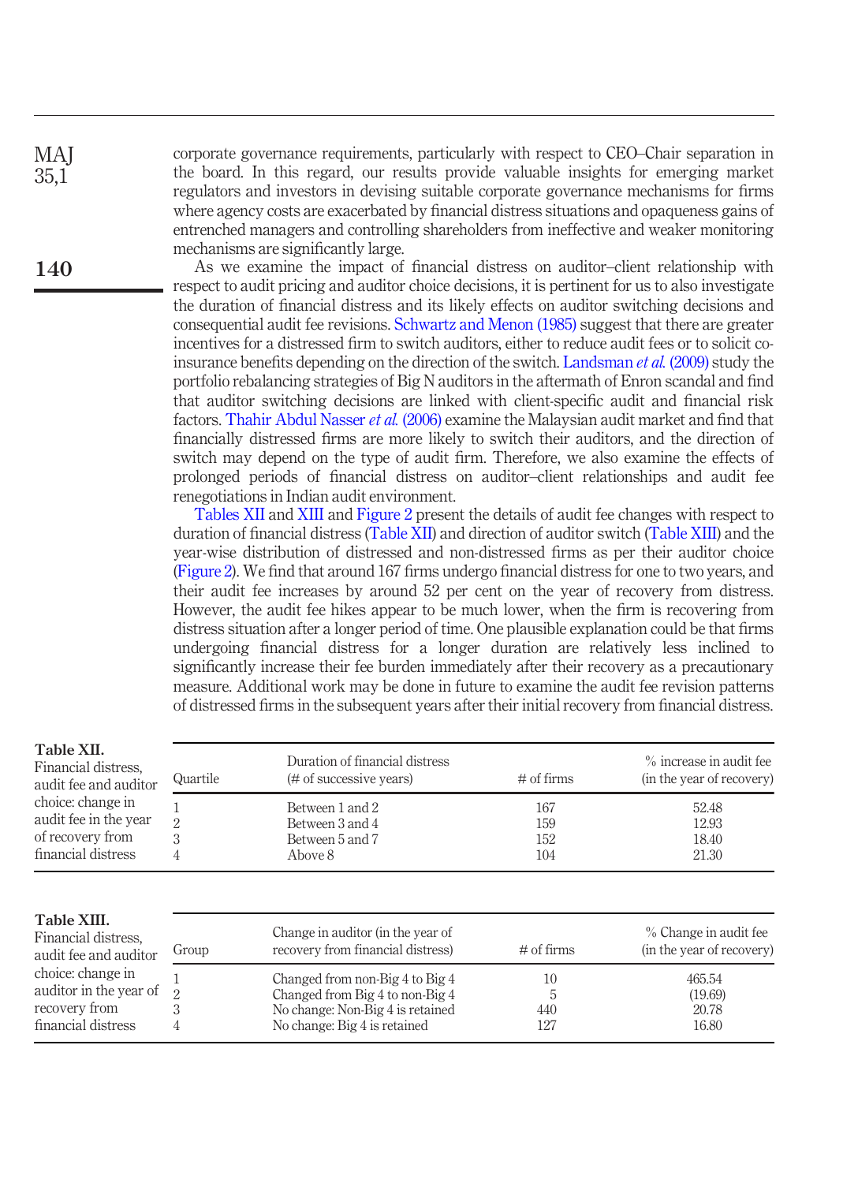corporate governance requirements, particularly with respect to CEO–Chair separation in the board. In this regard, our results provide valuable insights for emerging market regulators and investors in devising suitable corporate governance mechanisms for firms where agency costs are exacerbated by financial distress situations and opaqueness gains of entrenched managers and controlling shareholders from ineffective and weaker monitoring mechanisms are significantly large.

As we examine the impact of financial distress on auditor–client relationship with respect to audit pricing and auditor choice decisions, it is pertinent for us to also investigate the duration of financial distress and its likely effects on auditor switching decisions and consequential audit fee revisions. Schwartz and Menon (1985) suggest that there are greater incentives for a distressed firm to switch auditors, either to reduce audit fees or to solicit co-insurance benefits depending on the direction of the switch. Landsman *et al.* (2009) study the portfolio rebalancing strategies of Big N auditors in the aftermath of Enron scandal and find that auditor switching decisions are linked with client-specific audit and financial risk factors. Thahir Abdul Nasser *et al.* (2006) examine the Malaysian audit market and find that financially distressed firms are more likely to switch their auditors, and the direction of switch may depend on the type of audit firm. Therefore, we also examine the effects of prolonged periods of financial distress on auditor–client relationships and audit fee renegotiations in Indian audit environment.

Tables XII and XIII and Figure 2 present the details of audit fee changes with respect to duration of financial distress (Table XII) and direction of auditor switch (Table XIII) and the year-wise distribution of distressed and non-distressed firms as per their auditor choice (Figure 2). We find that around 167 firms undergo financial distress for one to two years, and their audit fee increases by around 52 per cent on the year of recovery from distress. However, the audit fee hikes appear to be much lower, when the firm is recovering from distress situation after a longer period of time. One plausible explanation could be that firms undergoing financial distress for a longer duration are relatively less inclined to significantly increase their fee burden immediately after their recovery as a precautionary measure. Additional work may be done in future to examine the audit fee revision patterns of distressed firms in the subsequent years after their initial recovery from financial distress.

**Table XII.** Financial distress, audit fee and auditor choice: change in audit fee in the year of recovery from financial distress

| Quartile | Duration of financial distress (# of successive years) | # of firms | % increase in audit fee (in the year of recovery) |
|---|---|---|---|
| 1 | Between 1 and 2 | 167 | 52.48 |
| 2 | Between 3 and 4 | 159 | 12.93 |
| 3 | Between 5 and 7 | 152 | 18.40 |
| 4 | Above 8 | 104 | 21.30 |

**Table XIII.** Financial distress, audit fee and auditor choice: change in auditor in the year of recovery from financial distress

| Group | Change in auditor (in the year of recovery from financial distress) | # of firms | % Change in audit fee (in the year of recovery) |
|---|---|---|---|
| 1 | Changed from non-Big 4 to Big 4 | 10 | 465.54 |
| 2 | Changed from Big 4 to non-Big 4 | 5 | (19.69) |
| 3 | No change: Non-Big 4 is retained | 440 | 20.78 |
| 4 | No change: Big 4 is retained | 127 | 16.80 |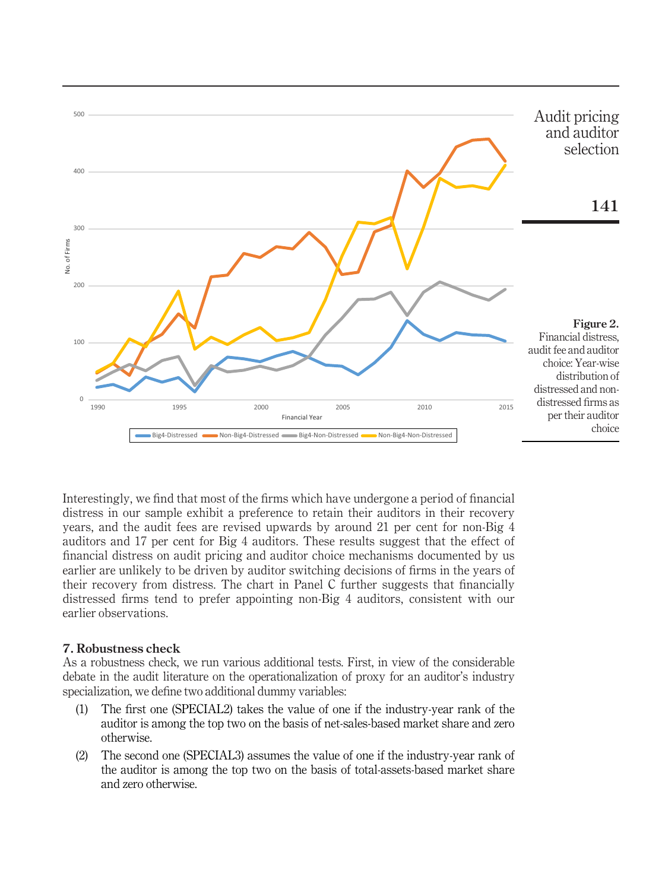Figure 2. Financial distress, audit fee and auditor choice: Year-wise distribution of distressed and non-distressed firms as per their auditor choice

Interestingly, we find that most of the firms which have undergone a period of financial distress in our sample exhibit a preference to retain their auditors in their recovery years, and the audit fees are revised upwards by around 21 per cent for non-Big 4 auditors and 17 per cent for Big 4 auditors. These results suggest that the effect of financial distress on audit pricing and auditor choice mechanisms documented by us earlier are unlikely to be driven by auditor switching decisions of firms in the years of their recovery from distress. The chart in Panel C further suggests that financially distressed firms tend to prefer appointing non-Big 4 auditors, consistent with our earlier observations.

## 7. Robustness check

As a robustness check, we run various additional tests. First, in view of the considerable debate in the audit literature on the operationalization of proxy for an auditor's industry specialization, we define two additional dummy variables:

(1) The first one (SPECIAL2) takes the value of one if the industry-year rank of the auditor is among the top two on the basis of net-sales-based market share and zero otherwise.

(2) The second one (SPECIAL3) assumes the value of one if the industry-year rank of the auditor is among the top two on the basis of total-assets-based market share and zero otherwise.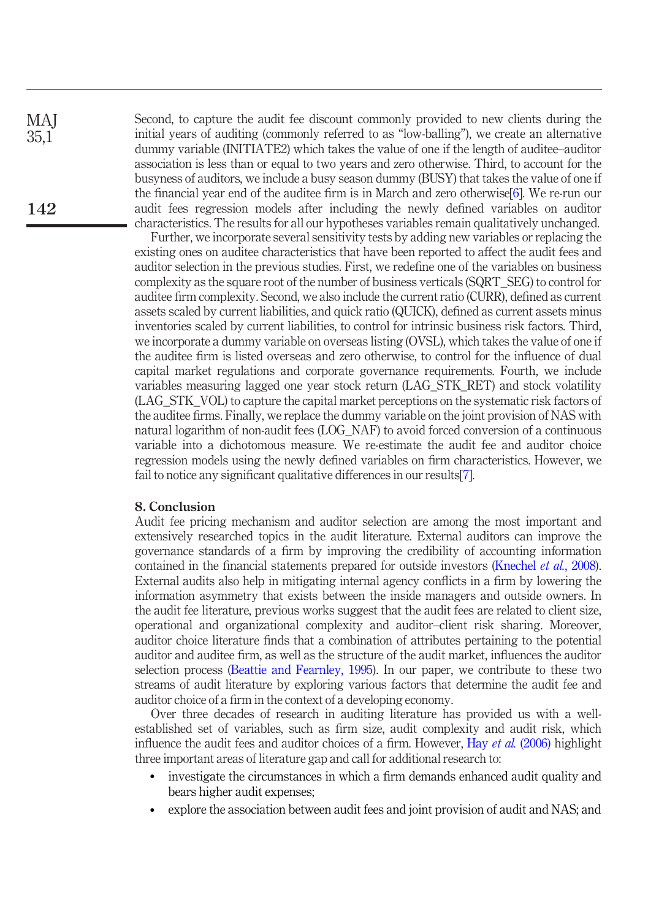Second, to capture the audit fee discount commonly provided to new clients during the initial years of auditing (commonly referred to as "low-balling"), we create an alternative dummy variable (INITIATE2) which takes the value of one if the length of auditee–auditor association is less than or equal to two years and zero otherwise. Third, to account for the busyness of auditors, we include a busy season dummy (BUSY) that takes the value of one if the financial year end of the auditee firm is in March and zero otherwise[6]. We re-run our audit fees regression models after including the newly defined variables on auditor characteristics. The results for all our hypotheses variables remain qualitatively unchanged.

Further, we incorporate several sensitivity tests by adding new variables or replacing the existing ones on auditee characteristics that have been reported to affect the audit fees and auditor selection in the previous studies. First, we redefine one of the variables on business complexity as the square root of the number of business verticals (SQRT_SEG) to control for auditee firm complexity. Second, we also include the current ratio (CURR), defined as current assets scaled by current liabilities, and quick ratio (QUICK), defined as current assets minus inventories scaled by current liabilities, to control for intrinsic business risk factors. Third, we incorporate a dummy variable on overseas listing (OVSL), which takes the value of one if the auditee firm is listed overseas and zero otherwise, to control for the influence of dual capital market regulations and corporate governance requirements. Fourth, we include variables measuring lagged one year stock return (LAG_STK_RET) and stock volatility (LAG_STK_VOL) to capture the capital market perceptions on the systematic risk factors of the auditee firms. Finally, we replace the dummy variable on the joint provision of NAS with natural logarithm of non-audit fees (LOG_NAF) to avoid forced conversion of a continuous variable into a dichotomous measure. We re-estimate the audit fee and auditor choice regression models using the newly defined variables on firm characteristics. However, we fail to notice any significant qualitative differences in our results[7].

## 8. Conclusion

Audit fee pricing mechanism and auditor selection are among the most important and extensively researched topics in the audit literature. External auditors can improve the governance standards of a firm by improving the credibility of accounting information contained in the financial statements prepared for outside investors (Knechel *et al.*, 2008). External audits also help in mitigating internal agency conflicts in a firm by lowering the information asymmetry that exists between the inside managers and outside owners. In the audit fee literature, previous works suggest that the audit fees are related to client size, operational and organizational complexity and auditor–client risk sharing. Moreover, auditor choice literature finds that a combination of attributes pertaining to the potential auditor and auditee firm, as well as the structure of the audit market, influences the auditor selection process (Beattie and Fearnley, 1995). In our paper, we contribute to these two streams of audit literature by exploring various factors that determine the audit fee and auditor choice of a firm in the context of a developing economy.

Over three decades of research in auditing literature has provided us with a well-established set of variables, such as firm size, audit complexity and audit risk, which influence the audit fees and auditor choices of a firm. However, Hay *et al.* (2006) highlight three important areas of literature gap and call for additional research to:

- investigate the circumstances in which a firm demands enhanced audit quality and bears higher audit expenses;
- explore the association between audit fees and joint provision of audit and NAS; and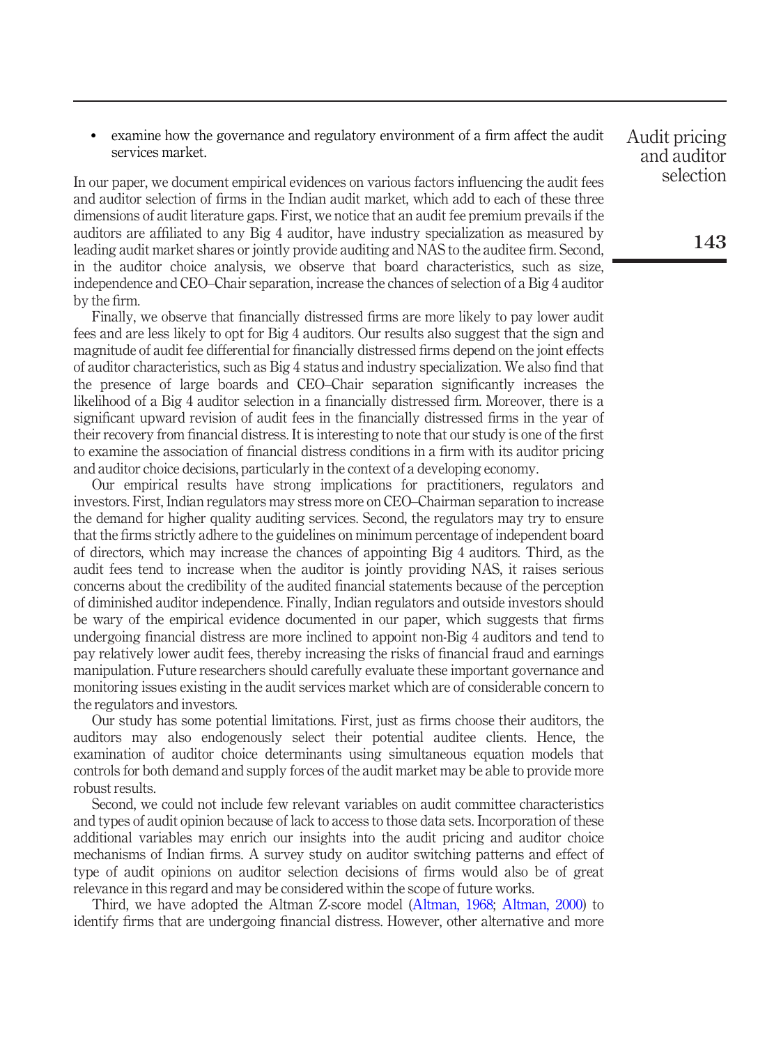- examine how the governance and regulatory environment of a firm affect the audit services market.

In our paper, we document empirical evidences on various factors influencing the audit fees and auditor selection of firms in the Indian audit market, which add to each of these three dimensions of audit literature gaps. First, we notice that an audit fee premium prevails if the auditors are affiliated to any Big 4 auditor, have industry specialization as measured by leading audit market shares or jointly provide auditing and NAS to the auditee firm. Second, in the auditor choice analysis, we observe that board characteristics, such as size, independence and CEO–Chair separation, increase the chances of selection of a Big 4 auditor by the firm.

Finally, we observe that financially distressed firms are more likely to pay lower audit fees and are less likely to opt for Big 4 auditors. Our results also suggest that the sign and magnitude of audit fee differential for financially distressed firms depend on the joint effects of auditor characteristics, such as Big 4 status and industry specialization. We also find that the presence of large boards and CEO–Chair separation significantly increases the likelihood of a Big 4 auditor selection in a financially distressed firm. Moreover, there is a significant upward revision of audit fees in the financially distressed firms in the year of their recovery from financial distress. It is interesting to note that our study is one of the first to examine the association of financial distress conditions in a firm with its auditor pricing and auditor choice decisions, particularly in the context of a developing economy.

Our empirical results have strong implications for practitioners, regulators and investors. First, Indian regulators may stress more on CEO–Chairman separation to increase the demand for higher quality auditing services. Second, the regulators may try to ensure that the firms strictly adhere to the guidelines on minimum percentage of independent board of directors, which may increase the chances of appointing Big 4 auditors. Third, as the audit fees tend to increase when the auditor is jointly providing NAS, it raises serious concerns about the credibility of the audited financial statements because of the perception of diminished auditor independence. Finally, Indian regulators and outside investors should be wary of the empirical evidence documented in our paper, which suggests that firms undergoing financial distress are more inclined to appoint non-Big 4 auditors and tend to pay relatively lower audit fees, thereby increasing the risks of financial fraud and earnings manipulation. Future researchers should carefully evaluate these important governance and monitoring issues existing in the audit services market which are of considerable concern to the regulators and investors.

Our study has some potential limitations. First, just as firms choose their auditors, the auditors may also endogenously select their potential auditee clients. Hence, the examination of auditor choice determinants using simultaneous equation models that controls for both demand and supply forces of the audit market may be able to provide more robust results.

Second, we could not include few relevant variables on audit committee characteristics and types of audit opinion because of lack to access to those data sets. Incorporation of these additional variables may enrich our insights into the audit pricing and auditor choice mechanisms of Indian firms. A survey study on auditor switching patterns and effect of type of audit opinions on auditor selection decisions of firms would also be of great relevance in this regard and may be considered within the scope of future works.

Third, we have adopted the Altman Z-score model (Altman, 1968; Altman, 2000) to identify firms that are undergoing financial distress. However, other alternative and more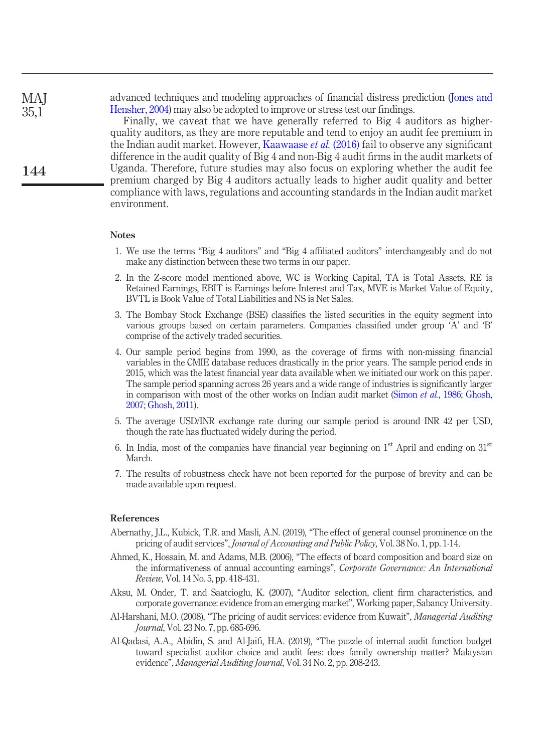advanced techniques and modeling approaches of financial distress prediction (Jones and Hensher, 2004) may also be adopted to improve or stress test our findings.

Finally, we caveat that we have generally referred to Big 4 auditors as higher-quality auditors, as they are more reputable and tend to enjoy an audit fee premium in the Indian audit market. However, Kaawaase *et al.* (2016) fail to observe any significant difference in the audit quality of Big 4 and non-Big 4 audit firms in the audit markets of Uganda. Therefore, future studies may also focus on exploring whether the audit fee premium charged by Big 4 auditors actually leads to higher audit quality and better compliance with laws, regulations and accounting standards in the Indian audit market environment.

## Notes

1. We use the terms “Big 4 auditors” and “Big 4 affiliated auditors” interchangeably and do not make any distinction between these two terms in our paper.
2. In the Z-score model mentioned above, WC is Working Capital, TA is Total Assets, RE is Retained Earnings, EBIT is Earnings before Interest and Tax, MVE is Market Value of Equity, BVTL is Book Value of Total Liabilities and NS is Net Sales.
3. The Bombay Stock Exchange (BSE) classifies the listed securities in the equity segment into various groups based on certain parameters. Companies classified under group ‘A’ and ‘B’ comprise of the actively traded securities.
4. Our sample period begins from 1990, as the coverage of firms with non-missing financial variables in the CMIE database reduces drastically in the prior years. The sample period ends in 2015, which was the latest financial year data available when we initiated our work on this paper. The sample period spanning across 26 years and a wide range of industries is significantly larger in comparison with most of the other works on Indian audit market (Simon *et al.*, 1986; Ghosh, 2007; Ghosh, 2011).
5. The average USD/INR exchange rate during our sample period is around INR 42 per USD, though the rate has fluctuated widely during the period.
6. In India, most of the companies have financial year beginning on 1st April and ending on 31st March.
7. The results of robustness check have not been reported for the purpose of brevity and can be made available upon request.

## References

Abernathy, J.L., Kubick, T.R. and Masli, A.N. (2019), “The effect of general counsel prominence on the pricing of audit services”, *Journal of Accounting and Public Policy*, Vol. 38 No. 1, pp. 1-14.

Ahmed, K., Hossain, M. and Adams, M.B. (2006), “The effects of board composition and board size on the informativeness of annual accounting earnings”, *Corporate Governance: An International Review*, Vol. 14 No. 5, pp. 418-431.

Aksu, M. Onder, T. and Saatcioglu, K. (2007), “Auditor selection, client firm characteristics, and corporate governance: evidence from an emerging market”, Working paper, Sabancy University.

Al-Harshani, M.O. (2008), “The pricing of audit services: evidence from Kuwait”, *Managerial Auditing Journal*, Vol. 23 No. 7, pp. 685-696.

Al-Qadasi, A.A., Abidin, S. and Al-Jaifi, H.A. (2019), “The puzzle of internal audit function budget toward specialist auditor choice and audit fees: does family ownership matter? Malaysian evidence”, *Managerial Auditing Journal*, Vol. 34 No. 2, pp. 208-243.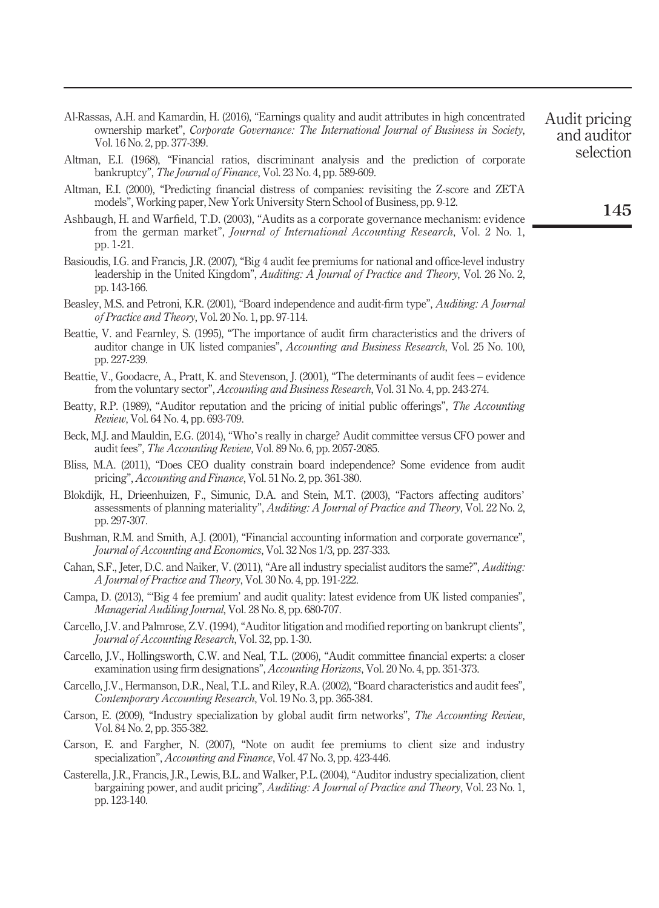Al-Rassas, A.H. and Kamardin, H. (2016), "Earnings quality and audit attributes in high concentrated ownership market", *Corporate Governance: The International Journal of Business in Society*, Vol. 16 No. 2, pp. 377-399.

Altman, E.I. (1968), "Financial ratios, discriminant analysis and the prediction of corporate bankruptcy", *The Journal of Finance*, Vol. 23 No. 4, pp. 589-609.

Altman, E.I. (2000), "Predicting financial distress of companies: revisiting the Z-score and ZETA models", Working paper, New York University Stern School of Business, pp. 9-12.

Ashbaugh, H. and Warfield, T.D. (2003), "Audits as a corporate governance mechanism: evidence from the german market", *Journal of International Accounting Research*, Vol. 2 No. 1, pp. 1-21.

Basioudis, I.G. and Francis, J.R. (2007), "Big 4 audit fee premiums for national and office-level industry leadership in the United Kingdom", *Auditing: A Journal of Practice and Theory*, Vol. 26 No. 2, pp. 143-166.

Beasley, M.S. and Petroni, K.R. (2001), "Board independence and audit-firm type", *Auditing: A Journal of Practice and Theory*, Vol. 20 No. 1, pp. 97-114.

Beattie, V. and Fearnley, S. (1995), "The importance of audit firm characteristics and the drivers of auditor change in UK listed companies", *Accounting and Business Research*, Vol. 25 No. 100, pp. 227-239.

Beattie, V., Goodacre, A., Pratt, K. and Stevenson, J. (2001), "The determinants of audit fees – evidence from the voluntary sector", *Accounting and Business Research*, Vol. 31 No. 4, pp. 243-274.

Beatty, R.P. (1989), "Auditor reputation and the pricing of initial public offerings", *The Accounting Review*, Vol. 64 No. 4, pp. 693-709.

Beck, M.J. and Mauldin, E.G. (2014), "Who's really in charge? Audit committee versus CFO power and audit fees", *The Accounting Review*, Vol. 89 No. 6, pp. 2057-2085.

Bliss, M.A. (2011), "Does CEO duality constrain board independence? Some evidence from audit pricing", *Accounting and Finance*, Vol. 51 No. 2, pp. 361-380.

Blokdijk, H., Drieenhuizen, F., Simunic, D.A. and Stein, M.T. (2003), "Factors affecting auditors' assessments of planning materiality", *Auditing: A Journal of Practice and Theory*, Vol. 22 No. 2, pp. 297-307.

Bushman, R.M. and Smith, A.J. (2001), "Financial accounting information and corporate governance", *Journal of Accounting and Economics*, Vol. 32 Nos 1/3, pp. 237-333.

Cahan, S.F., Jeter, D.C. and Naiker, V. (2011), "Are all industry specialist auditors the same?", *Auditing: A Journal of Practice and Theory*, Vol. 30 No. 4, pp. 191-222.

Campa, D. (2013), "'Big 4 fee premium' and audit quality: latest evidence from UK listed companies", *Managerial Auditing Journal*, Vol. 28 No. 8, pp. 680-707.

Carcello, J.V. and Palmrose, Z.V. (1994), "Auditor litigation and modified reporting on bankrupt clients", *Journal of Accounting Research*, Vol. 32, pp. 1-30.

Carcello, J.V., Hollingsworth, C.W. and Neal, T.L. (2006), "Audit committee financial experts: a closer examination using firm designations", *Accounting Horizons*, Vol. 20 No. 4, pp. 351-373.

Carcello, J.V., Hermanson, D.R., Neal, T.L. and Riley, R.A. (2002), "Board characteristics and audit fees", *Contemporary Accounting Research*, Vol. 19 No. 3, pp. 365-384.

Carson, E. (2009), "Industry specialization by global audit firm networks", *The Accounting Review*, Vol. 84 No. 2, pp. 355-382.

Carson, E. and Fargher, N. (2007), "Note on audit fee premiums to client size and industry specialization", *Accounting and Finance*, Vol. 47 No. 3, pp. 423-446.

Casterella, J.R., Francis, J.R., Lewis, B.L. and Walker, P.L. (2004), "Auditor industry specialization, client bargaining power, and audit pricing", *Auditing: A Journal of Practice and Theory*, Vol. 23 No. 1, pp. 123-140.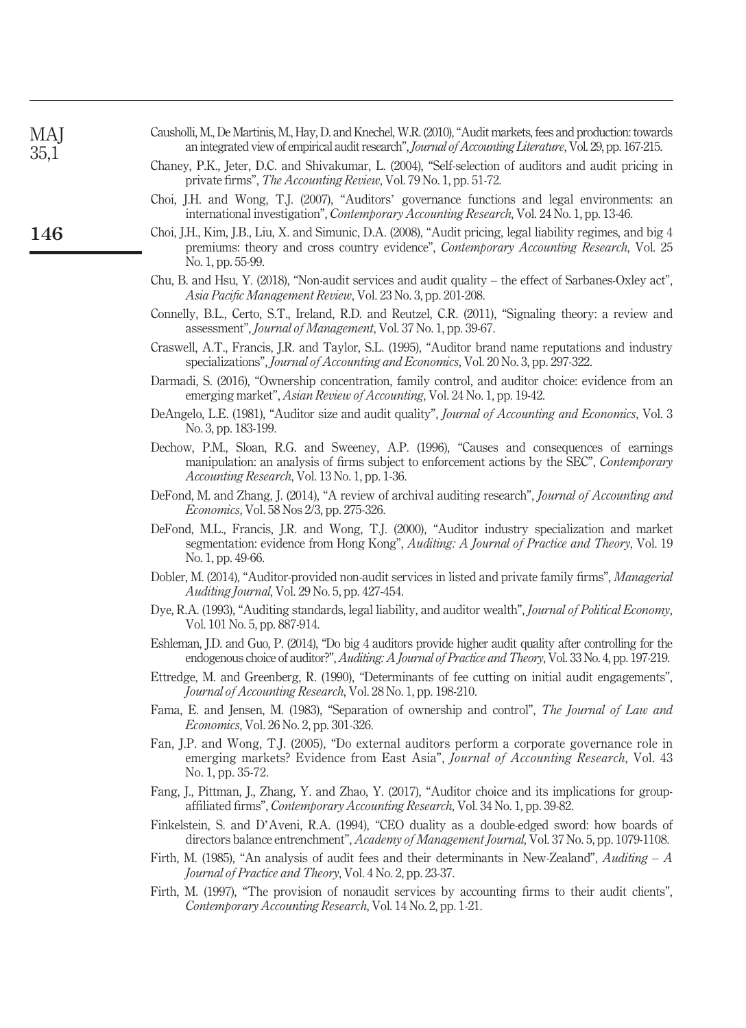Causholli, M., De Martinis, M., Hay, D. and Knechel, W.R. (2010), "Audit markets, fees and production: towards an integrated view of empirical audit research", *Journal of Accounting Literature*, Vol. 29, pp. 167-215.

Chaney, P.K., Jeter, D.C. and Shivakumar, L. (2004), "Self-selection of auditors and audit pricing in private firms", *The Accounting Review*, Vol. 79 No. 1, pp. 51-72.

Choi, J.H. and Wong, T.J. (2007), "Auditors' governance functions and legal environments: an international investigation", *Contemporary Accounting Research*, Vol. 24 No. 1, pp. 13-46.

Choi, J.H., Kim, J.B., Liu, X. and Simunic, D.A. (2008), "Audit pricing, legal liability regimes, and big 4 premiums: theory and cross country evidence", *Contemporary Accounting Research*, Vol. 25 No. 1, pp. 55-99.

Chu, B. and Hsu, Y. (2018), "Non-audit services and audit quality – the effect of Sarbanes-Oxley act", *Asia Pacific Management Review*, Vol. 23 No. 3, pp. 201-208.

Connelly, B.L., Certo, S.T., Ireland, R.D. and Reutzel, C.R. (2011), "Signaling theory: a review and assessment", *Journal of Management*, Vol. 37 No. 1, pp. 39-67.

Craswell, A.T., Francis, J.R. and Taylor, S.L. (1995), "Auditor brand name reputations and industry specializations", *Journal of Accounting and Economics*, Vol. 20 No. 3, pp. 297-322.

Darmadi, S. (2016), "Ownership concentration, family control, and auditor choice: evidence from an emerging market", *Asian Review of Accounting*, Vol. 24 No. 1, pp. 19-42.

DeAngelo, L.E. (1981), "Auditor size and audit quality", *Journal of Accounting and Economics*, Vol. 3 No. 3, pp. 183-199.

Dechow, P.M., Sloan, R.G. and Sweeney, A.P. (1996), "Causes and consequences of earnings manipulation: an analysis of firms subject to enforcement actions by the SEC", *Contemporary Accounting Research*, Vol. 13 No. 1, pp. 1-36.

DeFond, M. and Zhang, J. (2014), "A review of archival auditing research", *Journal of Accounting and Economics*, Vol. 58 Nos 2/3, pp. 275-326.

DeFond, M.L., Francis, J.R. and Wong, T.J. (2000), "Auditor industry specialization and market segmentation: evidence from Hong Kong", *Auditing: A Journal of Practice and Theory*, Vol. 19 No. 1, pp. 49-66.

Dobler, M. (2014), "Auditor-provided non-audit services in listed and private family firms", *Managerial Auditing Journal*, Vol. 29 No. 5, pp. 427-454.

Dye, R.A. (1993), "Auditing standards, legal liability, and auditor wealth", *Journal of Political Economy*, Vol. 101 No. 5, pp. 887-914.

Eshleman, J.D. and Guo, P. (2014), "Do big 4 auditors provide higher audit quality after controlling for the endogenous choice of auditor?", *Auditing: A Journal of Practice and Theory*, Vol. 33 No. 4, pp. 197-219.

Ettredge, M. and Greenberg, R. (1990), "Determinants of fee cutting on initial audit engagements", *Journal of Accounting Research*, Vol. 28 No. 1, pp. 198-210.

Fama, E. and Jensen, M. (1983), "Separation of ownership and control", *The Journal of Law and Economics*, Vol. 26 No. 2, pp. 301-326.

Fan, J.P. and Wong, T.J. (2005), "Do external auditors perform a corporate governance role in emerging markets? Evidence from East Asia", *Journal of Accounting Research*, Vol. 43 No. 1, pp. 35-72.

Fang, J., Pittman, J., Zhang, Y. and Zhao, Y. (2017), "Auditor choice and its implications for group-affiliated firms", *Contemporary Accounting Research*, Vol. 34 No. 1, pp. 39-82.

Finkelstein, S. and D'Aveni, R.A. (1994), "CEO duality as a double-edged sword: how boards of directors balance entrenchment", *Academy of Management Journal*, Vol. 37 No. 5, pp. 1079-1108.

Firth, M. (1985), "An analysis of audit fees and their determinants in New-Zealand", *Auditing – A Journal of Practice and Theory*, Vol. 4 No. 2, pp. 23-37.

Firth, M. (1997), "The provision of nonaudit services by accounting firms to their audit clients", *Contemporary Accounting Research*, Vol. 14 No. 2, pp. 1-21.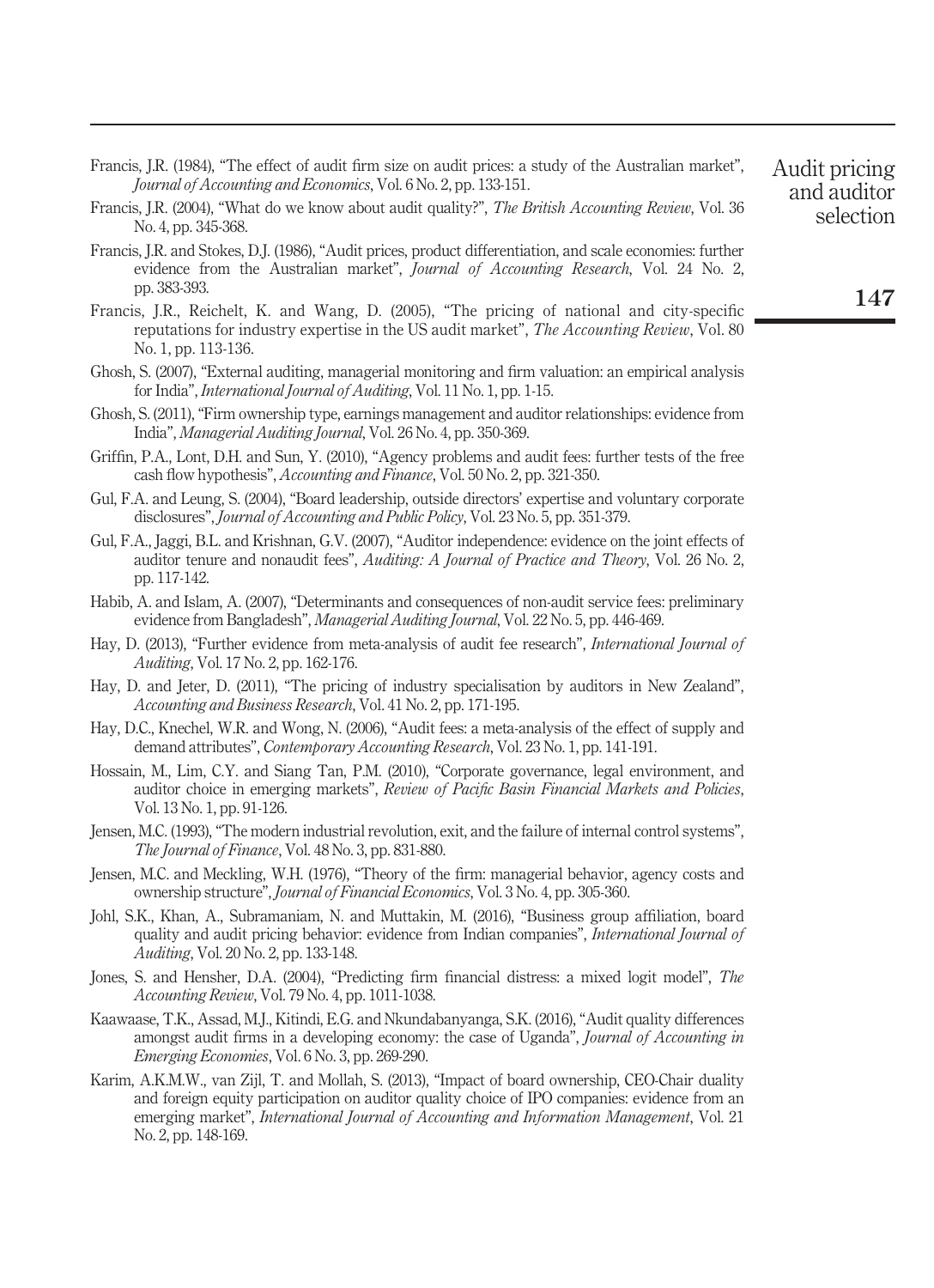Francis, J.R. (1984), "The effect of audit firm size on audit prices: a study of the Australian market", *Journal of Accounting and Economics*, Vol. 6 No. 2, pp. 133-151.

Francis, J.R. (2004), "What do we know about audit quality?", *The British Accounting Review*, Vol. 36 No. 4, pp. 345-368.

Francis, J.R. and Stokes, D.J. (1986), "Audit prices, product differentiation, and scale economies: further evidence from the Australian market", *Journal of Accounting Research*, Vol. 24 No. 2, pp. 383-393.

Francis, J.R., Reichelt, K. and Wang, D. (2005), "The pricing of national and city-specific reputations for industry expertise in the US audit market", *The Accounting Review*, Vol. 80 No. 1, pp. 113-136.

Ghosh, S. (2007), "External auditing, managerial monitoring and firm valuation: an empirical analysis for India", *International Journal of Auditing*, Vol. 11 No. 1, pp. 1-15.

Ghosh, S. (2011), "Firm ownership type, earnings management and auditor relationships: evidence from India", *Managerial Auditing Journal*, Vol. 26 No. 4, pp. 350-369.

Griffin, P.A., Lont, D.H. and Sun, Y. (2010), "Agency problems and audit fees: further tests of the free cash flow hypothesis", *Accounting and Finance*, Vol. 50 No. 2, pp. 321-350.

Gul, F.A. and Leung, S. (2004), "Board leadership, outside directors' expertise and voluntary corporate disclosures", *Journal of Accounting and Public Policy*, Vol. 23 No. 5, pp. 351-379.

Gul, F.A., Jaggi, B.L. and Krishnan, G.V. (2007), "Auditor independence: evidence on the joint effects of auditor tenure and nonaudit fees", *Auditing: A Journal of Practice and Theory*, Vol. 26 No. 2, pp. 117-142.

Habib, A. and Islam, A. (2007), "Determinants and consequences of non-audit service fees: preliminary evidence from Bangladesh", *Managerial Auditing Journal*, Vol. 22 No. 5, pp. 446-469.

Hay, D. (2013), "Further evidence from meta-analysis of audit fee research", *International Journal of Auditing*, Vol. 17 No. 2, pp. 162-176.

Hay, D. and Jeter, D. (2011), "The pricing of industry specialisation by auditors in New Zealand", *Accounting and Business Research*, Vol. 41 No. 2, pp. 171-195.

Hay, D.C., Knechel, W.R. and Wong, N. (2006), "Audit fees: a meta-analysis of the effect of supply and demand attributes", *Contemporary Accounting Research*, Vol. 23 No. 1, pp. 141-191.

Hossain, M., Lim, C.Y. and Siang Tan, P.M. (2010), "Corporate governance, legal environment, and auditor choice in emerging markets", *Review of Pacific Basin Financial Markets and Policies*, Vol. 13 No. 1, pp. 91-126.

Jensen, M.C. (1993), "The modern industrial revolution, exit, and the failure of internal control systems", *The Journal of Finance*, Vol. 48 No. 3, pp. 831-880.

Jensen, M.C. and Meckling, W.H. (1976), "Theory of the firm: managerial behavior, agency costs and ownership structure", *Journal of Financial Economics*, Vol. 3 No. 4, pp. 305-360.

Johl, S.K., Khan, A., Subramaniam, N. and Muttakin, M. (2016), "Business group affiliation, board quality and audit pricing behavior: evidence from Indian companies", *International Journal of Auditing*, Vol. 20 No. 2, pp. 133-148.

Jones, S. and Hensher, D.A. (2004), "Predicting firm financial distress: a mixed logit model", *The Accounting Review*, Vol. 79 No. 4, pp. 1011-1038.

Kaawaase, T.K., Assad, M.J., Kitindi, E.G. and Nkundabanyanga, S.K. (2016), "Audit quality differences amongst audit firms in a developing economy: the case of Uganda", *Journal of Accounting in Emerging Economies*, Vol. 6 No. 3, pp. 269-290.

Karim, A.K.M.W., van Zijl, T. and Mollah, S. (2013), "Impact of board ownership, CEO-Chair duality and foreign equity participation on auditor quality choice of IPO companies: evidence from an emerging market", *International Journal of Accounting and Information Management*, Vol. 21 No. 2, pp. 148-169.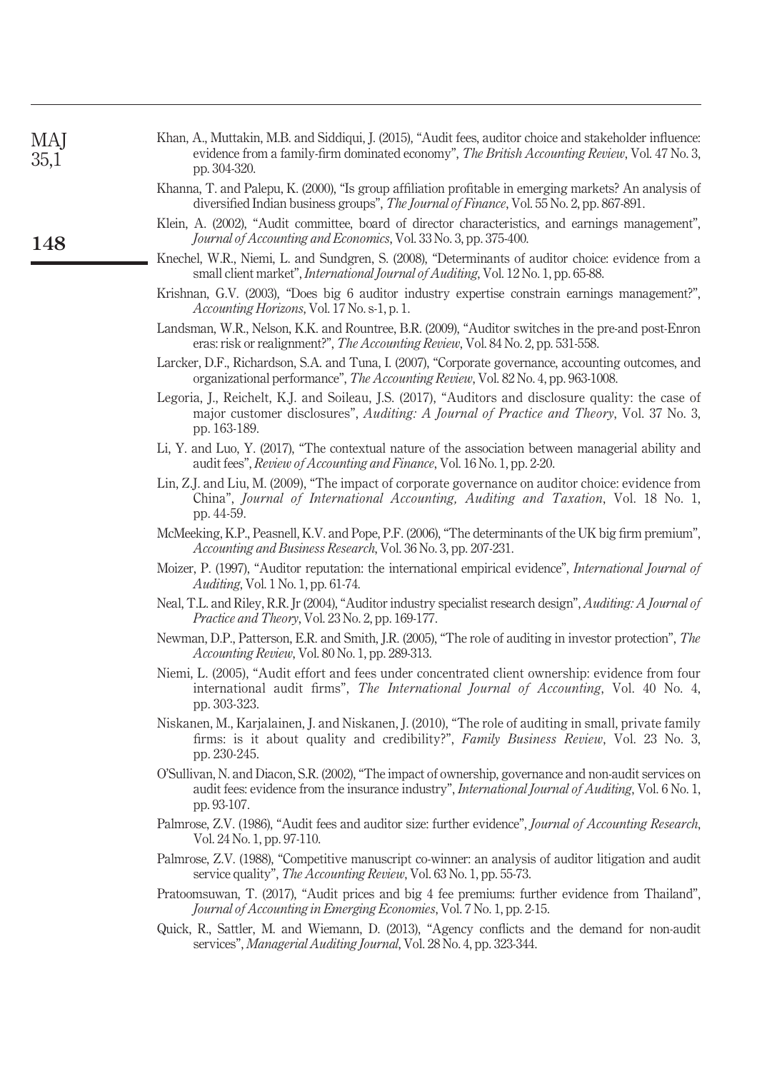Khan, A., Muttakin, M.B. and Siddiqui, J. (2015), "Audit fees, auditor choice and stakeholder influence: evidence from a family-firm dominated economy", *The British Accounting Review*, Vol. 47 No. 3, pp. 304-320.

Khanna, T. and Palepu, K. (2000), "Is group affiliation profitable in emerging markets? An analysis of diversified Indian business groups", *The Journal of Finance*, Vol. 55 No. 2, pp. 867-891.

Klein, A. (2002), "Audit committee, board of director characteristics, and earnings management", *Journal of Accounting and Economics*, Vol. 33 No. 3, pp. 375-400.

Knechel, W.R., Niemi, L. and Sundgren, S. (2008), "Determinants of auditor choice: evidence from a small client market", *International Journal of Auditing*, Vol. 12 No. 1, pp. 65-88.

Krishnan, G.V. (2003), "Does big 6 auditor industry expertise constrain earnings management?", *Accounting Horizons*, Vol. 17 No. s-1, p. 1.

Landsman, W.R., Nelson, K.K. and Rountree, B.R. (2009), "Auditor switches in the pre-and post-Enron eras: risk or realignment?", *The Accounting Review*, Vol. 84 No. 2, pp. 531-558.

Larcker, D.F., Richardson, S.A. and Tuna, I. (2007), "Corporate governance, accounting outcomes, and organizational performance", *The Accounting Review*, Vol. 82 No. 4, pp. 963-1008.

Legoria, J., Reichelt, K.J. and Soileau, J.S. (2017), "Auditors and disclosure quality: the case of major customer disclosures", *Auditing: A Journal of Practice and Theory*, Vol. 37 No. 3, pp. 163-189.

Li, Y. and Luo, Y. (2017), "The contextual nature of the association between managerial ability and audit fees", *Review of Accounting and Finance*, Vol. 16 No. 1, pp. 2-20.

Lin, Z.J. and Liu, M. (2009), "The impact of corporate governance on auditor choice: evidence from China", *Journal of International Accounting, Auditing and Taxation*, Vol. 18 No. 1, pp. 44-59.

McMeeking, K.P., Peasnell, K.V. and Pope, P.F. (2006), "The determinants of the UK big firm premium", *Accounting and Business Research*, Vol. 36 No. 3, pp. 207-231.

Moizer, P. (1997), "Auditor reputation: the international empirical evidence", *International Journal of Auditing*, Vol. 1 No. 1, pp. 61-74.

Neal, T.L. and Riley, R.R. Jr (2004), "Auditor industry specialist research design", *Auditing: A Journal of Practice and Theory*, Vol. 23 No. 2, pp. 169-177.

Newman, D.P., Patterson, E.R. and Smith, J.R. (2005), "The role of auditing in investor protection", *The Accounting Review*, Vol. 80 No. 1, pp. 289-313.

Niemi, L. (2005), "Audit effort and fees under concentrated client ownership: evidence from four international audit firms", *The International Journal of Accounting*, Vol. 40 No. 4, pp. 303-323.

Niskanen, M., Karjalainen, J. and Niskanen, J. (2010), "The role of auditing in small, private family firms: is it about quality and credibility?", *Family Business Review*, Vol. 23 No. 3, pp. 230-245.

O'Sullivan, N. and Diacon, S.R. (2002), "The impact of ownership, governance and non-audit services on audit fees: evidence from the insurance industry", *International Journal of Auditing*, Vol. 6 No. 1, pp. 93-107.

Palmrose, Z.V. (1986), "Audit fees and auditor size: further evidence", *Journal of Accounting Research*, Vol. 24 No. 1, pp. 97-110.

Palmrose, Z.V. (1988), "Competitive manuscript co-winner: an analysis of auditor litigation and audit service quality", *The Accounting Review*, Vol. 63 No. 1, pp. 55-73.

Pratoomsuwan, T. (2017), "Audit prices and big 4 fee premiums: further evidence from Thailand", *Journal of Accounting in Emerging Economies*, Vol. 7 No. 1, pp. 2-15.

Quick, R., Sattler, M. and Wiemann, D. (2013), "Agency conflicts and the demand for non-audit services", *Managerial Auditing Journal*, Vol. 28 No. 4, pp. 323-344.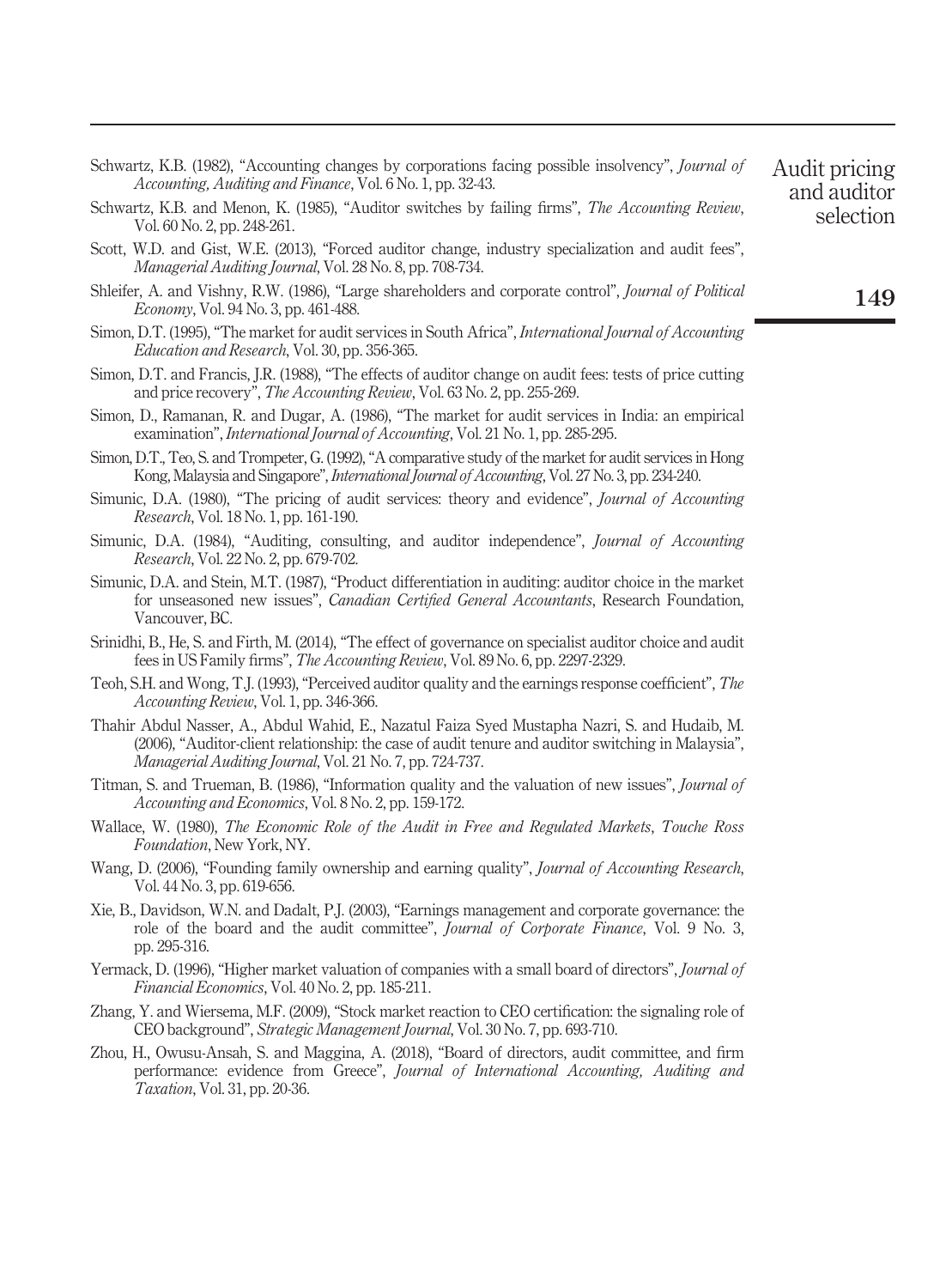Schwartz, K.B. (1982), "Accounting changes by corporations facing possible insolvency", *Journal of Accounting, Auditing and Finance*, Vol. 6 No. 1, pp. 32-43.

Schwartz, K.B. and Menon, K. (1985), "Auditor switches by failing firms", *The Accounting Review*, Vol. 60 No. 2, pp. 248-261.

Scott, W.D. and Gist, W.E. (2013), "Forced auditor change, industry specialization and audit fees", *Managerial Auditing Journal*, Vol. 28 No. 8, pp. 708-734.

Shleifer, A. and Vishny, R.W. (1986), "Large shareholders and corporate control", *Journal of Political Economy*, Vol. 94 No. 3, pp. 461-488.

Simon, D.T. (1995), "The market for audit services in South Africa", *International Journal of Accounting Education and Research*, Vol. 30, pp. 356-365.

Simon, D.T. and Francis, J.R. (1988), "The effects of auditor change on audit fees: tests of price cutting and price recovery", *The Accounting Review*, Vol. 63 No. 2, pp. 255-269.

Simon, D., Ramanan, R. and Dugar, A. (1986), "The market for audit services in India: an empirical examination", *International Journal of Accounting*, Vol. 21 No. 1, pp. 285-295.

Simon, D.T., Teo, S. and Trompeter, G. (1992), "A comparative study of the market for audit services in Hong Kong, Malaysia and Singapore", *International Journal of Accounting*, Vol. 27 No. 3, pp. 234-240.

Simunic, D.A. (1980), "The pricing of audit services: theory and evidence", *Journal of Accounting Research*, Vol. 18 No. 1, pp. 161-190.

Simunic, D.A. (1984), "Auditing, consulting, and auditor independence", *Journal of Accounting Research*, Vol. 22 No. 2, pp. 679-702.

Simunic, D.A. and Stein, M.T. (1987), "Product differentiation in auditing: auditor choice in the market for unseasoned new issues", *Canadian Certified General Accountants*, Research Foundation, Vancouver, BC.

Srinidhi, B., He, S. and Firth, M. (2014), "The effect of governance on specialist auditor choice and audit fees in US Family firms", *The Accounting Review*, Vol. 89 No. 6, pp. 2297-2329.

Teoh, S.H. and Wong, T.J. (1993), "Perceived auditor quality and the earnings response coefficient", *The Accounting Review*, Vol. 1, pp. 346-366.

Thahir Abdul Nasser, A., Abdul Wahid, E., Nazatul Faiza Syed Mustapha Nazri, S. and Hudaib, M. (2006), "Auditor-client relationship: the case of audit tenure and auditor switching in Malaysia", *Managerial Auditing Journal*, Vol. 21 No. 7, pp. 724-737.

Titman, S. and Trueman, B. (1986), "Information quality and the valuation of new issues", *Journal of Accounting and Economics*, Vol. 8 No. 2, pp. 159-172.

Wallace, W. (1980), *The Economic Role of the Audit in Free and Regulated Markets*, *Touche Ross Foundation*, New York, NY.

Wang, D. (2006), "Founding family ownership and earning quality", *Journal of Accounting Research*, Vol. 44 No. 3, pp. 619-656.

Xie, B., Davidson, W.N. and Dadalt, P.J. (2003), "Earnings management and corporate governance: the role of the board and the audit committee", *Journal of Corporate Finance*, Vol. 9 No. 3, pp. 295-316.

Yermack, D. (1996), "Higher market valuation of companies with a small board of directors", *Journal of Financial Economics*, Vol. 40 No. 2, pp. 185-211.

Zhang, Y. and Wiersema, M.F. (2009), "Stock market reaction to CEO certification: the signaling role of CEO background", *Strategic Management Journal*, Vol. 30 No. 7, pp. 693-710.

Zhou, H., Owusu-Ansah, S. and Maggina, A. (2018), "Board of directors, audit committee, and firm performance: evidence from Greece", *Journal of International Accounting, Auditing and Taxation*, Vol. 31, pp. 20-36.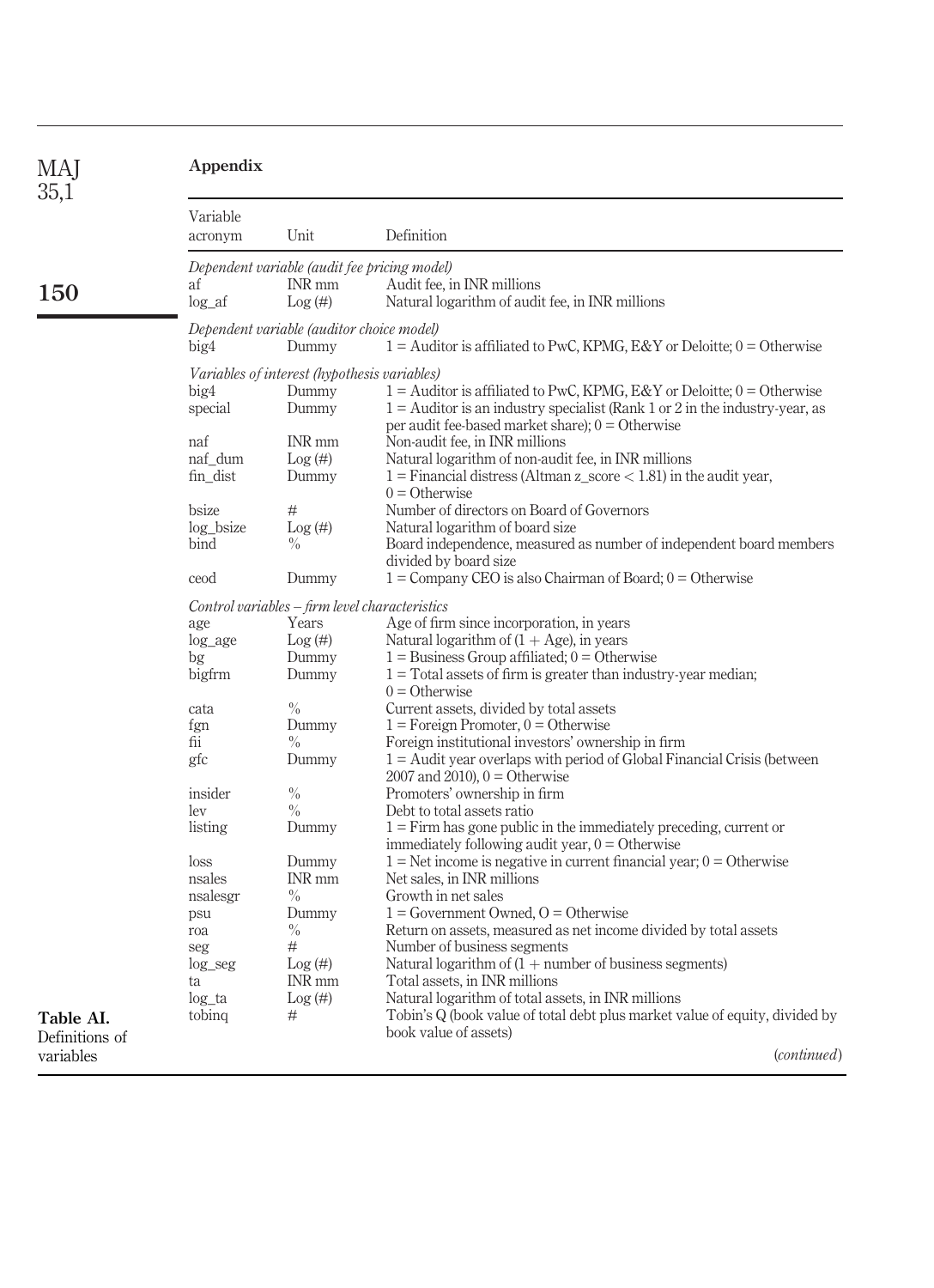## Appendix

**Table AI.** Definitions of variables

| Variable acronym | Unit | Definition |
|---|---|---|
| *Dependent variable (audit fee pricing model)* | | |
| af | INR mm | Audit fee, in INR millions |
| log_af | Log (#) | Natural logarithm of audit fee, in INR millions |
| *Dependent variable (auditor choice model)* | | |
| big4 | Dummy | 1 = Auditor is affiliated to PwC, KPMG, E&Y or Deloitte; 0 = Otherwise |
| *Variables of interest (hypothesis variables)* | | |
| big4 | Dummy | 1 = Auditor is affiliated to PwC, KPMG, E&Y or Deloitte; 0 = Otherwise |
| special | Dummy | 1 = Auditor is an industry specialist (Rank 1 or 2 in the industry-year, as per audit fee-based market share); 0 = Otherwise |
| naf | INR mm | Non-audit fee, in INR millions |
| naf_dum | Log (#) | Natural logarithm of non-audit fee, in INR millions |
| fin_dist | Dummy | 1 = Financial distress (Altman z_score < 1.81) in the audit year, 0 = Otherwise |
| bsize | # | Number of directors on Board of Governors |
| log_bsize | Log (#) | Natural logarithm of board size |
| bind | % | Board independence, measured as number of independent board members divided by board size |
| ceod | Dummy | 1 = Company CEO is also Chairman of Board; 0 = Otherwise |
| *Control variables – firm level characteristics* | | |
| age | Years | Age of firm since incorporation, in years |
| log_age | Log (#) | Natural logarithm of (1 + Age), in years |
| bg | Dummy | 1 = Business Group affiliated; 0 = Otherwise |
| bigfrm | Dummy | 1 = Total assets of firm is greater than industry-year median; 0 = Otherwise |
| cata | % | Current assets, divided by total assets |
| fgn | Dummy | 1 = Foreign Promoter, 0 = Otherwise |
| fii | % | Foreign institutional investors' ownership in firm |
| gfc | Dummy | 1 = Audit year overlaps with period of Global Financial Crisis (between 2007 and 2010), 0 = Otherwise |
| insider | % | Promoters' ownership in firm |
| lev | % | Debt to total assets ratio |
| listing | Dummy | 1 = Firm has gone public in the immediately preceding, current or immediately following audit year, 0 = Otherwise |
| loss | Dummy | 1 = Net income is negative in current financial year; 0 = Otherwise |
| nsales | INR mm | Net sales, in INR millions |
| nsalesgr | % | Growth in net sales |
| psu | Dummy | 1 = Government Owned, O = Otherwise |
| roa | % | Return on assets, measured as net income divided by total assets |
| seg | # | Number of business segments |
| log_seg | Log (#) | Natural logarithm of (1 + number of business segments) |
| ta | INR mm | Total assets, in INR millions |
| log_ta | Log (#) | Natural logarithm of total assets, in INR millions |
| tobinq | # | Tobin's Q (book value of total debt plus market value of equity, divided by book value of assets) |

(*continued*)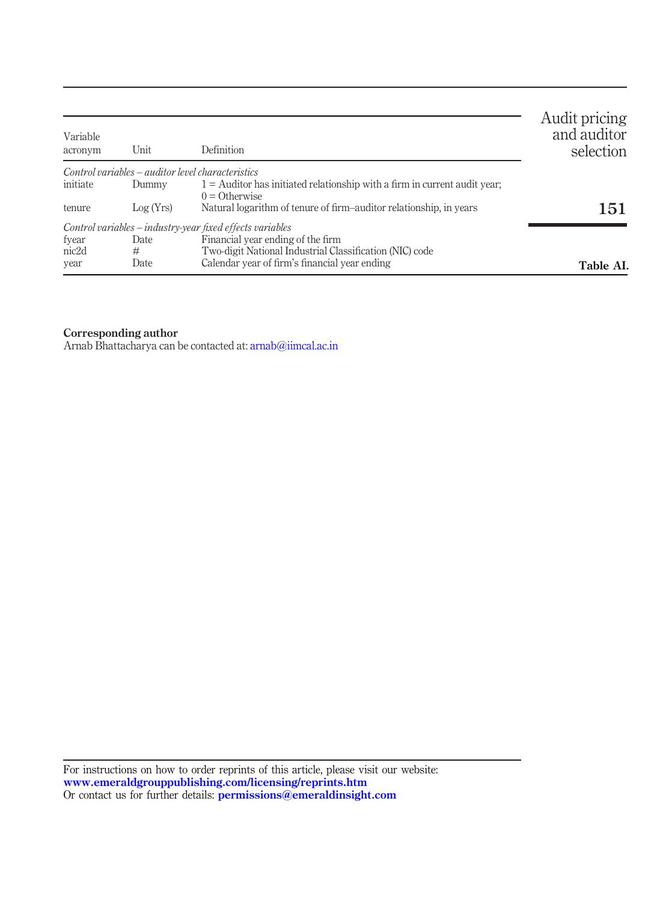| Variable acronym | Unit | Definition |
|---|---|---|
| *Control variables – auditor level characteristics* | | |
| initiate | Dummy | 1 = Auditor has initiated relationship with a firm in current audit year; 0 = Otherwise |
| tenure | Log (Yrs) | Natural logarithm of tenure of firm–auditor relationship, in years |
| *Control variables – industry-year fixed effects variables* | | |
| fyear | Date | Financial year ending of the firm |
| nic2d | # | Two-digit National Industrial Classification (NIC) code |
| year | Date | Calendar year of firm's financial year ending |

**Table AI.**

**Corresponding author**
Arnab Bhattacharya can be contacted at: arnab@iimcal.ac.in

For instructions on how to order reprints of this article, please visit our website:
**www.emeraldgrouppublishing.com/licensing/reprints.htm**
Or contact us for further details: **permissions@emeraldinsight.com**